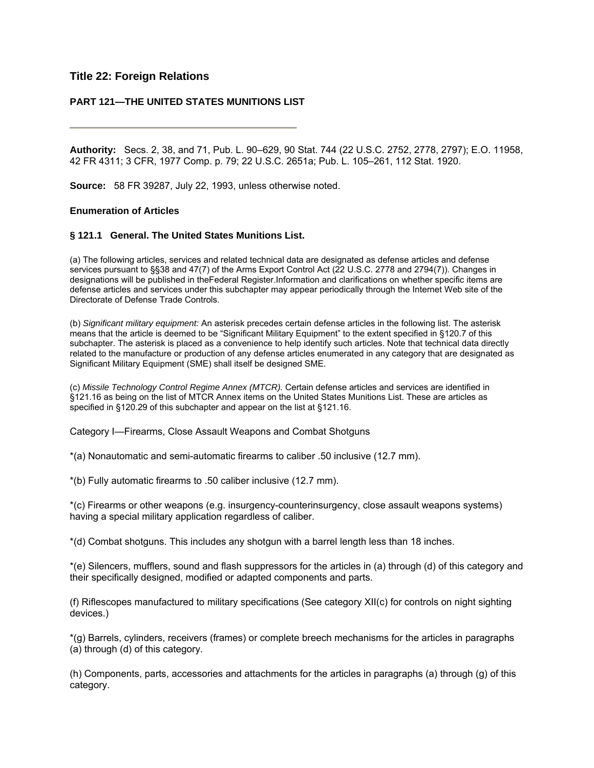# Title 22: Foreign Relations

## PART 121—THE UNITED STATES MUNITIONS LIST

---

**Authority:** Secs. 2, 38, and 71, Pub. L. 90–629, 90 Stat. 744 (22 U.S.C. 2752, 2778, 2797); E.O. 11958, 42 FR 4311; 3 CFR, 1977 Comp. p. 79; 22 U.S.C. 2651a; Pub. L. 105–261, 112 Stat. 1920.

**Source:** 58 FR 39287, July 22, 1993, unless otherwise noted.

**Enumeration of Articles**

### § 121.1 General. The United States Munitions List.

(a) The following articles, services and related technical data are designated as defense articles and defense services pursuant to §§38 and 47(7) of the Arms Export Control Act (22 U.S.C. 2778 and 2794(7)). Changes in designations will be published in theFederal Register.Information and clarifications on whether specific items are defense articles and services under this subchapter may appear periodically through the Internet Web site of the Directorate of Defense Trade Controls.

(b) *Significant military equipment:* An asterisk precedes certain defense articles in the following list. The asterisk means that the article is deemed to be "Significant Military Equipment" to the extent specified in §120.7 of this subchapter. The asterisk is placed as a convenience to help identify such articles. Note that technical data directly related to the manufacture or production of any defense articles enumerated in any category that are designated as Significant Military Equipment (SME) shall itself be designed SME.

(c) *Missile Technology Control Regime Annex (MTCR).* Certain defense articles and services are identified in §121.16 as being on the list of MTCR Annex items on the United States Munitions List. These are articles as specified in §120.29 of this subchapter and appear on the list at §121.16.

Category I—Firearms, Close Assault Weapons and Combat Shotguns

*(a) Nonautomatic and semi-automatic firearms to caliber .50 inclusive (12.7 mm).

*(b) Fully automatic firearms to .50 caliber inclusive (12.7 mm).

*(c) Firearms or other weapons (e.g. insurgency-counterinsurgency, close assault weapons systems) having a special military application regardless of caliber.

*(d) Combat shotguns. This includes any shotgun with a barrel length less than 18 inches.

*(e) Silencers, mufflers, sound and flash suppressors for the articles in (a) through (d) of this category and their specifically designed, modified or adapted components and parts.

(f) Riflescopes manufactured to military specifications (See category XII(c) for controls on night sighting devices.)

*(g) Barrels, cylinders, receivers (frames) or complete breech mechanisms for the articles in paragraphs (a) through (d) of this category.

(h) Components, parts, accessories and attachments for the articles in paragraphs (a) through (g) of this category.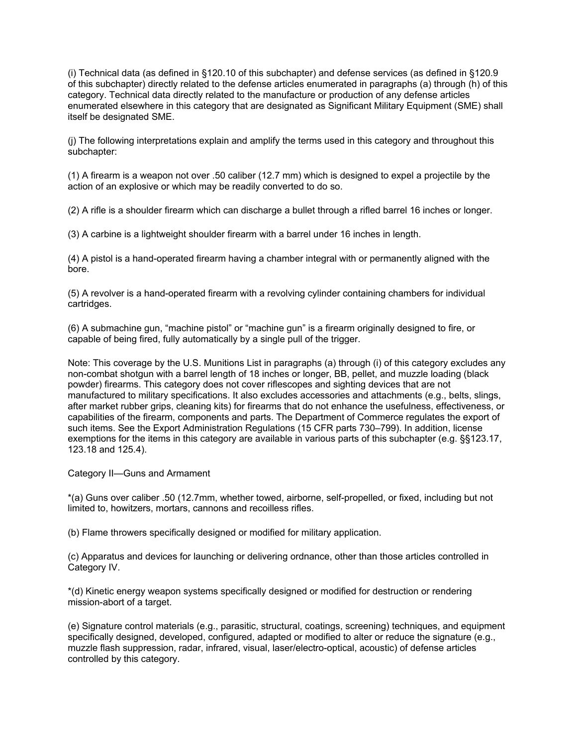(i) Technical data (as defined in §120.10 of this subchapter) and defense services (as defined in §120.9 of this subchapter) directly related to the defense articles enumerated in paragraphs (a) through (h) of this category. Technical data directly related to the manufacture or production of any defense articles enumerated elsewhere in this category that are designated as Significant Military Equipment (SME) shall itself be designated SME.

(j) The following interpretations explain and amplify the terms used in this category and throughout this subchapter:

(1) A firearm is a weapon not over .50 caliber (12.7 mm) which is designed to expel a projectile by the action of an explosive or which may be readily converted to do so.

(2) A rifle is a shoulder firearm which can discharge a bullet through a rifled barrel 16 inches or longer.

(3) A carbine is a lightweight shoulder firearm with a barrel under 16 inches in length.

(4) A pistol is a hand-operated firearm having a chamber integral with or permanently aligned with the bore.

(5) A revolver is a hand-operated firearm with a revolving cylinder containing chambers for individual cartridges.

(6) A submachine gun, "machine pistol" or "machine gun" is a firearm originally designed to fire, or capable of being fired, fully automatically by a single pull of the trigger.

Note: This coverage by the U.S. Munitions List in paragraphs (a) through (i) of this category excludes any non-combat shotgun with a barrel length of 18 inches or longer, BB, pellet, and muzzle loading (black powder) firearms. This category does not cover riflescopes and sighting devices that are not manufactured to military specifications. It also excludes accessories and attachments (e.g., belts, slings, after market rubber grips, cleaning kits) for firearms that do not enhance the usefulness, effectiveness, or capabilities of the firearm, components and parts. The Department of Commerce regulates the export of such items. See the Export Administration Regulations (15 CFR parts 730–799). In addition, license exemptions for the items in this category are available in various parts of this subchapter (e.g. §§123.17, 123.18 and 125.4).

Category II—Guns and Armament

*(a) Guns over caliber .50 (12.7mm, whether towed, airborne, self-propelled, or fixed, including but not limited to, howitzers, mortars, cannons and recoilless rifles.

(b) Flame throwers specifically designed or modified for military application.

(c) Apparatus and devices for launching or delivering ordnance, other than those articles controlled in Category IV.

*(d) Kinetic energy weapon systems specifically designed or modified for destruction or rendering mission-abort of a target.

(e) Signature control materials (e.g., parasitic, structural, coatings, screening) techniques, and equipment specifically designed, developed, configured, adapted or modified to alter or reduce the signature (e.g., muzzle flash suppression, radar, infrared, visual, laser/electro-optical, acoustic) of defense articles controlled by this category.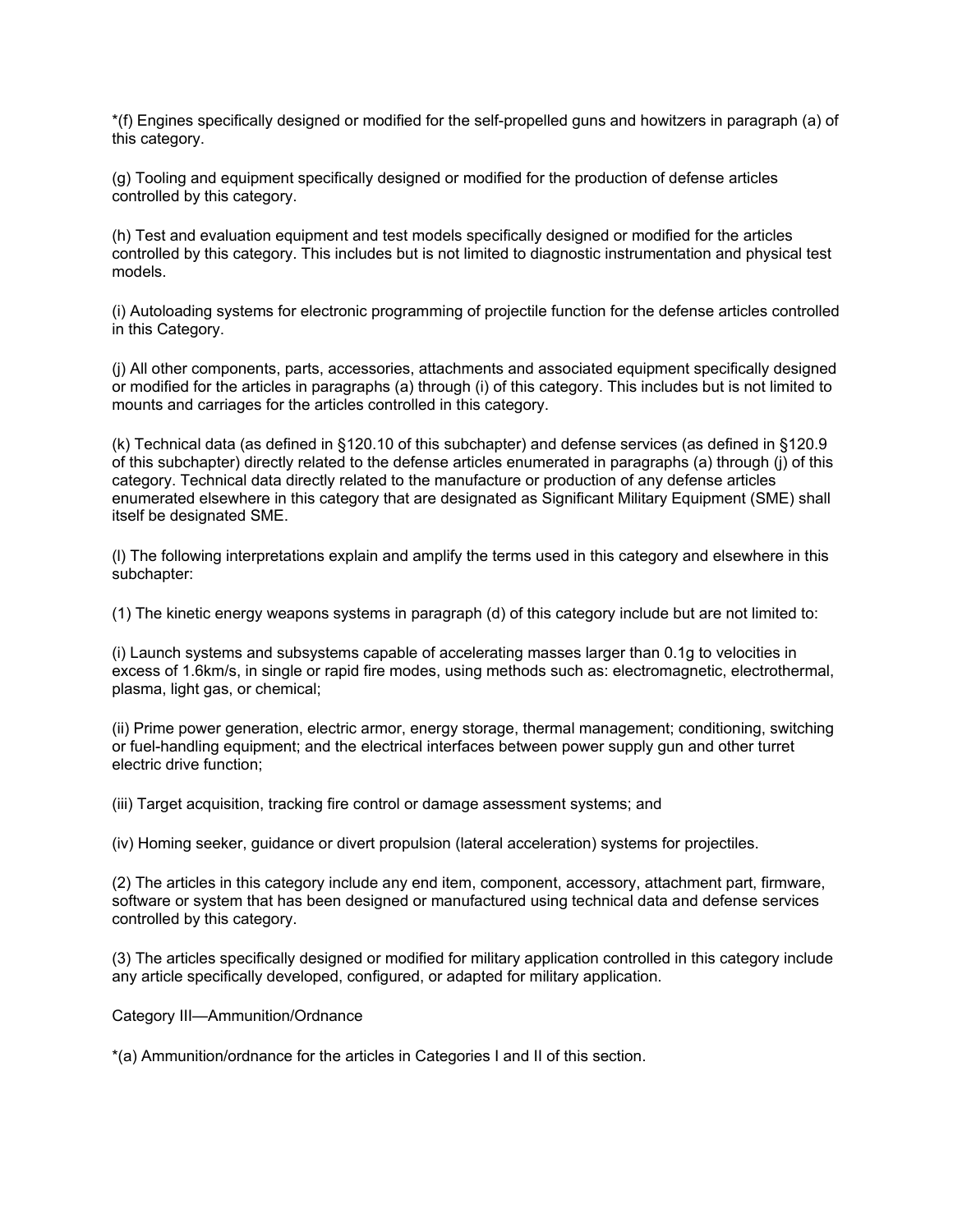*(f) Engines specifically designed or modified for the self-propelled guns and howitzers in paragraph (a) of this category.

(g) Tooling and equipment specifically designed or modified for the production of defense articles controlled by this category.

(h) Test and evaluation equipment and test models specifically designed or modified for the articles controlled by this category. This includes but is not limited to diagnostic instrumentation and physical test models.

(i) Autoloading systems for electronic programming of projectile function for the defense articles controlled in this Category.

(j) All other components, parts, accessories, attachments and associated equipment specifically designed or modified for the articles in paragraphs (a) through (i) of this category. This includes but is not limited to mounts and carriages for the articles controlled in this category.

(k) Technical data (as defined in §120.10 of this subchapter) and defense services (as defined in §120.9 of this subchapter) directly related to the defense articles enumerated in paragraphs (a) through (j) of this category. Technical data directly related to the manufacture or production of any defense articles enumerated elsewhere in this category that are designated as Significant Military Equipment (SME) shall itself be designated SME.

(l) The following interpretations explain and amplify the terms used in this category and elsewhere in this subchapter:

(1) The kinetic energy weapons systems in paragraph (d) of this category include but are not limited to:

(i) Launch systems and subsystems capable of accelerating masses larger than 0.1g to velocities in excess of 1.6km/s, in single or rapid fire modes, using methods such as: electromagnetic, electrothermal, plasma, light gas, or chemical;

(ii) Prime power generation, electric armor, energy storage, thermal management; conditioning, switching or fuel-handling equipment; and the electrical interfaces between power supply gun and other turret electric drive function;

(iii) Target acquisition, tracking fire control or damage assessment systems; and

(iv) Homing seeker, guidance or divert propulsion (lateral acceleration) systems for projectiles.

(2) The articles in this category include any end item, component, accessory, attachment part, firmware, software or system that has been designed or manufactured using technical data and defense services controlled by this category.

(3) The articles specifically designed or modified for military application controlled in this category include any article specifically developed, configured, or adapted for military application.

Category III—Ammunition/Ordnance

*(a) Ammunition/ordnance for the articles in Categories I and II of this section.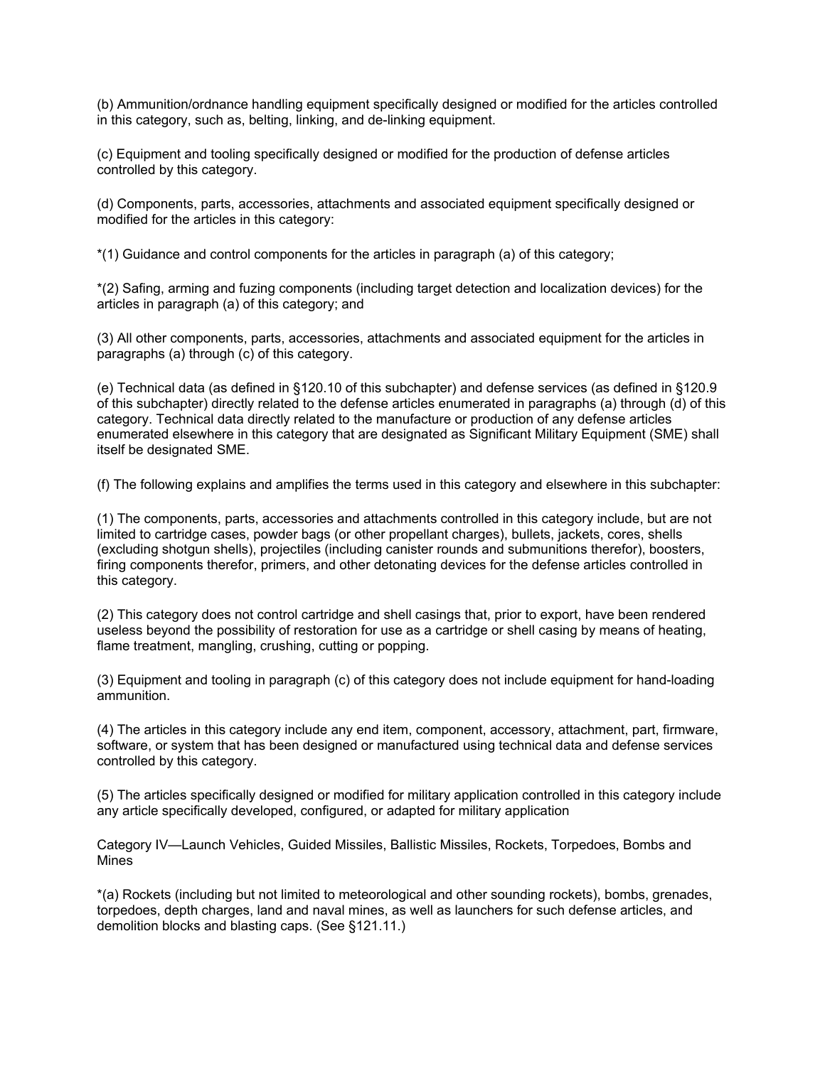(b) Ammunition/ordnance handling equipment specifically designed or modified for the articles controlled in this category, such as, belting, linking, and de-linking equipment.

(c) Equipment and tooling specifically designed or modified for the production of defense articles controlled by this category.

(d) Components, parts, accessories, attachments and associated equipment specifically designed or modified for the articles in this category:

*(1) Guidance and control components for the articles in paragraph (a) of this category;

*(2) Safing, arming and fuzing components (including target detection and localization devices) for the articles in paragraph (a) of this category; and

(3) All other components, parts, accessories, attachments and associated equipment for the articles in paragraphs (a) through (c) of this category.

(e) Technical data (as defined in §120.10 of this subchapter) and defense services (as defined in §120.9 of this subchapter) directly related to the defense articles enumerated in paragraphs (a) through (d) of this category. Technical data directly related to the manufacture or production of any defense articles enumerated elsewhere in this category that are designated as Significant Military Equipment (SME) shall itself be designated SME.

(f) The following explains and amplifies the terms used in this category and elsewhere in this subchapter:

(1) The components, parts, accessories and attachments controlled in this category include, but are not limited to cartridge cases, powder bags (or other propellant charges), bullets, jackets, cores, shells (excluding shotgun shells), projectiles (including canister rounds and submunitions therefor), boosters, firing components therefor, primers, and other detonating devices for the defense articles controlled in this category.

(2) This category does not control cartridge and shell casings that, prior to export, have been rendered useless beyond the possibility of restoration for use as a cartridge or shell casing by means of heating, flame treatment, mangling, crushing, cutting or popping.

(3) Equipment and tooling in paragraph (c) of this category does not include equipment for hand-loading ammunition.

(4) The articles in this category include any end item, component, accessory, attachment, part, firmware, software, or system that has been designed or manufactured using technical data and defense services controlled by this category.

(5) The articles specifically designed or modified for military application controlled in this category include any article specifically developed, configured, or adapted for military application

Category IV—Launch Vehicles, Guided Missiles, Ballistic Missiles, Rockets, Torpedoes, Bombs and Mines

*(a) Rockets (including but not limited to meteorological and other sounding rockets), bombs, grenades, torpedoes, depth charges, land and naval mines, as well as launchers for such defense articles, and demolition blocks and blasting caps. (See §121.11.)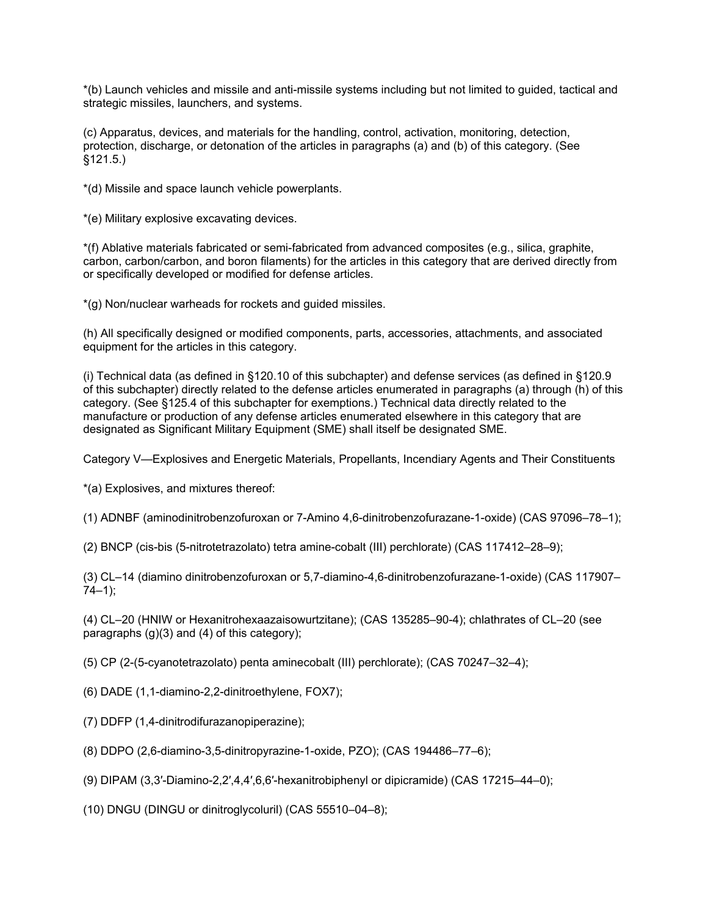*(b) Launch vehicles and missile and anti-missile systems including but not limited to guided, tactical and strategic missiles, launchers, and systems.

(c) Apparatus, devices, and materials for the handling, control, activation, monitoring, detection, protection, discharge, or detonation of the articles in paragraphs (a) and (b) of this category. (See §121.5.)

*(d) Missile and space launch vehicle powerplants.

*(e) Military explosive excavating devices.

*(f) Ablative materials fabricated or semi-fabricated from advanced composites (e.g., silica, graphite, carbon, carbon/carbon, and boron filaments) for the articles in this category that are derived directly from or specifically developed or modified for defense articles.

*(g) Non/nuclear warheads for rockets and guided missiles.

(h) All specifically designed or modified components, parts, accessories, attachments, and associated equipment for the articles in this category.

(i) Technical data (as defined in §120.10 of this subchapter) and defense services (as defined in §120.9 of this subchapter) directly related to the defense articles enumerated in paragraphs (a) through (h) of this category. (See §125.4 of this subchapter for exemptions.) Technical data directly related to the manufacture or production of any defense articles enumerated elsewhere in this category that are designated as Significant Military Equipment (SME) shall itself be designated SME.

Category V—Explosives and Energetic Materials, Propellants, Incendiary Agents and Their Constituents

*(a) Explosives, and mixtures thereof:

(1) ADNBF (aminodinitrobenzofuroxan or 7-Amino 4,6-dinitrobenzofurazane-1-oxide) (CAS 97096–78–1);

(2) BNCP (cis-bis (5-nitrotetrazolato) tetra amine-cobalt (III) perchlorate) (CAS 117412–28–9);

(3) CL–14 (diamino dinitrobenzofuroxan or 5,7-diamino-4,6-dinitrobenzofurazane-1-oxide) (CAS 117907–74–1);

(4) CL–20 (HNIW or Hexanitrohexaazaisowurtzitane); (CAS 135285–90-4); chlathrates of CL–20 (see paragraphs (g)(3) and (4) of this category);

(5) CP (2-(5-cyanotetrazolato) penta aminecobalt (III) perchlorate); (CAS 70247–32–4);

(6) DADE (1,1-diamino-2,2-dinitroethylene, FOX7);

(7) DDFP (1,4-dinitrodifurazanopiperazine);

(8) DDPO (2,6-diamino-3,5-dinitropyrazine-1-oxide, PZO); (CAS 194486–77–6);

(9) DIPAM (3,3′-Diamino-2,2′,4,4′,6,6′-hexanitrobiphenyl or dipicramide) (CAS 17215–44–0);

(10) DNGU (DINGU or dinitroglycoluril) (CAS 55510–04–8);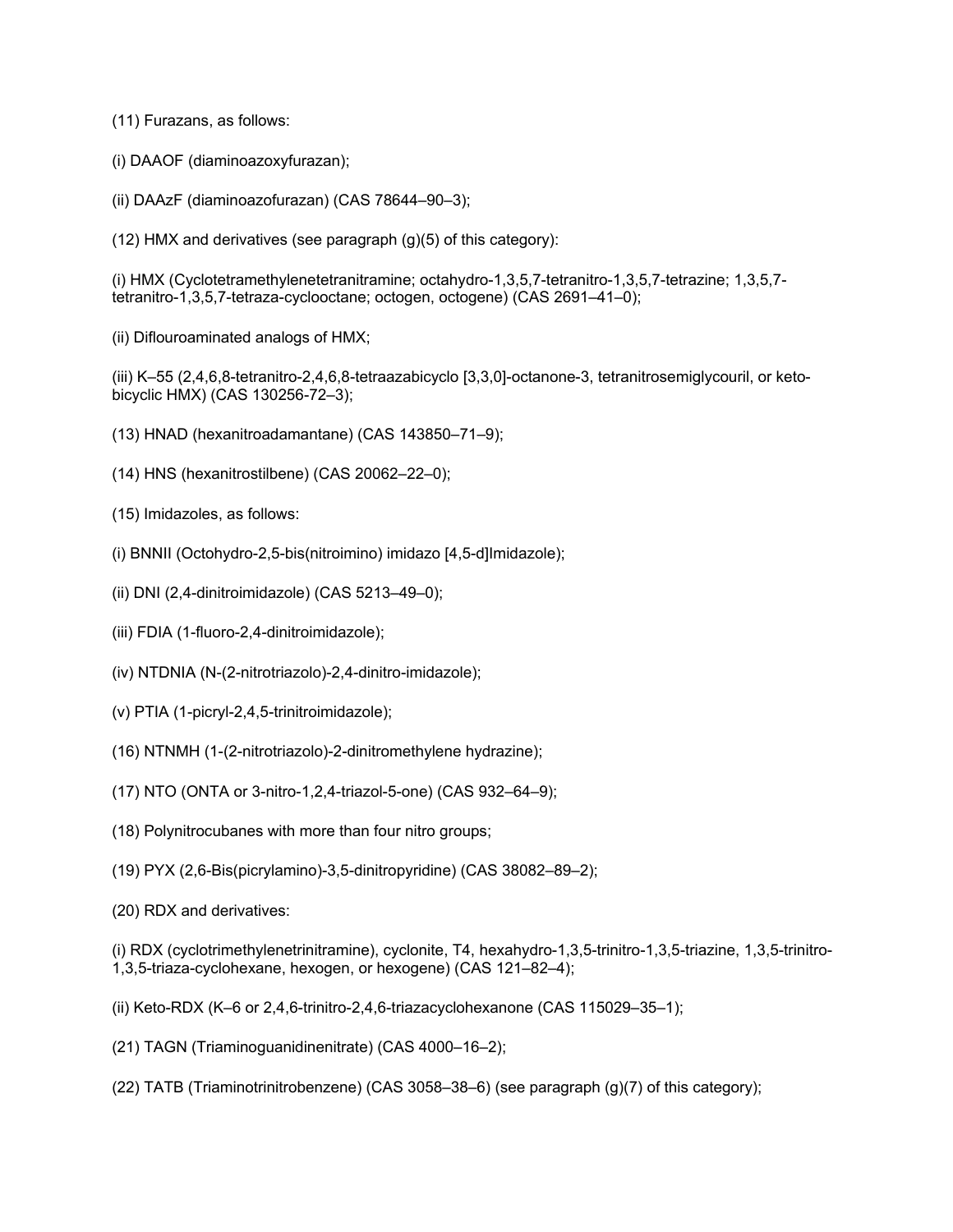(11) Furazans, as follows:

(i) DAAOF (diaminoazoxyfurazan);

(ii) DAAzF (diaminoazofurazan) (CAS 78644–90–3);

(12) HMX and derivatives (see paragraph (g)(5) of this category):

(i) HMX (Cyclotetramethylenetetranitramine; octahydro-1,3,5,7-tetranitro-1,3,5,7-tetrazine; 1,3,5,7-tetranitro-1,3,5,7-tetraza-cyclooctane; octogen, octogene) (CAS 2691–41–0);

(ii) Diflouroaminated analogs of HMX;

(iii) K–55 (2,4,6,8-tetranitro-2,4,6,8-tetraazabicyclo [3,3,0]-octanone-3, tetranitrosemiglycouril, or keto-bicyclic HMX) (CAS 130256-72–3);

(13) HNAD (hexanitroadamantane) (CAS 143850–71–9);

(14) HNS (hexanitrostilbene) (CAS 20062–22–0);

(15) Imidazoles, as follows:

(i) BNNII (Octohydro-2,5-bis(nitroimino) imidazo [4,5-d]Imidazole);

(ii) DNI (2,4-dinitroimidazole) (CAS 5213–49–0);

(iii) FDIA (1-fluoro-2,4-dinitroimidazole);

(iv) NTDNIA (N-(2-nitrotriazolo)-2,4-dinitro-imidazole);

(v) PTIA (1-picryl-2,4,5-trinitroimidazole);

(16) NTNMH (1-(2-nitrotriazolo)-2-dinitromethylene hydrazine);

(17) NTO (ONTA or 3-nitro-1,2,4-triazol-5-one) (CAS 932–64–9);

(18) Polynitrocubanes with more than four nitro groups;

(19) PYX (2,6-Bis(picrylamino)-3,5-dinitropyridine) (CAS 38082–89–2);

(20) RDX and derivatives:

(i) RDX (cyclotrimethylenetrinitramine), cyclonite, T4, hexahydro-1,3,5-trinitro-1,3,5-triazine, 1,3,5-trinitro-1,3,5-triaza-cyclohexane, hexogen, or hexogene) (CAS 121–82–4);

(ii) Keto-RDX (K–6 or 2,4,6-trinitro-2,4,6-triazacyclohexanone (CAS 115029–35–1);

(21) TAGN (Triaminoguanidinenitrate) (CAS 4000–16–2);

(22) TATB (Triaminotrinitrobenzene) (CAS 3058–38–6) (see paragraph (g)(7) of this category);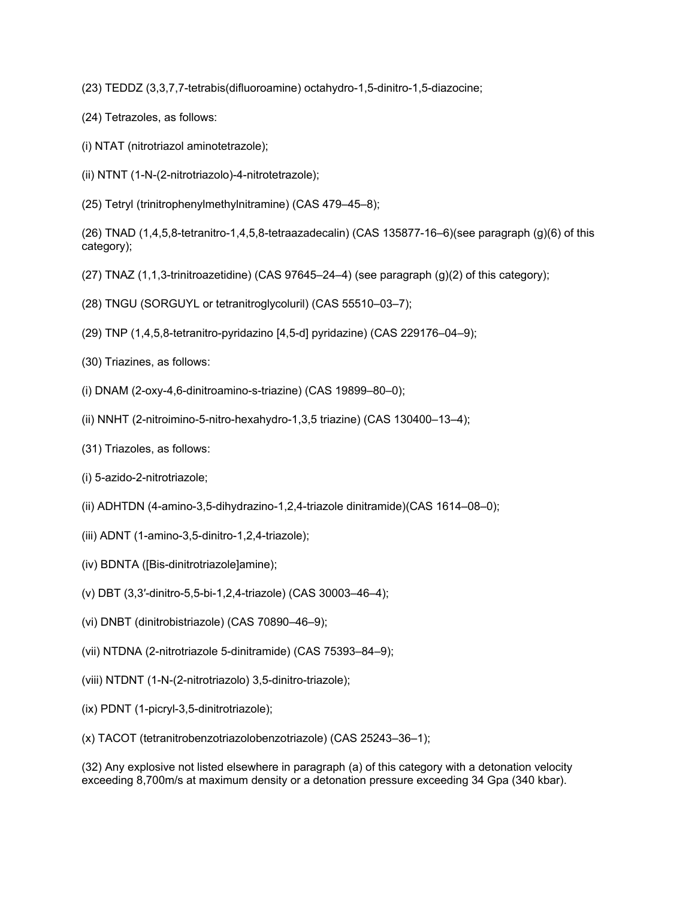(23) TEDDZ (3,3,7,7-tetrabis(difluoroamine) octahydro-1,5-dinitro-1,5-diazocine;

(24) Tetrazoles, as follows:

(i) NTAT (nitrotriazol aminotetrazole);

(ii) NTNT (1-N-(2-nitrotriazolo)-4-nitrotetrazole);

(25) Tetryl (trinitrophenylmethylnitramine) (CAS 479–45–8);

(26) TNAD (1,4,5,8-tetranitro-1,4,5,8-tetraazadecalin) (CAS 135877-16–6)(see paragraph (g)(6) of this category);

(27) TNAZ (1,1,3-trinitroazetidine) (CAS 97645–24–4) (see paragraph (g)(2) of this category);

(28) TNGU (SORGUYL or tetranitroglycoluril) (CAS 55510–03–7);

(29) TNP (1,4,5,8-tetranitro-pyridazino [4,5-d] pyridazine) (CAS 229176–04–9);

(30) Triazines, as follows:

(i) DNAM (2-oxy-4,6-dinitroamino-s-triazine) (CAS 19899–80–0);

(ii) NNHT (2-nitroimino-5-nitro-hexahydro-1,3,5 triazine) (CAS 130400–13–4);

(31) Triazoles, as follows:

(i) 5-azido-2-nitrotriazole;

(ii) ADHTDN (4-amino-3,5-dihydrazino-1,2,4-triazole dinitramide)(CAS 1614–08–0);

(iii) ADNT (1-amino-3,5-dinitro-1,2,4-triazole);

(iv) BDNTA ([Bis-dinitrotriazole]amine);

(v) DBT (3,3′-dinitro-5,5-bi-1,2,4-triazole) (CAS 30003–46–4);

(vi) DNBT (dinitrobistriazole) (CAS 70890–46–9);

(vii) NTDNA (2-nitrotriazole 5-dinitramide) (CAS 75393–84–9);

(viii) NTDNT (1-N-(2-nitrotriazolo) 3,5-dinitro-triazole);

(ix) PDNT (1-picryl-3,5-dinitrotriazole);

(x) TACOT (tetranitrobenzotriazolobenzotriazole) (CAS 25243–36–1);

(32) Any explosive not listed elsewhere in paragraph (a) of this category with a detonation velocity exceeding 8,700m/s at maximum density or a detonation pressure exceeding 34 Gpa (340 kbar).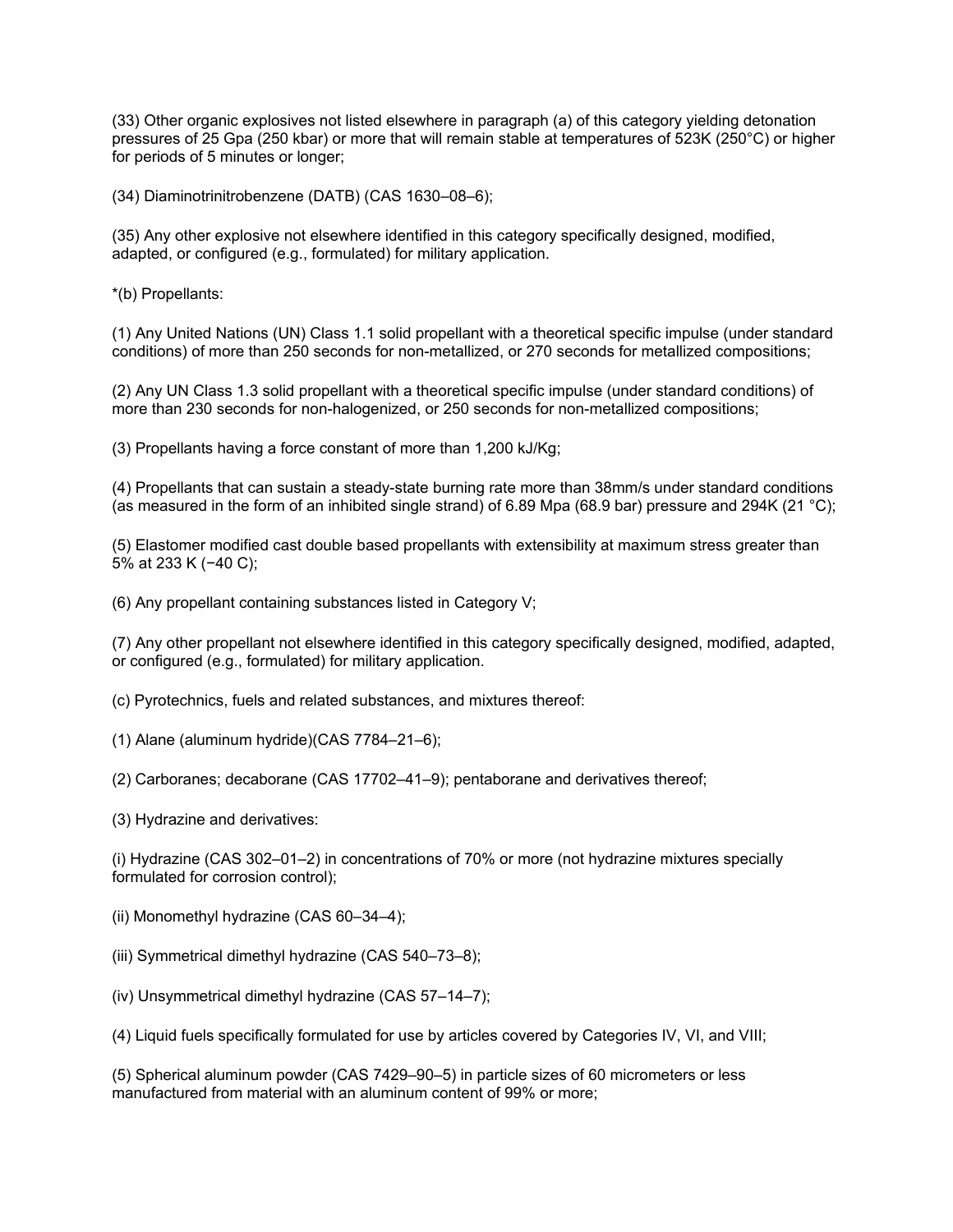(33) Other organic explosives not listed elsewhere in paragraph (a) of this category yielding detonation pressures of 25 Gpa (250 kbar) or more that will remain stable at temperatures of 523K (250°C) or higher for periods of 5 minutes or longer;

(34) Diaminotrinitrobenzene (DATB) (CAS 1630–08–6);

(35) Any other explosive not elsewhere identified in this category specifically designed, modified, adapted, or configured (e.g., formulated) for military application.

*(b) Propellants:

(1) Any United Nations (UN) Class 1.1 solid propellant with a theoretical specific impulse (under standard conditions) of more than 250 seconds for non-metallized, or 270 seconds for metallized compositions;

(2) Any UN Class 1.3 solid propellant with a theoretical specific impulse (under standard conditions) of more than 230 seconds for non-halogenized, or 250 seconds for non-metallized compositions;

(3) Propellants having a force constant of more than 1,200 kJ/Kg;

(4) Propellants that can sustain a steady-state burning rate more than 38mm/s under standard conditions (as measured in the form of an inhibited single strand) of 6.89 Mpa (68.9 bar) pressure and 294K (21 °C);

(5) Elastomer modified cast double based propellants with extensibility at maximum stress greater than 5% at 233 K (−40 C);

(6) Any propellant containing substances listed in Category V;

(7) Any other propellant not elsewhere identified in this category specifically designed, modified, adapted, or configured (e.g., formulated) for military application.

(c) Pyrotechnics, fuels and related substances, and mixtures thereof:

(1) Alane (aluminum hydride)(CAS 7784–21–6);

(2) Carboranes; decaborane (CAS 17702–41–9); pentaborane and derivatives thereof;

(3) Hydrazine and derivatives:

(i) Hydrazine (CAS 302–01–2) in concentrations of 70% or more (not hydrazine mixtures specially formulated for corrosion control);

(ii) Monomethyl hydrazine (CAS 60–34–4);

(iii) Symmetrical dimethyl hydrazine (CAS 540–73–8);

(iv) Unsymmetrical dimethyl hydrazine (CAS 57–14–7);

(4) Liquid fuels specifically formulated for use by articles covered by Categories IV, VI, and VIII;

(5) Spherical aluminum powder (CAS 7429–90–5) in particle sizes of 60 micrometers or less manufactured from material with an aluminum content of 99% or more;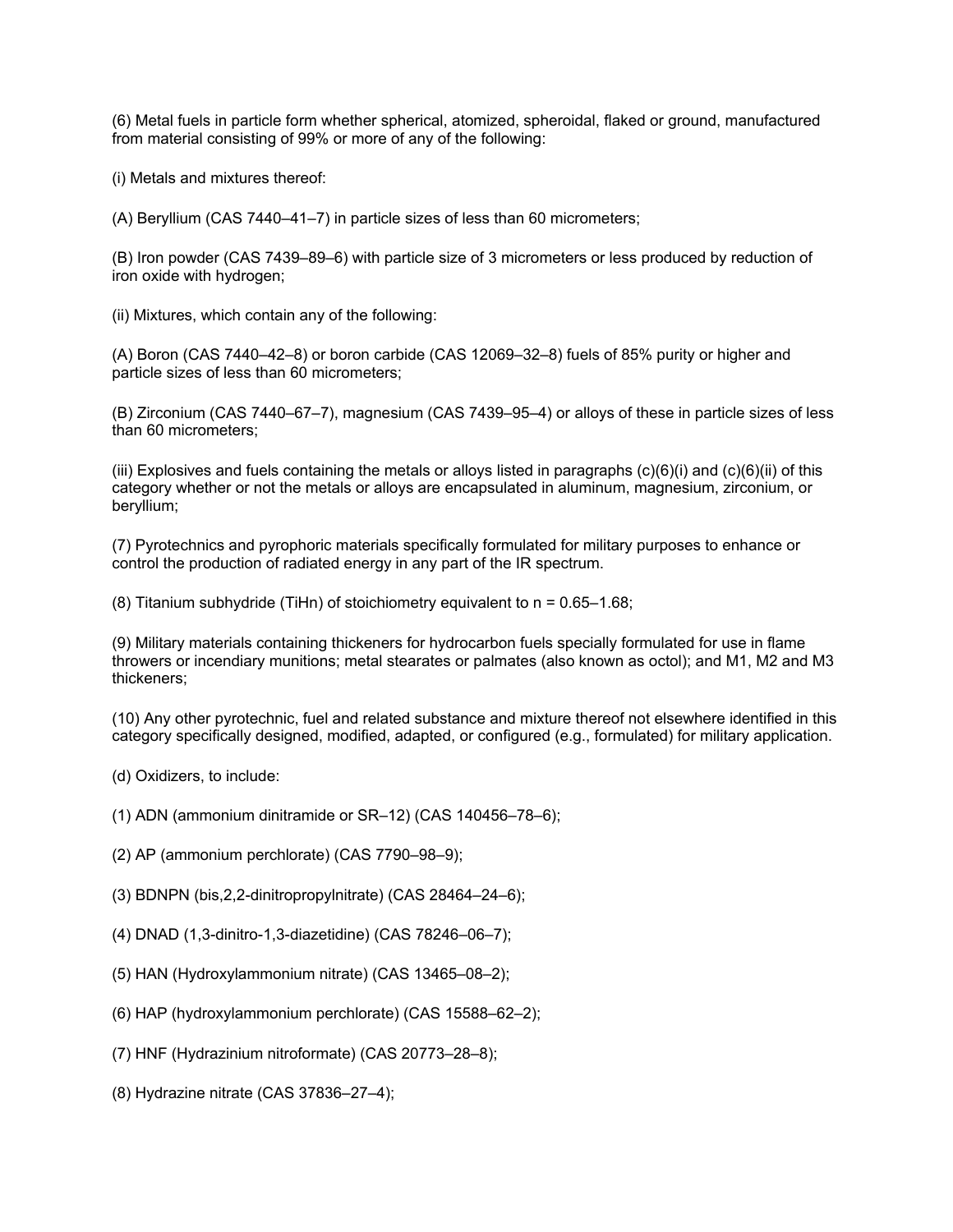(6) Metal fuels in particle form whether spherical, atomized, spheroidal, flaked or ground, manufactured from material consisting of 99% or more of any of the following:

(i) Metals and mixtures thereof:

(A) Beryllium (CAS 7440–41–7) in particle sizes of less than 60 micrometers;

(B) Iron powder (CAS 7439–89–6) with particle size of 3 micrometers or less produced by reduction of iron oxide with hydrogen;

(ii) Mixtures, which contain any of the following:

(A) Boron (CAS 7440–42–8) or boron carbide (CAS 12069–32–8) fuels of 85% purity or higher and particle sizes of less than 60 micrometers;

(B) Zirconium (CAS 7440–67–7), magnesium (CAS 7439–95–4) or alloys of these in particle sizes of less than 60 micrometers;

(iii) Explosives and fuels containing the metals or alloys listed in paragraphs (c)(6)(i) and (c)(6)(ii) of this category whether or not the metals or alloys are encapsulated in aluminum, magnesium, zirconium, or beryllium;

(7) Pyrotechnics and pyrophoric materials specifically formulated for military purposes to enhance or control the production of radiated energy in any part of the IR spectrum.

(8) Titanium subhydride ($TiH_n$) of stoichiometry equivalent to $n = 0.65$–$1.68$;

(9) Military materials containing thickeners for hydrocarbon fuels specially formulated for use in flame throwers or incendiary munitions; metal stearates or palmates (also known as octol); and M1, M2 and M3 thickeners;

(10) Any other pyrotechnic, fuel and related substance and mixture thereof not elsewhere identified in this category specifically designed, modified, adapted, or configured (e.g., formulated) for military application.

(d) Oxidizers, to include:

(1) ADN (ammonium dinitramide or SR–12) (CAS 140456–78–6);

(2) AP (ammonium perchlorate) (CAS 7790–98–9);

(3) BDNPN (bis,2,2-dinitropropylnitrate) (CAS 28464–24–6);

(4) DNAD (1,3-dinitro-1,3-diazetidine) (CAS 78246–06–7);

(5) HAN (Hydroxylammonium nitrate) (CAS 13465–08–2);

(6) HAP (hydroxylammonium perchlorate) (CAS 15588–62–2);

(7) HNF (Hydrazinium nitroformate) (CAS 20773–28–8);

(8) Hydrazine nitrate (CAS 37836–27–4);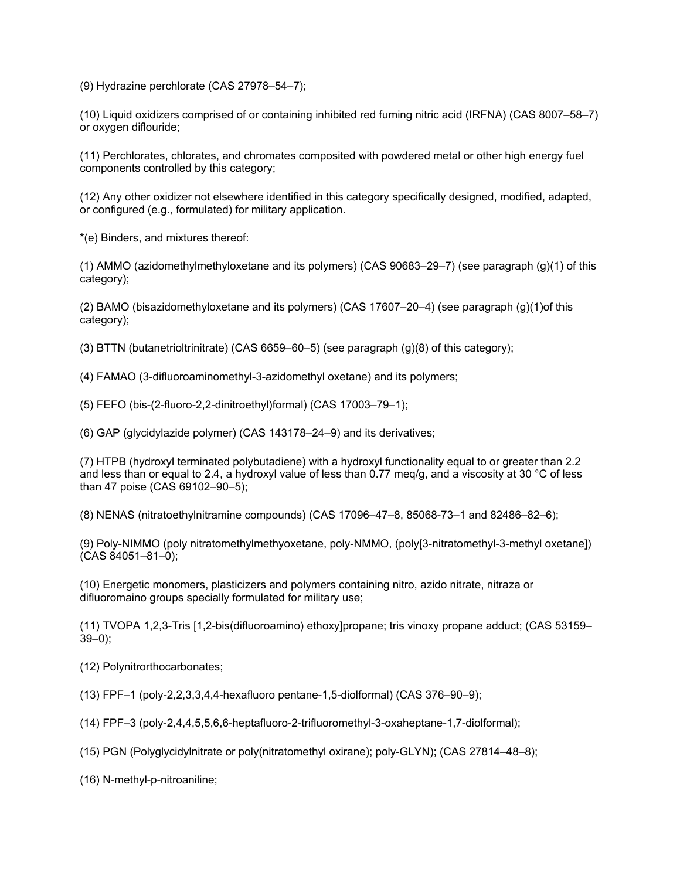(9) Hydrazine perchlorate (CAS 27978–54–7);

(10) Liquid oxidizers comprised of or containing inhibited red fuming nitric acid (IRFNA) (CAS 8007–58–7) or oxygen diflouride;

(11) Perchlorates, chlorates, and chromates composited with powdered metal or other high energy fuel components controlled by this category;

(12) Any other oxidizer not elsewhere identified in this category specifically designed, modified, adapted, or configured (e.g., formulated) for military application.

*(e) Binders, and mixtures thereof:

(1) AMMO (azidomethylmethyloxetane and its polymers) (CAS 90683–29–7) (see paragraph (g)(1) of this category);

(2) BAMO (bisazidomethyloxetane and its polymers) (CAS 17607–20–4) (see paragraph (g)(1)of this category);

(3) BTTN (butanetrioltrinitrate) (CAS 6659–60–5) (see paragraph (g)(8) of this category);

(4) FAMAO (3-difluoroaminomethyl-3-azidomethyl oxetane) and its polymers;

(5) FEFO (bis-(2-fluoro-2,2-dinitroethyl)formal) (CAS 17003–79–1);

(6) GAP (glycidylazide polymer) (CAS 143178–24–9) and its derivatives;

(7) HTPB (hydroxyl terminated polybutadiene) with a hydroxyl functionality equal to or greater than 2.2 and less than or equal to 2.4, a hydroxyl value of less than 0.77 meq/g, and a viscosity at 30 °C of less than 47 poise (CAS 69102–90–5);

(8) NENAS (nitratoethylnitramine compounds) (CAS 17096–47–8, 85068-73–1 and 82486–82–6);

(9) Poly-NIMMO (poly nitratomethylmethyoxetane, poly-NMMO, (poly[3-nitratomethyl-3-methyl oxetane]) (CAS 84051–81–0);

(10) Energetic monomers, plasticizers and polymers containing nitro, azido nitrate, nitraza or difluoromaino groups specially formulated for military use;

(11) TVOPA 1,2,3-Tris [1,2-bis(difluoroamino) ethoxy]propane; tris vinoxy propane adduct; (CAS 53159–39–0);

(12) Polynitrorthocarbonates;

(13) FPF–1 (poly-2,2,3,3,4,4-hexafluoro pentane-1,5-diolformal) (CAS 376–90–9);

(14) FPF–3 (poly-2,4,4,5,5,6,6-heptafluoro-2-trifluoromethyl-3-oxaheptane-1,7-diolformal);

(15) PGN (Polyglycidylnitrate or poly(nitratomethyl oxirane); poly-GLYN); (CAS 27814–48–8);

(16) N-methyl-p-nitroaniline;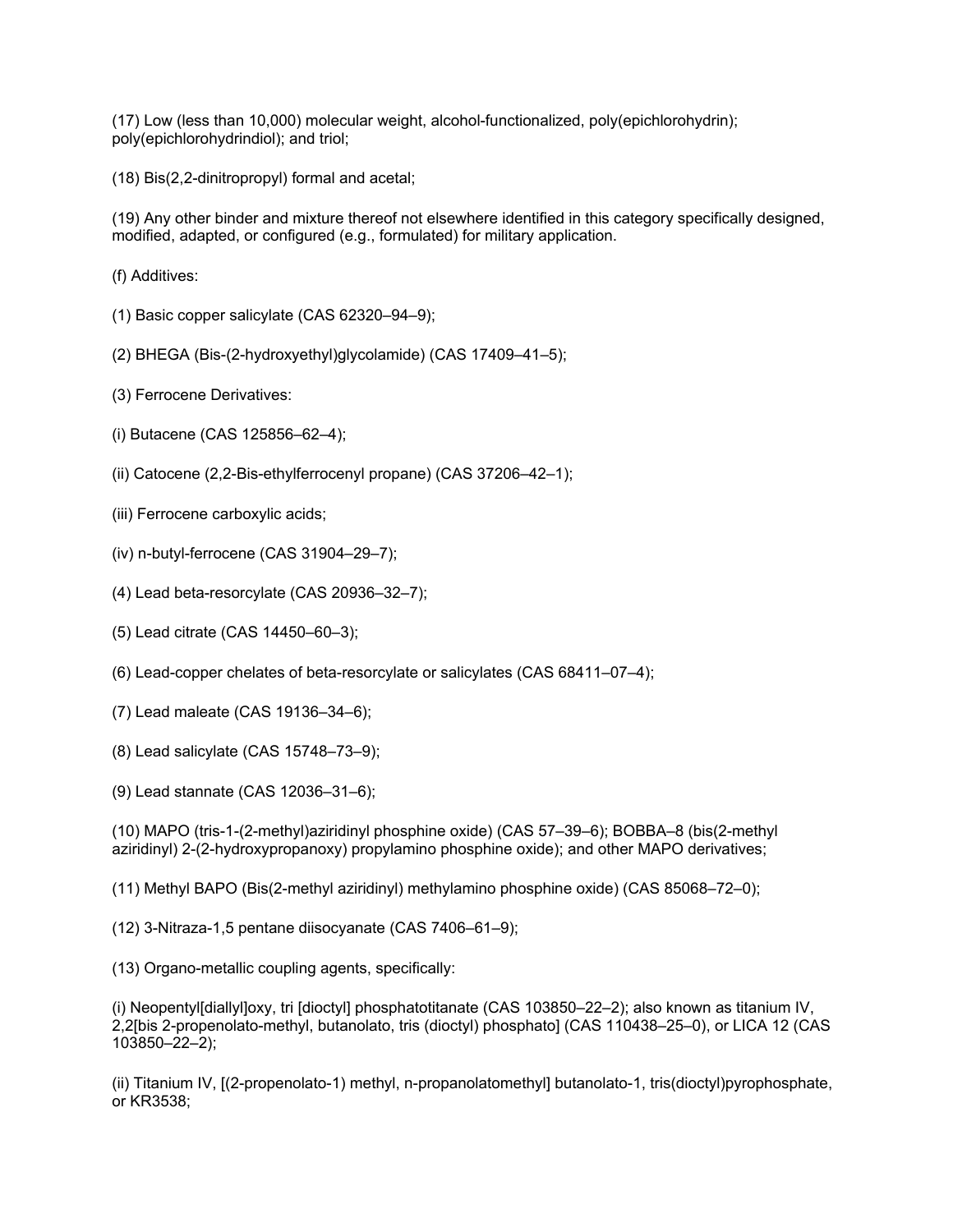(17) Low (less than 10,000) molecular weight, alcohol-functionalized, poly(epichlorohydrin); poly(epichlorohydrindiol); and triol;

(18) Bis(2,2-dinitropropyl) formal and acetal;

(19) Any other binder and mixture thereof not elsewhere identified in this category specifically designed, modified, adapted, or configured (e.g., formulated) for military application.

(f) Additives:

(1) Basic copper salicylate (CAS 62320–94–9);

(2) BHEGA (Bis-(2-hydroxyethyl)glycolamide) (CAS 17409–41–5);

(3) Ferrocene Derivatives:

(i) Butacene (CAS 125856–62–4);

(ii) Catocene (2,2-Bis-ethylferrocenyl propane) (CAS 37206–42–1);

(iii) Ferrocene carboxylic acids;

(iv) n-butyl-ferrocene (CAS 31904–29–7);

(4) Lead beta-resorcylate (CAS 20936–32–7);

(5) Lead citrate (CAS 14450–60–3);

(6) Lead-copper chelates of beta-resorcylate or salicylates (CAS 68411–07–4);

(7) Lead maleate (CAS 19136–34–6);

(8) Lead salicylate (CAS 15748–73–9);

(9) Lead stannate (CAS 12036–31–6);

(10) MAPO (tris-1-(2-methyl)aziridinyl phosphine oxide) (CAS 57–39–6); BOBBA–8 (bis(2-methyl aziridinyl) 2-(2-hydroxypropanoxy) propylamino phosphine oxide); and other MAPO derivatives;

(11) Methyl BAPO (Bis(2-methyl aziridinyl) methylamino phosphine oxide) (CAS 85068–72–0);

(12) 3-Nitraza-1,5 pentane diisocyanate (CAS 7406–61–9);

(13) Organo-metallic coupling agents, specifically:

(i) Neopentyl[diallyl]oxy, tri [dioctyl] phosphatotitanate (CAS 103850–22–2); also known as titanium IV, 2,2[bis 2-propenolato-methyl, butanolato, tris (dioctyl) phosphato] (CAS 110438–25–0), or LICA 12 (CAS 103850–22–2);

(ii) Titanium IV, [(2-propenolato-1) methyl, n-propanolatomethyl] butanolato-1, tris(dioctyl)pyrophosphate, or KR3538;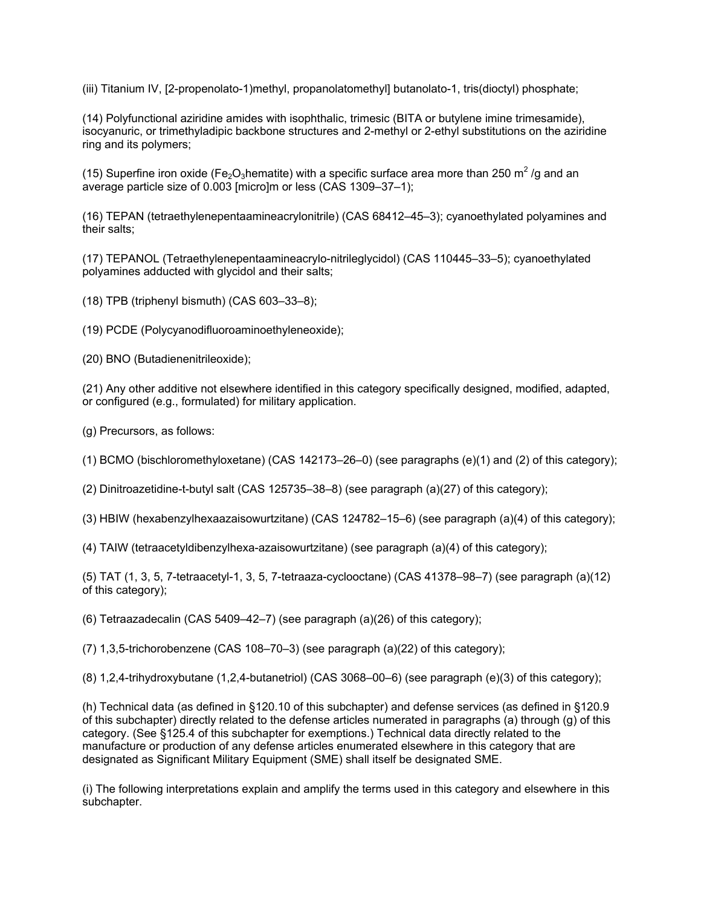(iii) Titanium IV, [2-propenolato-1)methyl, propanolatomethyl] butanolato-1, tris(dioctyl) phosphate;

(14) Polyfunctional aziridine amides with isophthalic, trimesic (BITA or butylene imine trimesamide), isocyanuric, or trimethyladipic backbone structures and 2-methyl or 2-ethyl substitutions on the aziridine ring and its polymers;

(15) Superfine iron oxide ($Fe_2O_3$hematite) with a specific surface area more than 250 $m^2$ /g and an average particle size of 0.003 [micro]m or less (CAS 1309–37–1);

(16) TEPAN (tetraethylenepentaamineacrylonitrile) (CAS 68412–45–3); cyanoethylated polyamines and their salts;

(17) TEPANOL (Tetraethylenepentaamineacrylo-nitrileglycidol) (CAS 110445–33–5); cyanoethylated polyamines adducted with glycidol and their salts;

(18) TPB (triphenyl bismuth) (CAS 603–33–8);

(19) PCDE (Polycyanodifluoroaminoethyleneoxide);

(20) BNO (Butadienenitrileoxide);

(21) Any other additive not elsewhere identified in this category specifically designed, modified, adapted, or configured (e.g., formulated) for military application.

(g) Precursors, as follows:

(1) BCMO (bischloromethyloxetane) (CAS 142173–26–0) (see paragraphs (e)(1) and (2) of this category);

(2) Dinitroazetidine-t-butyl salt (CAS 125735–38–8) (see paragraph (a)(27) of this category);

(3) HBIW (hexabenzylhexaazaisowurtzitane) (CAS 124782–15–6) (see paragraph (a)(4) of this category);

(4) TAIW (tetraacetyldibenzylhexa-azaisowurtzitane) (see paragraph (a)(4) of this category);

(5) TAT (1, 3, 5, 7-tetraacetyl-1, 3, 5, 7-tetraaza-cyclooctane) (CAS 41378–98–7) (see paragraph (a)(12) of this category);

(6) Tetraazadecalin (CAS 5409–42–7) (see paragraph (a)(26) of this category);

(7) 1,3,5-trichorobenzene (CAS 108–70–3) (see paragraph (a)(22) of this category);

(8) 1,2,4-trihydroxybutane (1,2,4-butanetriol) (CAS 3068–00–6) (see paragraph (e)(3) of this category);

(h) Technical data (as defined in §120.10 of this subchapter) and defense services (as defined in §120.9 of this subchapter) directly related to the defense articles numerated in paragraphs (a) through (g) of this category. (See §125.4 of this subchapter for exemptions.) Technical data directly related to the manufacture or production of any defense articles enumerated elsewhere in this category that are designated as Significant Military Equipment (SME) shall itself be designated SME.

(i) The following interpretations explain and amplify the terms used in this category and elsewhere in this subchapter.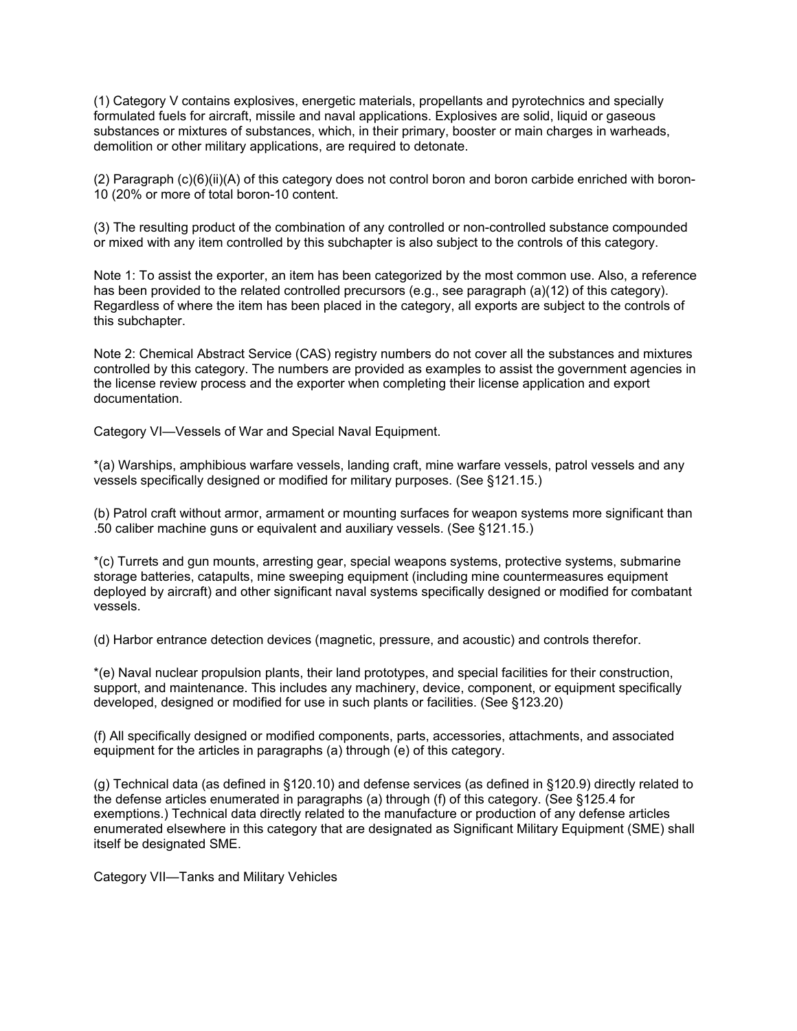(1) Category V contains explosives, energetic materials, propellants and pyrotechnics and specially formulated fuels for aircraft, missile and naval applications. Explosives are solid, liquid or gaseous substances or mixtures of substances, which, in their primary, booster or main charges in warheads, demolition or other military applications, are required to detonate.

(2) Paragraph (c)(6)(ii)(A) of this category does not control boron and boron carbide enriched with boron-10 (20% or more of total boron-10 content.

(3) The resulting product of the combination of any controlled or non-controlled substance compounded or mixed with any item controlled by this subchapter is also subject to the controls of this category.

Note 1: To assist the exporter, an item has been categorized by the most common use. Also, a reference has been provided to the related controlled precursors (e.g., see paragraph (a)(12) of this category). Regardless of where the item has been placed in the category, all exports are subject to the controls of this subchapter.

Note 2: Chemical Abstract Service (CAS) registry numbers do not cover all the substances and mixtures controlled by this category. The numbers are provided as examples to assist the government agencies in the license review process and the exporter when completing their license application and export documentation.

## Category VI—Vessels of War and Special Naval Equipment.

*(a) Warships, amphibious warfare vessels, landing craft, mine warfare vessels, patrol vessels and any vessels specifically designed or modified for military purposes. (See §121.15.)

(b) Patrol craft without armor, armament or mounting surfaces for weapon systems more significant than .50 caliber machine guns or equivalent and auxiliary vessels. (See §121.15.)

*(c) Turrets and gun mounts, arresting gear, special weapons systems, protective systems, submarine storage batteries, catapults, mine sweeping equipment (including mine countermeasures equipment deployed by aircraft) and other significant naval systems specifically designed or modified for combatant vessels.

(d) Harbor entrance detection devices (magnetic, pressure, and acoustic) and controls therefor.

*(e) Naval nuclear propulsion plants, their land prototypes, and special facilities for their construction, support, and maintenance. This includes any machinery, device, component, or equipment specifically developed, designed or modified for use in such plants or facilities. (See §123.20)

(f) All specifically designed or modified components, parts, accessories, attachments, and associated equipment for the articles in paragraphs (a) through (e) of this category.

(g) Technical data (as defined in §120.10) and defense services (as defined in §120.9) directly related to the defense articles enumerated in paragraphs (a) through (f) of this category. (See §125.4 for exemptions.) Technical data directly related to the manufacture or production of any defense articles enumerated elsewhere in this category that are designated as Significant Military Equipment (SME) shall itself be designated SME.

## Category VII—Tanks and Military Vehicles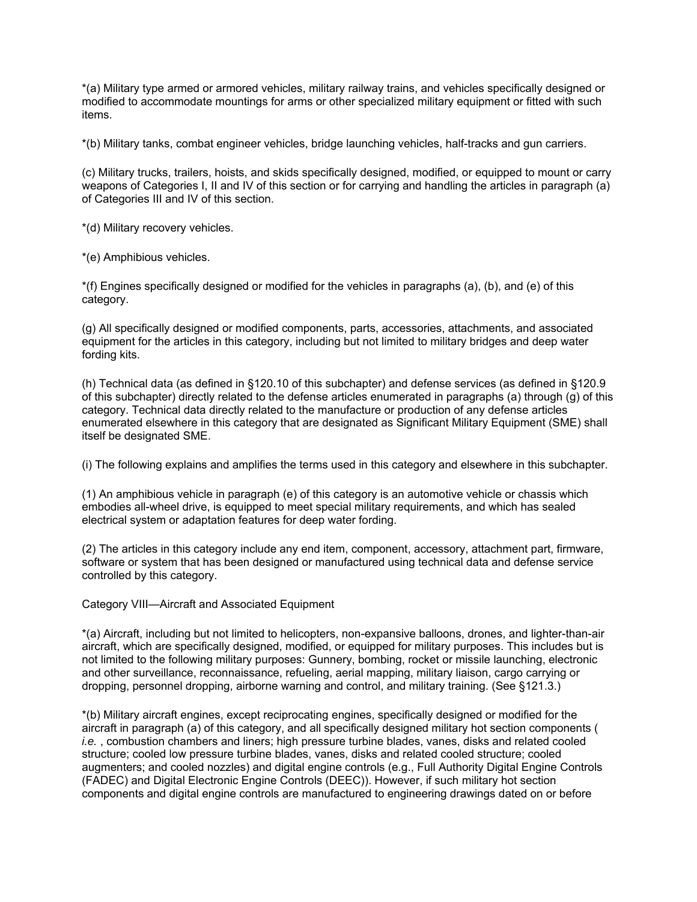*(a) Military type armed or armored vehicles, military railway trains, and vehicles specifically designed or modified to accommodate mountings for arms or other specialized military equipment or fitted with such items.

*(b) Military tanks, combat engineer vehicles, bridge launching vehicles, half-tracks and gun carriers.

(c) Military trucks, trailers, hoists, and skids specifically designed, modified, or equipped to mount or carry weapons of Categories I, II and IV of this section or for carrying and handling the articles in paragraph (a) of Categories III and IV of this section.

*(d) Military recovery vehicles.

*(e) Amphibious vehicles.

*(f) Engines specifically designed or modified for the vehicles in paragraphs (a), (b), and (e) of this category.

(g) All specifically designed or modified components, parts, accessories, attachments, and associated equipment for the articles in this category, including but not limited to military bridges and deep water fording kits.

(h) Technical data (as defined in §120.10 of this subchapter) and defense services (as defined in §120.9 of this subchapter) directly related to the defense articles enumerated in paragraphs (a) through (g) of this category. Technical data directly related to the manufacture or production of any defense articles enumerated elsewhere in this category that are designated as Significant Military Equipment (SME) shall itself be designated SME.

(i) The following explains and amplifies the terms used in this category and elsewhere in this subchapter.

(1) An amphibious vehicle in paragraph (e) of this category is an automotive vehicle or chassis which embodies all-wheel drive, is equipped to meet special military requirements, and which has sealed electrical system or adaptation features for deep water fording.

(2) The articles in this category include any end item, component, accessory, attachment part, firmware, software or system that has been designed or manufactured using technical data and defense service controlled by this category.

Category VIII—Aircraft and Associated Equipment

*(a) Aircraft, including but not limited to helicopters, non-expansive balloons, drones, and lighter-than-air aircraft, which are specifically designed, modified, or equipped for military purposes. This includes but is not limited to the following military purposes: Gunnery, bombing, rocket or missile launching, electronic and other surveillance, reconnaissance, refueling, aerial mapping, military liaison, cargo carrying or dropping, personnel dropping, airborne warning and control, and military training. (See §121.3.)

*(b) Military aircraft engines, except reciprocating engines, specifically designed or modified for the aircraft in paragraph (a) of this category, and all specifically designed military hot section components ( *i.e.* , combustion chambers and liners; high pressure turbine blades, vanes, disks and related cooled structure; cooled low pressure turbine blades, vanes, disks and related cooled structure; cooled augmenters; and cooled nozzles) and digital engine controls (e.g., Full Authority Digital Engine Controls (FADEC) and Digital Electronic Engine Controls (DEEC)). However, if such military hot section components and digital engine controls are manufactured to engineering drawings dated on or before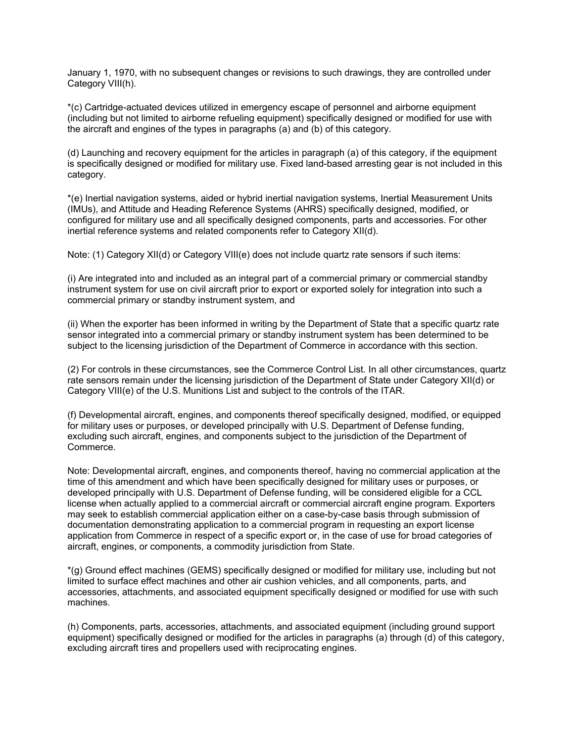January 1, 1970, with no subsequent changes or revisions to such drawings, they are controlled under Category VIII(h).

*(c) Cartridge-actuated devices utilized in emergency escape of personnel and airborne equipment (including but not limited to airborne refueling equipment) specifically designed or modified for use with the aircraft and engines of the types in paragraphs (a) and (b) of this category.

(d) Launching and recovery equipment for the articles in paragraph (a) of this category, if the equipment is specifically designed or modified for military use. Fixed land-based arresting gear is not included in this category.

*(e) Inertial navigation systems, aided or hybrid inertial navigation systems, Inertial Measurement Units (IMUs), and Attitude and Heading Reference Systems (AHRS) specifically designed, modified, or configured for military use and all specifically designed components, parts and accessories. For other inertial reference systems and related components refer to Category XII(d).

Note: (1) Category XII(d) or Category VIII(e) does not include quartz rate sensors if such items:

(i) Are integrated into and included as an integral part of a commercial primary or commercial standby instrument system for use on civil aircraft prior to export or exported solely for integration into such a commercial primary or standby instrument system, and

(ii) When the exporter has been informed in writing by the Department of State that a specific quartz rate sensor integrated into a commercial primary or standby instrument system has been determined to be subject to the licensing jurisdiction of the Department of Commerce in accordance with this section.

(2) For controls in these circumstances, see the Commerce Control List. In all other circumstances, quartz rate sensors remain under the licensing jurisdiction of the Department of State under Category XII(d) or Category VIII(e) of the U.S. Munitions List and subject to the controls of the ITAR.

(f) Developmental aircraft, engines, and components thereof specifically designed, modified, or equipped for military uses or purposes, or developed principally with U.S. Department of Defense funding, excluding such aircraft, engines, and components subject to the jurisdiction of the Department of Commerce.

Note: Developmental aircraft, engines, and components thereof, having no commercial application at the time of this amendment and which have been specifically designed for military uses or purposes, or developed principally with U.S. Department of Defense funding, will be considered eligible for a CCL license when actually applied to a commercial aircraft or commercial aircraft engine program. Exporters may seek to establish commercial application either on a case-by-case basis through submission of documentation demonstrating application to a commercial program in requesting an export license application from Commerce in respect of a specific export or, in the case of use for broad categories of aircraft, engines, or components, a commodity jurisdiction from State.

*(g) Ground effect machines (GEMS) specifically designed or modified for military use, including but not limited to surface effect machines and other air cushion vehicles, and all components, parts, and accessories, attachments, and associated equipment specifically designed or modified for use with such machines.

(h) Components, parts, accessories, attachments, and associated equipment (including ground support equipment) specifically designed or modified for the articles in paragraphs (a) through (d) of this category, excluding aircraft tires and propellers used with reciprocating engines.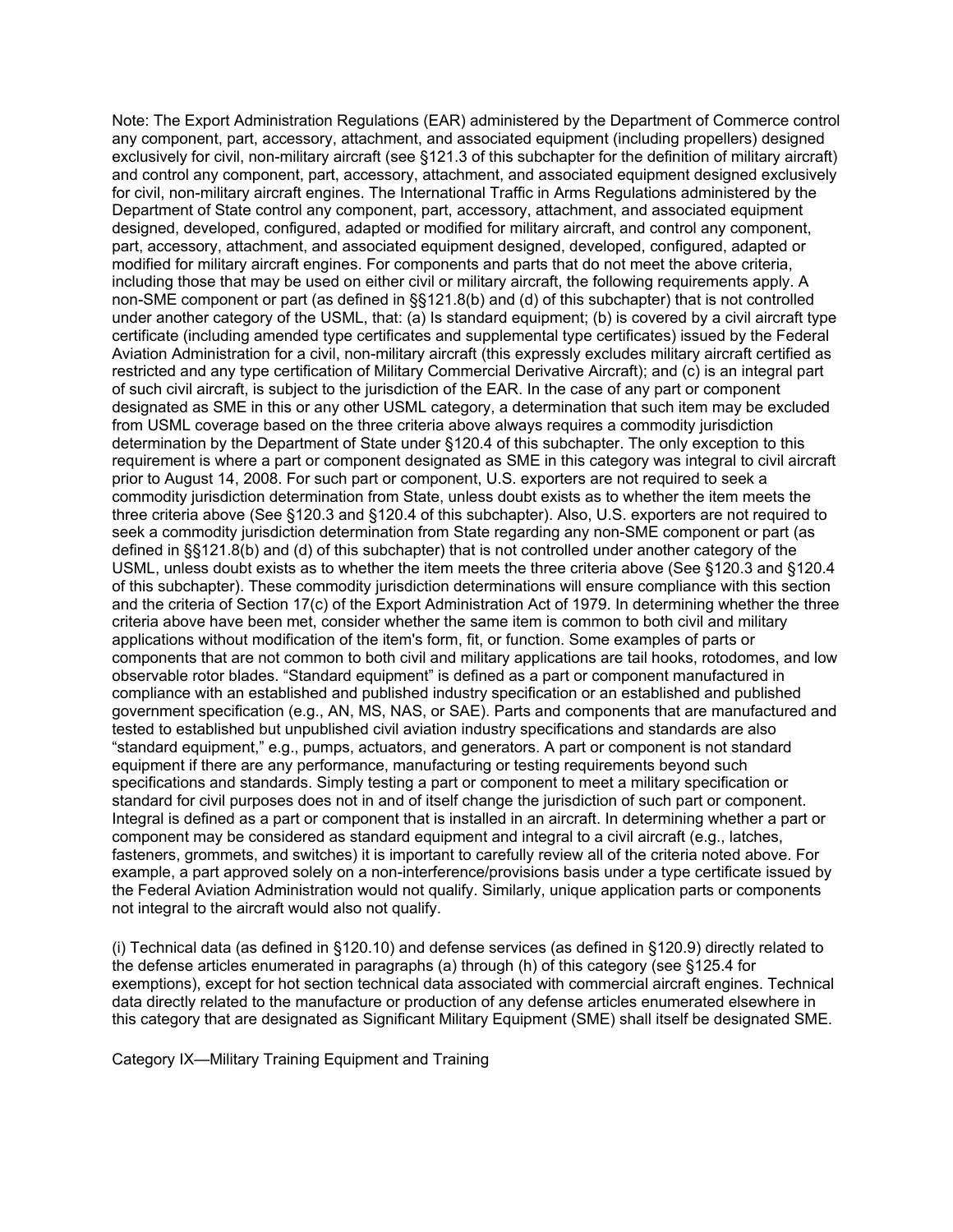Note: The Export Administration Regulations (EAR) administered by the Department of Commerce control any component, part, accessory, attachment, and associated equipment (including propellers) designed exclusively for civil, non-military aircraft (see §121.3 of this subchapter for the definition of military aircraft) and control any component, part, accessory, attachment, and associated equipment designed exclusively for civil, non-military aircraft engines. The International Traffic in Arms Regulations administered by the Department of State control any component, part, accessory, attachment, and associated equipment designed, developed, configured, adapted or modified for military aircraft, and control any component, part, accessory, attachment, and associated equipment designed, developed, configured, adapted or modified for military aircraft engines. For components and parts that do not meet the above criteria, including those that may be used on either civil or military aircraft, the following requirements apply. A non-SME component or part (as defined in §§121.8(b) and (d) of this subchapter) that is not controlled under another category of the USML, that: (a) Is standard equipment; (b) is covered by a civil aircraft type certificate (including amended type certificates and supplemental type certificates) issued by the Federal Aviation Administration for a civil, non-military aircraft (this expressly excludes military aircraft certified as restricted and any type certification of Military Commercial Derivative Aircraft); and (c) is an integral part of such civil aircraft, is subject to the jurisdiction of the EAR. In the case of any part or component designated as SME in this or any other USML category, a determination that such item may be excluded from USML coverage based on the three criteria above always requires a commodity jurisdiction determination by the Department of State under §120.4 of this subchapter. The only exception to this requirement is where a part or component designated as SME in this category was integral to civil aircraft prior to August 14, 2008. For such part or component, U.S. exporters are not required to seek a commodity jurisdiction determination from State, unless doubt exists as to whether the item meets the three criteria above (See §120.3 and §120.4 of this subchapter). Also, U.S. exporters are not required to seek a commodity jurisdiction determination from State regarding any non-SME component or part (as defined in §§121.8(b) and (d) of this subchapter) that is not controlled under another category of the USML, unless doubt exists as to whether the item meets the three criteria above (See §120.3 and §120.4 of this subchapter). These commodity jurisdiction determinations will ensure compliance with this section and the criteria of Section 17(c) of the Export Administration Act of 1979. In determining whether the three criteria above have been met, consider whether the same item is common to both civil and military applications without modification of the item's form, fit, or function. Some examples of parts or components that are not common to both civil and military applications are tail hooks, rotodomes, and low observable rotor blades. “Standard equipment” is defined as a part or component manufactured in compliance with an established and published industry specification or an established and published government specification (e.g., AN, MS, NAS, or SAE). Parts and components that are manufactured and tested to established but unpublished civil aviation industry specifications and standards are also “standard equipment,” e.g., pumps, actuators, and generators. A part or component is not standard equipment if there are any performance, manufacturing or testing requirements beyond such specifications and standards. Simply testing a part or component to meet a military specification or standard for civil purposes does not in and of itself change the jurisdiction of such part or component. Integral is defined as a part or component that is installed in an aircraft. In determining whether a part or component may be considered as standard equipment and integral to a civil aircraft (e.g., latches, fasteners, grommets, and switches) it is important to carefully review all of the criteria noted above. For example, a part approved solely on a non-interference/provisions basis under a type certificate issued by the Federal Aviation Administration would not qualify. Similarly, unique application parts or components not integral to the aircraft would also not qualify.

(i) Technical data (as defined in §120.10) and defense services (as defined in §120.9) directly related to the defense articles enumerated in paragraphs (a) through (h) of this category (see §125.4 for exemptions), except for hot section technical data associated with commercial aircraft engines. Technical data directly related to the manufacture or production of any defense articles enumerated elsewhere in this category that are designated as Significant Military Equipment (SME) shall itself be designated SME.

Category IX—Military Training Equipment and Training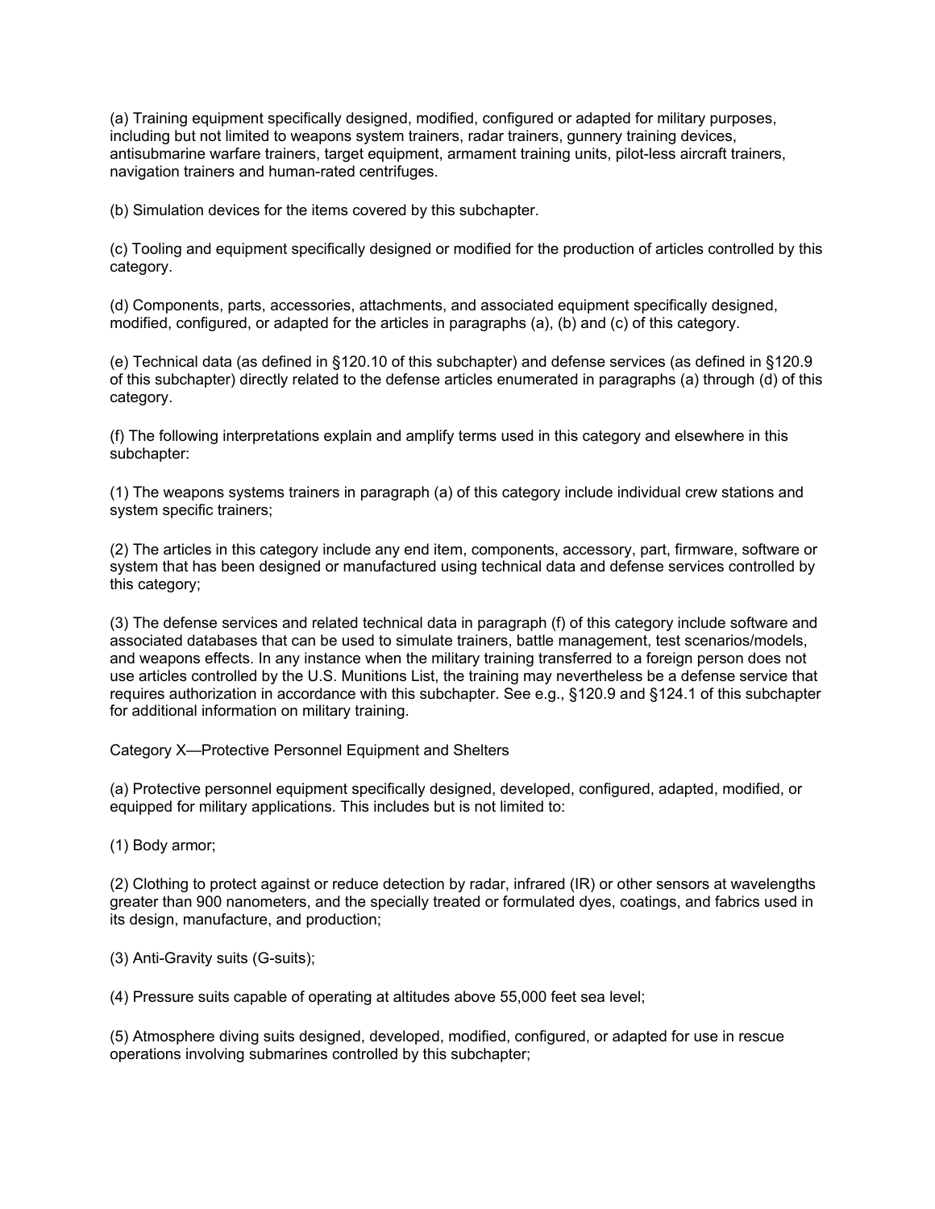(a) Training equipment specifically designed, modified, configured or adapted for military purposes, including but not limited to weapons system trainers, radar trainers, gunnery training devices, antisubmarine warfare trainers, target equipment, armament training units, pilot-less aircraft trainers, navigation trainers and human-rated centrifuges.

(b) Simulation devices for the items covered by this subchapter.

(c) Tooling and equipment specifically designed or modified for the production of articles controlled by this category.

(d) Components, parts, accessories, attachments, and associated equipment specifically designed, modified, configured, or adapted for the articles in paragraphs (a), (b) and (c) of this category.

(e) Technical data (as defined in §120.10 of this subchapter) and defense services (as defined in §120.9 of this subchapter) directly related to the defense articles enumerated in paragraphs (a) through (d) of this category.

(f) The following interpretations explain and amplify terms used in this category and elsewhere in this subchapter:

(1) The weapons systems trainers in paragraph (a) of this category include individual crew stations and system specific trainers;

(2) The articles in this category include any end item, components, accessory, part, firmware, software or system that has been designed or manufactured using technical data and defense services controlled by this category;

(3) The defense services and related technical data in paragraph (f) of this category include software and associated databases that can be used to simulate trainers, battle management, test scenarios/models, and weapons effects. In any instance when the military training transferred to a foreign person does not use articles controlled by the U.S. Munitions List, the training may nevertheless be a defense service that requires authorization in accordance with this subchapter. See e.g., §120.9 and §124.1 of this subchapter for additional information on military training.

Category X—Protective Personnel Equipment and Shelters

(a) Protective personnel equipment specifically designed, developed, configured, adapted, modified, or equipped for military applications. This includes but is not limited to:

(1) Body armor;

(2) Clothing to protect against or reduce detection by radar, infrared (IR) or other sensors at wavelengths greater than 900 nanometers, and the specially treated or formulated dyes, coatings, and fabrics used in its design, manufacture, and production;

(3) Anti-Gravity suits (G-suits);

(4) Pressure suits capable of operating at altitudes above 55,000 feet sea level;

(5) Atmosphere diving suits designed, developed, modified, configured, or adapted for use in rescue operations involving submarines controlled by this subchapter;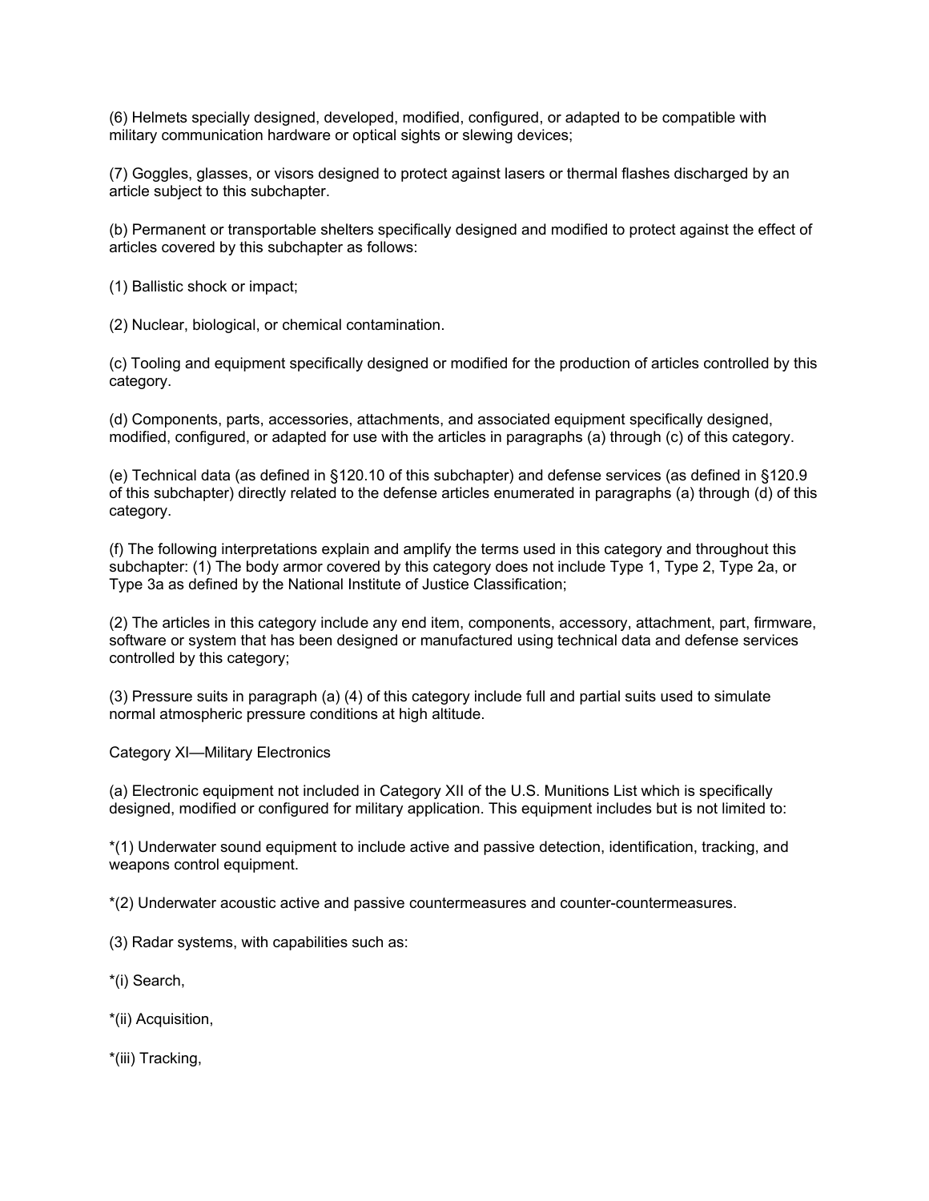(6) Helmets specially designed, developed, modified, configured, or adapted to be compatible with military communication hardware or optical sights or slewing devices;

(7) Goggles, glasses, or visors designed to protect against lasers or thermal flashes discharged by an article subject to this subchapter.

(b) Permanent or transportable shelters specifically designed and modified to protect against the effect of articles covered by this subchapter as follows:

(1) Ballistic shock or impact;

(2) Nuclear, biological, or chemical contamination.

(c) Tooling and equipment specifically designed or modified for the production of articles controlled by this category.

(d) Components, parts, accessories, attachments, and associated equipment specifically designed, modified, configured, or adapted for use with the articles in paragraphs (a) through (c) of this category.

(e) Technical data (as defined in §120.10 of this subchapter) and defense services (as defined in §120.9 of this subchapter) directly related to the defense articles enumerated in paragraphs (a) through (d) of this category.

(f) The following interpretations explain and amplify the terms used in this category and throughout this subchapter: (1) The body armor covered by this category does not include Type 1, Type 2, Type 2a, or Type 3a as defined by the National Institute of Justice Classification;

(2) The articles in this category include any end item, components, accessory, attachment, part, firmware, software or system that has been designed or manufactured using technical data and defense services controlled by this category;

(3) Pressure suits in paragraph (a) (4) of this category include full and partial suits used to simulate normal atmospheric pressure conditions at high altitude.

Category XI—Military Electronics

(a) Electronic equipment not included in Category XII of the U.S. Munitions List which is specifically designed, modified or configured for military application. This equipment includes but is not limited to:

*(1) Underwater sound equipment to include active and passive detection, identification, tracking, and weapons control equipment.

*(2) Underwater acoustic active and passive countermeasures and counter-countermeasures.

(3) Radar systems, with capabilities such as:

*(i) Search,

*(ii) Acquisition,

*(iii) Tracking,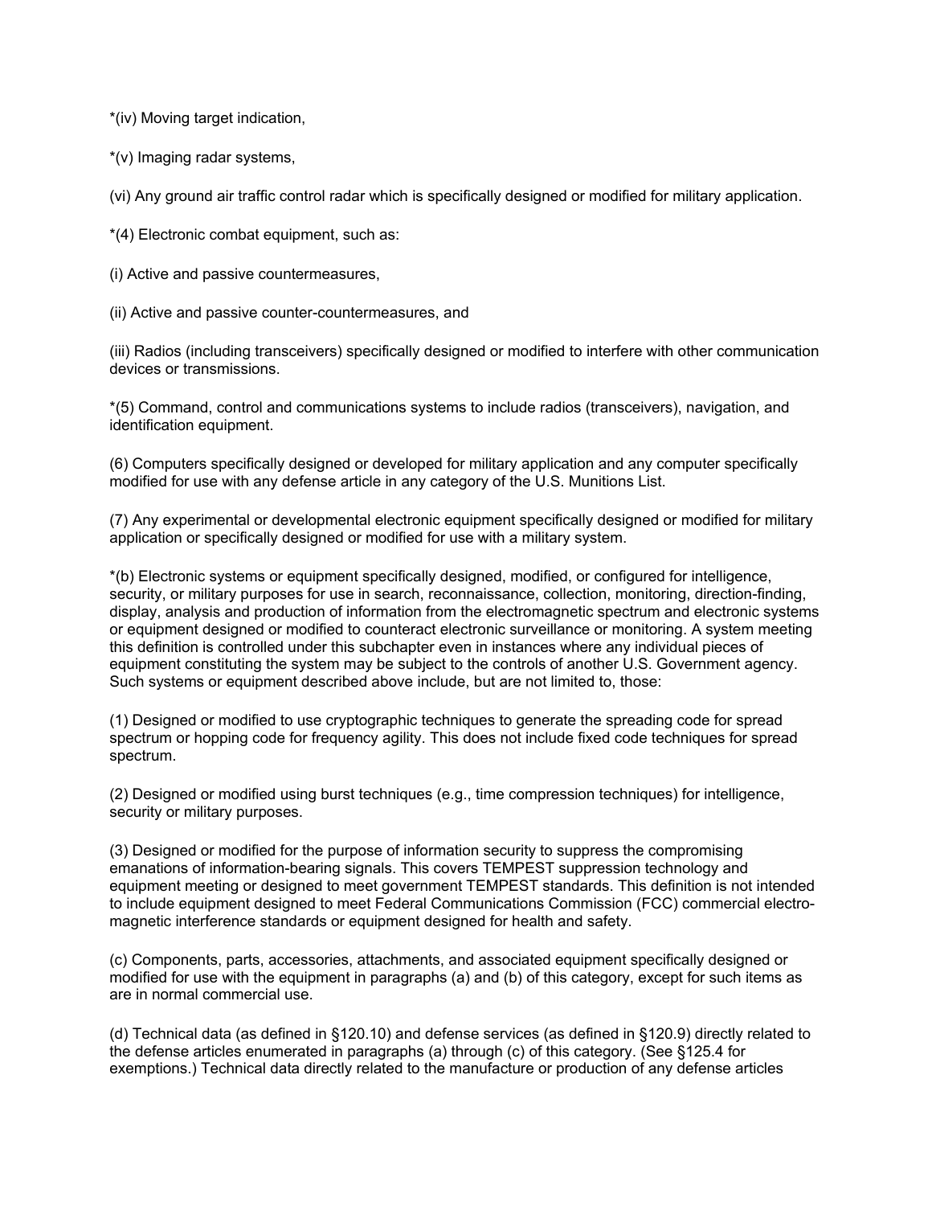*(iv) Moving target indication,

*(v) Imaging radar systems,

(vi) Any ground air traffic control radar which is specifically designed or modified for military application.

*(4) Electronic combat equipment, such as:

(i) Active and passive countermeasures,

(ii) Active and passive counter-countermeasures, and

(iii) Radios (including transceivers) specifically designed or modified to interfere with other communication devices or transmissions.

*(5) Command, control and communications systems to include radios (transceivers), navigation, and identification equipment.

(6) Computers specifically designed or developed for military application and any computer specifically modified for use with any defense article in any category of the U.S. Munitions List.

(7) Any experimental or developmental electronic equipment specifically designed or modified for military application or specifically designed or modified for use with a military system.

*(b) Electronic systems or equipment specifically designed, modified, or configured for intelligence, security, or military purposes for use in search, reconnaissance, collection, monitoring, direction-finding, display, analysis and production of information from the electromagnetic spectrum and electronic systems or equipment designed or modified to counteract electronic surveillance or monitoring. A system meeting this definition is controlled under this subchapter even in instances where any individual pieces of equipment constituting the system may be subject to the controls of another U.S. Government agency. Such systems or equipment described above include, but are not limited to, those:

(1) Designed or modified to use cryptographic techniques to generate the spreading code for spread spectrum or hopping code for frequency agility. This does not include fixed code techniques for spread spectrum.

(2) Designed or modified using burst techniques (e.g., time compression techniques) for intelligence, security or military purposes.

(3) Designed or modified for the purpose of information security to suppress the compromising emanations of information-bearing signals. This covers TEMPEST suppression technology and equipment meeting or designed to meet government TEMPEST standards. This definition is not intended to include equipment designed to meet Federal Communications Commission (FCC) commercial electro-magnetic interference standards or equipment designed for health and safety.

(c) Components, parts, accessories, attachments, and associated equipment specifically designed or modified for use with the equipment in paragraphs (a) and (b) of this category, except for such items as are in normal commercial use.

(d) Technical data (as defined in §120.10) and defense services (as defined in §120.9) directly related to the defense articles enumerated in paragraphs (a) through (c) of this category. (See §125.4 for exemptions.) Technical data directly related to the manufacture or production of any defense articles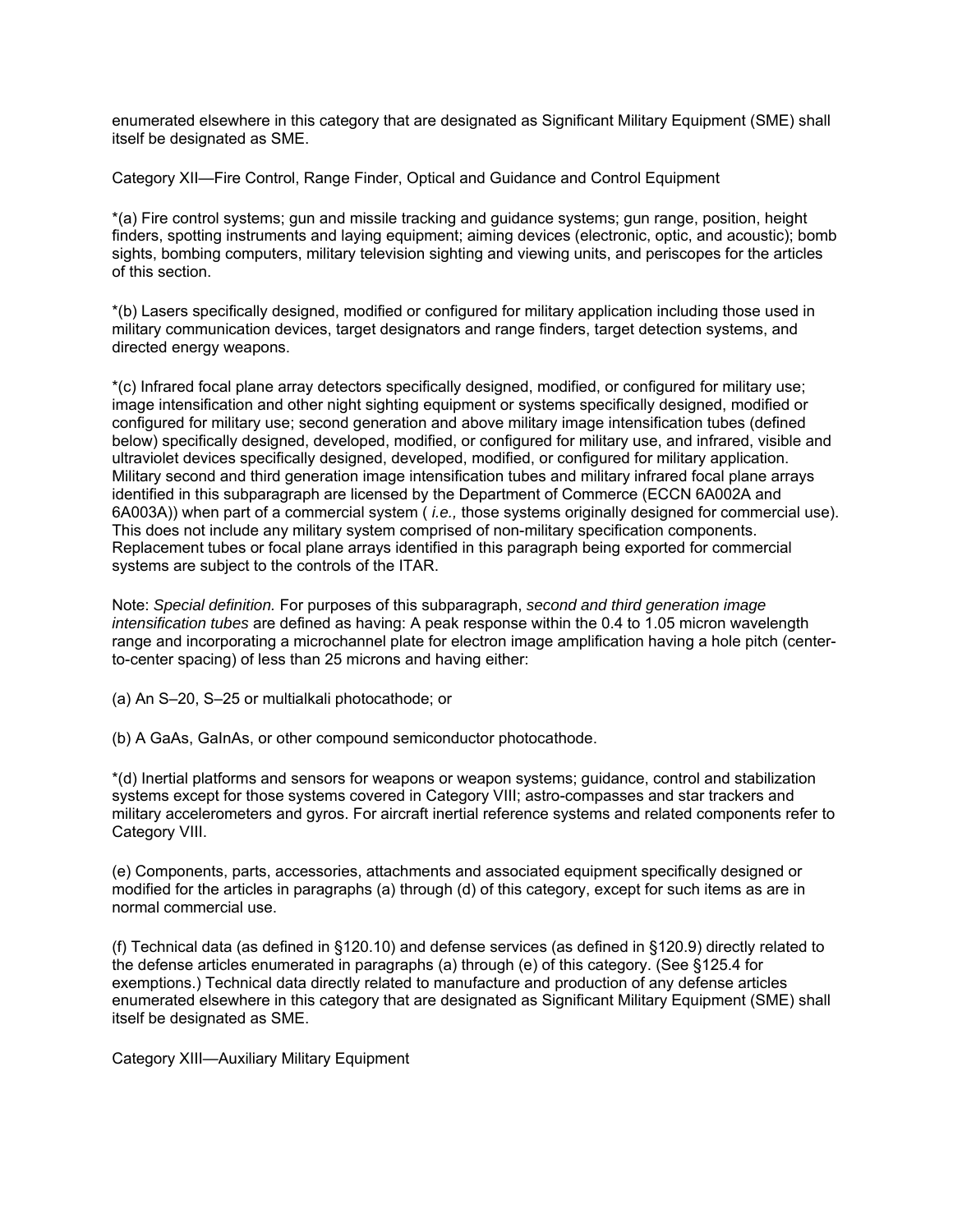enumerated elsewhere in this category that are designated as Significant Military Equipment (SME) shall itself be designated as SME.

Category XII—Fire Control, Range Finder, Optical and Guidance and Control Equipment

*(a) Fire control systems; gun and missile tracking and guidance systems; gun range, position, height finders, spotting instruments and laying equipment; aiming devices (electronic, optic, and acoustic); bomb sights, bombing computers, military television sighting and viewing units, and periscopes for the articles of this section.

*(b) Lasers specifically designed, modified or configured for military application including those used in military communication devices, target designators and range finders, target detection systems, and directed energy weapons.

*(c) Infrared focal plane array detectors specifically designed, modified, or configured for military use; image intensification and other night sighting equipment or systems specifically designed, modified or configured for military use; second generation and above military image intensification tubes (defined below) specifically designed, developed, modified, or configured for military use, and infrared, visible and ultraviolet devices specifically designed, developed, modified, or configured for military application. Military second and third generation image intensification tubes and military infrared focal plane arrays identified in this subparagraph are licensed by the Department of Commerce (ECCN 6A002A and 6A003A)) when part of a commercial system ( *i.e.,* those systems originally designed for commercial use). This does not include any military system comprised of non-military specification components. Replacement tubes or focal plane arrays identified in this paragraph being exported for commercial systems are subject to the controls of the ITAR.

Note: *Special definition.* For purposes of this subparagraph, *second and third generation image intensification tubes* are defined as having: A peak response within the 0.4 to 1.05 micron wavelength range and incorporating a microchannel plate for electron image amplification having a hole pitch (center-to-center spacing) of less than 25 microns and having either:

(a) An S–20, S–25 or multialkali photocathode; or

(b) A GaAs, GaInAs, or other compound semiconductor photocathode.

*(d) Inertial platforms and sensors for weapons or weapon systems; guidance, control and stabilization systems except for those systems covered in Category VIII; astro-compasses and star trackers and military accelerometers and gyros. For aircraft inertial reference systems and related components refer to Category VIII.

(e) Components, parts, accessories, attachments and associated equipment specifically designed or modified for the articles in paragraphs (a) through (d) of this category, except for such items as are in normal commercial use.

(f) Technical data (as defined in §120.10) and defense services (as defined in §120.9) directly related to the defense articles enumerated in paragraphs (a) through (e) of this category. (See §125.4 for exemptions.) Technical data directly related to manufacture and production of any defense articles enumerated elsewhere in this category that are designated as Significant Military Equipment (SME) shall itself be designated as SME.

Category XIII—Auxiliary Military Equipment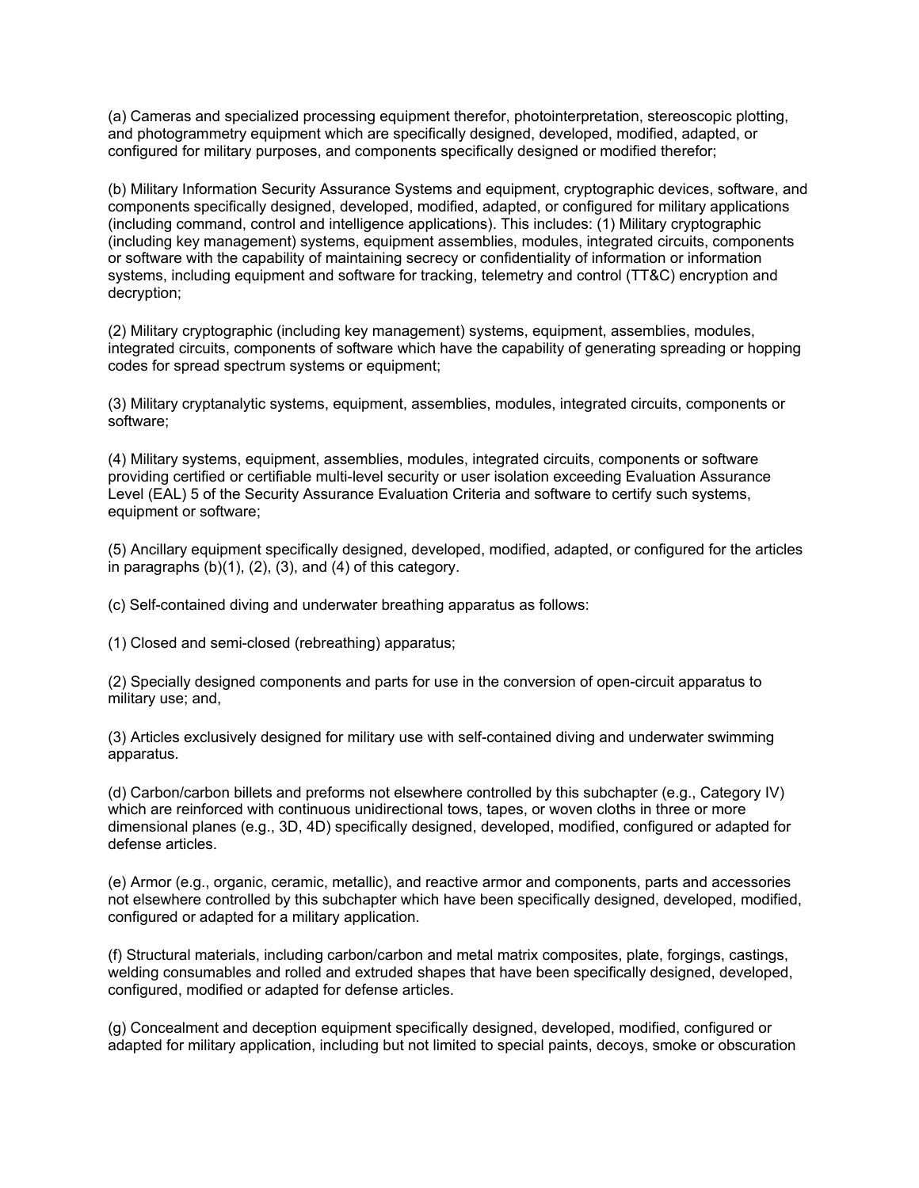(a) Cameras and specialized processing equipment therefor, photointerpretation, stereoscopic plotting, and photogrammetry equipment which are specifically designed, developed, modified, adapted, or configured for military purposes, and components specifically designed or modified therefor;

(b) Military Information Security Assurance Systems and equipment, cryptographic devices, software, and components specifically designed, developed, modified, adapted, or configured for military applications (including command, control and intelligence applications). This includes: (1) Military cryptographic (including key management) systems, equipment assemblies, modules, integrated circuits, components or software with the capability of maintaining secrecy or confidentiality of information or information systems, including equipment and software for tracking, telemetry and control (TT&C) encryption and decryption;

(2) Military cryptographic (including key management) systems, equipment, assemblies, modules, integrated circuits, components of software which have the capability of generating spreading or hopping codes for spread spectrum systems or equipment;

(3) Military cryptanalytic systems, equipment, assemblies, modules, integrated circuits, components or software;

(4) Military systems, equipment, assemblies, modules, integrated circuits, components or software providing certified or certifiable multi-level security or user isolation exceeding Evaluation Assurance Level (EAL) 5 of the Security Assurance Evaluation Criteria and software to certify such systems, equipment or software;

(5) Ancillary equipment specifically designed, developed, modified, adapted, or configured for the articles in paragraphs (b)(1), (2), (3), and (4) of this category.

(c) Self-contained diving and underwater breathing apparatus as follows:

(1) Closed and semi-closed (rebreathing) apparatus;

(2) Specially designed components and parts for use in the conversion of open-circuit apparatus to military use; and,

(3) Articles exclusively designed for military use with self-contained diving and underwater swimming apparatus.

(d) Carbon/carbon billets and preforms not elsewhere controlled by this subchapter (e.g., Category IV) which are reinforced with continuous unidirectional tows, tapes, or woven cloths in three or more dimensional planes (e.g., 3D, 4D) specifically designed, developed, modified, configured or adapted for defense articles.

(e) Armor (e.g., organic, ceramic, metallic), and reactive armor and components, parts and accessories not elsewhere controlled by this subchapter which have been specifically designed, developed, modified, configured or adapted for a military application.

(f) Structural materials, including carbon/carbon and metal matrix composites, plate, forgings, castings, welding consumables and rolled and extruded shapes that have been specifically designed, developed, configured, modified or adapted for defense articles.

(g) Concealment and deception equipment specifically designed, developed, modified, configured or adapted for military application, including but not limited to special paints, decoys, smoke or obscuration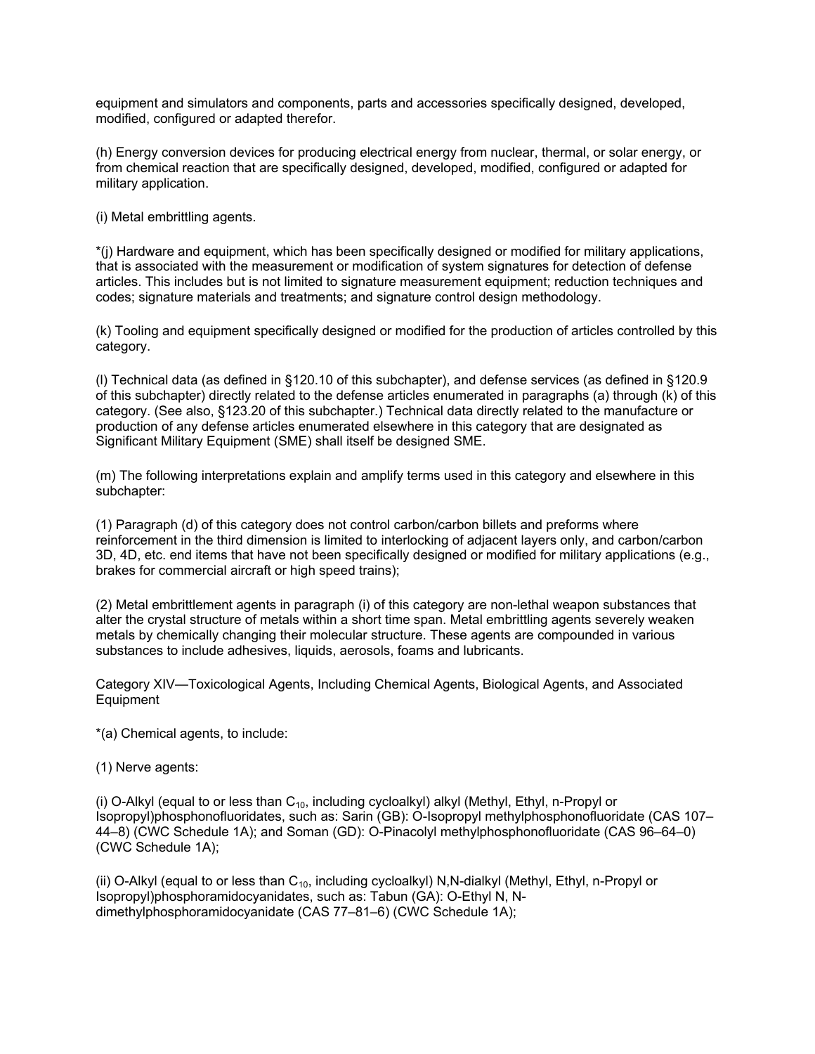equipment and simulators and components, parts and accessories specifically designed, developed, modified, configured or adapted therefor.

(h) Energy conversion devices for producing electrical energy from nuclear, thermal, or solar energy, or from chemical reaction that are specifically designed, developed, modified, configured or adapted for military application.

(i) Metal embrittling agents.

*(j) Hardware and equipment, which has been specifically designed or modified for military applications, that is associated with the measurement or modification of system signatures for detection of defense articles. This includes but is not limited to signature measurement equipment; reduction techniques and codes; signature materials and treatments; and signature control design methodology.

(k) Tooling and equipment specifically designed or modified for the production of articles controlled by this category.

(l) Technical data (as defined in §120.10 of this subchapter), and defense services (as defined in §120.9 of this subchapter) directly related to the defense articles enumerated in paragraphs (a) through (k) of this category. (See also, §123.20 of this subchapter.) Technical data directly related to the manufacture or production of any defense articles enumerated elsewhere in this category that are designated as Significant Military Equipment (SME) shall itself be designed SME.

(m) The following interpretations explain and amplify terms used in this category and elsewhere in this subchapter:

(1) Paragraph (d) of this category does not control carbon/carbon billets and preforms where reinforcement in the third dimension is limited to interlocking of adjacent layers only, and carbon/carbon 3D, 4D, etc. end items that have not been specifically designed or modified for military applications (e.g., brakes for commercial aircraft or high speed trains);

(2) Metal embrittlement agents in paragraph (i) of this category are non-lethal weapon substances that alter the crystal structure of metals within a short time span. Metal embrittling agents severely weaken metals by chemically changing their molecular structure. These agents are compounded in various substances to include adhesives, liquids, aerosols, foams and lubricants.

Category XIV—Toxicological Agents, Including Chemical Agents, Biological Agents, and Associated Equipment

*(a) Chemical agents, to include:

(1) Nerve agents:

(i) O-Alkyl (equal to or less than $C_{10}$, including cycloalkyl) alkyl (Methyl, Ethyl, n-Propyl or Isopropyl)phosphonofluoridates, such as: Sarin (GB): O-Isopropyl methylphosphonofluoridate (CAS 107–44–8) (CWC Schedule 1A); and Soman (GD): O-Pinacolyl methylphosphonofluoridate (CAS 96–64–0) (CWC Schedule 1A);

(ii) O-Alkyl (equal to or less than $C_{10}$, including cycloalkyl) N,N-dialkyl (Methyl, Ethyl, n-Propyl or Isopropyl)phosphoramidocyanidates, such as: Tabun (GA): O-Ethyl N, N-dimethylphosphoramidocyanidate (CAS 77–81–6) (CWC Schedule 1A);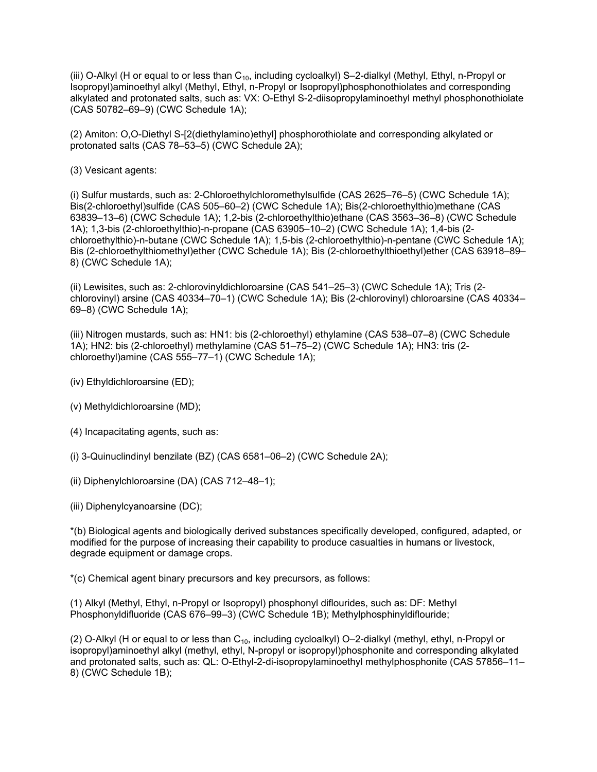(iii) O-Alkyl (H or equal to or less than $C_{10}$, including cycloalkyl) S–2-dialkyl (Methyl, Ethyl, n-Propyl or Isopropyl)aminoethyl alkyl (Methyl, Ethyl, n-Propyl or Isopropyl)phosphonothiolates and corresponding alkylated and protonated salts, such as: VX: O-Ethyl S-2-diisopropylaminoethyl methyl phosphonothiolate (CAS 50782–69–9) (CWC Schedule 1A);

(2) Amiton: O,O-Diethyl S-[2(diethylamino)ethyl] phosphorothiolate and corresponding alkylated or protonated salts (CAS 78–53–5) (CWC Schedule 2A);

(3) Vesicant agents:

(i) Sulfur mustards, such as: 2-Chloroethylchloromethylsulfide (CAS 2625–76–5) (CWC Schedule 1A); Bis(2-chloroethyl)sulfide (CAS 505–60–2) (CWC Schedule 1A); Bis(2-chloroethylthio)methane (CAS 63839–13–6) (CWC Schedule 1A); 1,2-bis (2-chloroethylthio)ethane (CAS 3563–36–8) (CWC Schedule 1A); 1,3-bis (2-chloroethylthio)-n-propane (CAS 63905–10–2) (CWC Schedule 1A); 1,4-bis (2-chloroethylthio)-n-butane (CWC Schedule 1A); 1,5-bis (2-chloroethylthio)-n-pentane (CWC Schedule 1A); Bis (2-chloroethylthiomethyl)ether (CWC Schedule 1A); Bis (2-chloroethylthioethyl)ether (CAS 63918–89–8) (CWC Schedule 1A);

(ii) Lewisites, such as: 2-chlorovinyldichloroarsine (CAS 541–25–3) (CWC Schedule 1A); Tris (2-chlorovinyl) arsine (CAS 40334–70–1) (CWC Schedule 1A); Bis (2-chlorovinyl) chloroarsine (CAS 40334–69–8) (CWC Schedule 1A);

(iii) Nitrogen mustards, such as: HN1: bis (2-chloroethyl) ethylamine (CAS 538–07–8) (CWC Schedule 1A); HN2: bis (2-chloroethyl) methylamine (CAS 51–75–2) (CWC Schedule 1A); HN3: tris (2-chloroethyl)amine (CAS 555–77–1) (CWC Schedule 1A);

(iv) Ethyldichloroarsine (ED);

(v) Methyldichloroarsine (MD);

(4) Incapacitating agents, such as:

(i) 3-Quinuclindinyl benzilate (BZ) (CAS 6581–06–2) (CWC Schedule 2A);

(ii) Diphenylchloroarsine (DA) (CAS 712–48–1);

(iii) Diphenylcyanoarsine (DC);

*(b) Biological agents and biologically derived substances specifically developed, configured, adapted, or modified for the purpose of increasing their capability to produce casualties in humans or livestock, degrade equipment or damage crops.

*(c) Chemical agent binary precursors and key precursors, as follows:

(1) Alkyl (Methyl, Ethyl, n-Propyl or Isopropyl) phosphonyl diflourides, such as: DF: Methyl Phosphonyldifluoride (CAS 676–99–3) (CWC Schedule 1B); Methylphosphinyldiflouride;

(2) O-Alkyl (H or equal to or less than $C_{10}$, including cycloalkyl) O–2-dialkyl (methyl, ethyl, n-Propyl or isopropyl)aminoethyl alkyl (methyl, ethyl, N-propyl or isopropyl)phosphonite and corresponding alkylated and protonated salts, such as: QL: O-Ethyl-2-di-isopropylaminoethyl methylphosphonite (CAS 57856–11–8) (CWC Schedule 1B);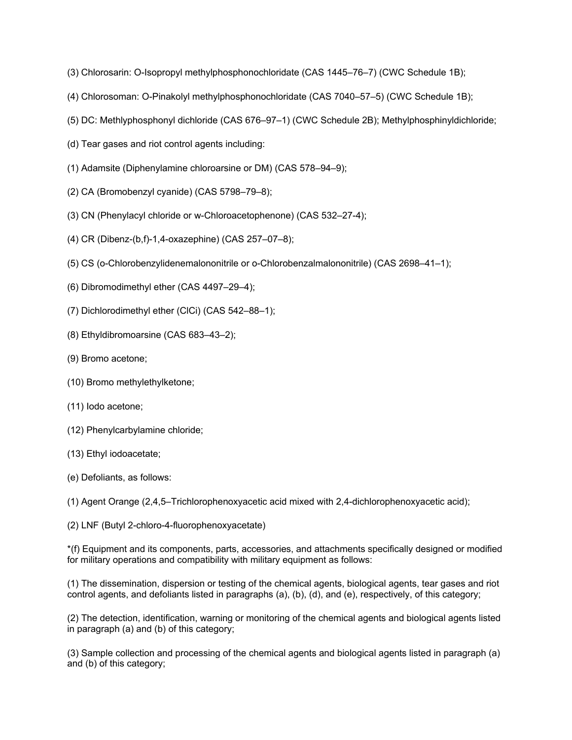(3) Chlorosarin: O-Isopropyl methylphosphonochloridate (CAS 1445–76–7) (CWC Schedule 1B);

(4) Chlorosoman: O-Pinakolyl methylphosphonochloridate (CAS 7040–57–5) (CWC Schedule 1B);

(5) DC: Methlyphosphonyl dichloride (CAS 676–97–1) (CWC Schedule 2B); Methylphosphinyldichloride;

(d) Tear gases and riot control agents including:

(1) Adamsite (Diphenylamine chloroarsine or DM) (CAS 578–94–9);

(2) CA (Bromobenzyl cyanide) (CAS 5798–79–8);

(3) CN (Phenylacyl chloride or w-Chloroacetophenone) (CAS 532–27-4);

(4) CR (Dibenz-(b,f)-1,4-oxazephine) (CAS 257–07–8);

(5) CS (o-Chlorobenzylidenemalononitrile or o-Chlorobenzalmalononitrile) (CAS 2698–41–1);

(6) Dibromodimethyl ether (CAS 4497–29–4);

(7) Dichlorodimethyl ether (ClCi) (CAS 542–88–1);

(8) Ethyldibromoarsine (CAS 683–43–2);

(9) Bromo acetone;

(10) Bromo methylethylketone;

(11) Iodo acetone;

(12) Phenylcarbylamine chloride;

(13) Ethyl iodoacetate;

(e) Defoliants, as follows:

(1) Agent Orange (2,4,5–Trichlorophenoxyacetic acid mixed with 2,4-dichlorophenoxyacetic acid);

(2) LNF (Butyl 2-chloro-4-fluorophenoxyacetate)

*(f) Equipment and its components, parts, accessories, and attachments specifically designed or modified for military operations and compatibility with military equipment as follows:

(1) The dissemination, dispersion or testing of the chemical agents, biological agents, tear gases and riot control agents, and defoliants listed in paragraphs (a), (b), (d), and (e), respectively, of this category;

(2) The detection, identification, warning or monitoring of the chemical agents and biological agents listed in paragraph (a) and (b) of this category;

(3) Sample collection and processing of the chemical agents and biological agents listed in paragraph (a) and (b) of this category;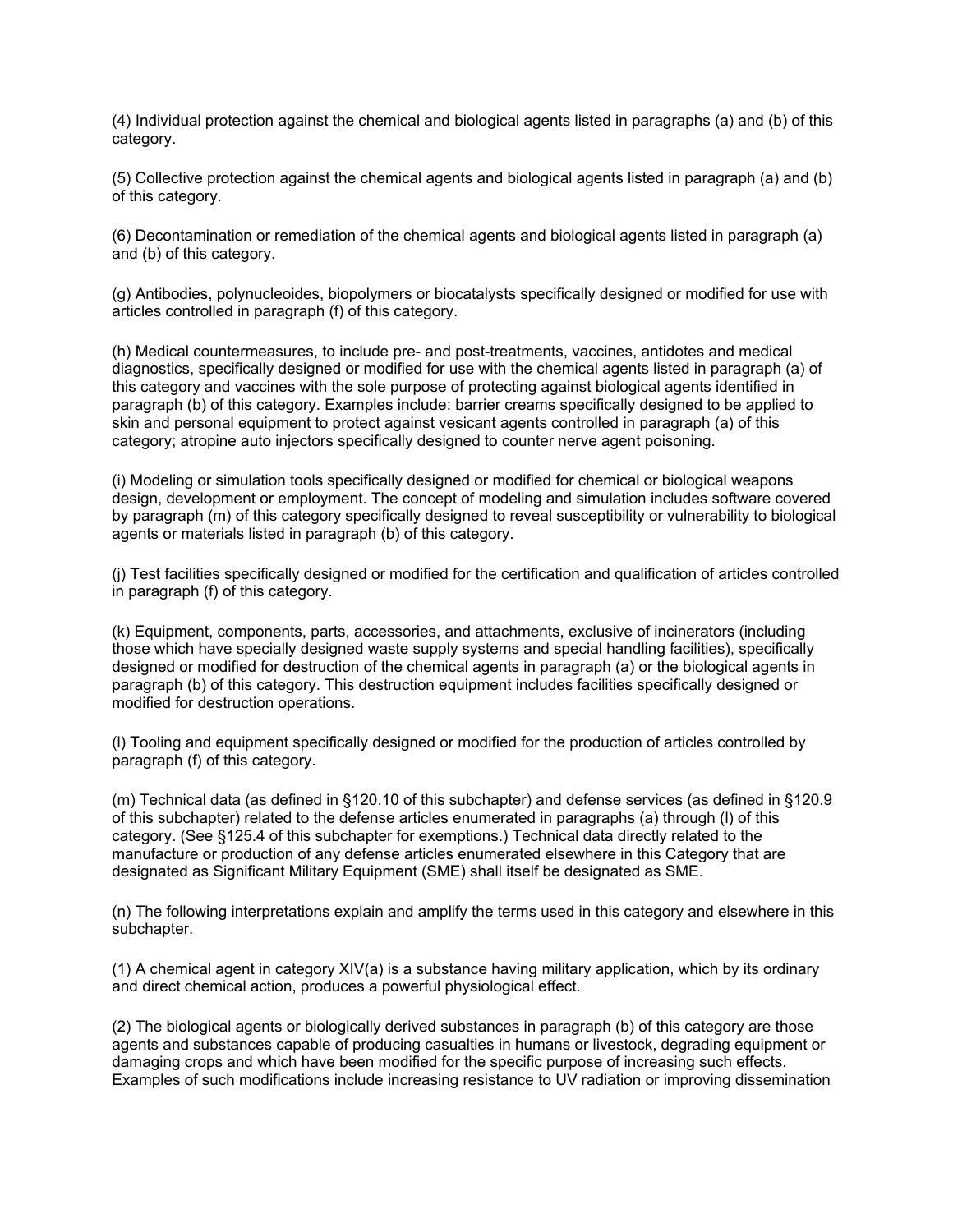(4) Individual protection against the chemical and biological agents listed in paragraphs (a) and (b) of this category.

(5) Collective protection against the chemical agents and biological agents listed in paragraph (a) and (b) of this category.

(6) Decontamination or remediation of the chemical agents and biological agents listed in paragraph (a) and (b) of this category.

(g) Antibodies, polynucleoides, biopolymers or biocatalysts specifically designed or modified for use with articles controlled in paragraph (f) of this category.

(h) Medical countermeasures, to include pre- and post-treatments, vaccines, antidotes and medical diagnostics, specifically designed or modified for use with the chemical agents listed in paragraph (a) of this category and vaccines with the sole purpose of protecting against biological agents identified in paragraph (b) of this category. Examples include: barrier creams specifically designed to be applied to skin and personal equipment to protect against vesicant agents controlled in paragraph (a) of this category; atropine auto injectors specifically designed to counter nerve agent poisoning.

(i) Modeling or simulation tools specifically designed or modified for chemical or biological weapons design, development or employment. The concept of modeling and simulation includes software covered by paragraph (m) of this category specifically designed to reveal susceptibility or vulnerability to biological agents or materials listed in paragraph (b) of this category.

(j) Test facilities specifically designed or modified for the certification and qualification of articles controlled in paragraph (f) of this category.

(k) Equipment, components, parts, accessories, and attachments, exclusive of incinerators (including those which have specially designed waste supply systems and special handling facilities), specifically designed or modified for destruction of the chemical agents in paragraph (a) or the biological agents in paragraph (b) of this category. This destruction equipment includes facilities specifically designed or modified for destruction operations.

(l) Tooling and equipment specifically designed or modified for the production of articles controlled by paragraph (f) of this category.

(m) Technical data (as defined in §120.10 of this subchapter) and defense services (as defined in §120.9 of this subchapter) related to the defense articles enumerated in paragraphs (a) through (l) of this category. (See §125.4 of this subchapter for exemptions.) Technical data directly related to the manufacture or production of any defense articles enumerated elsewhere in this Category that are designated as Significant Military Equipment (SME) shall itself be designated as SME.

(n) The following interpretations explain and amplify the terms used in this category and elsewhere in this subchapter.

(1) A chemical agent in category XIV(a) is a substance having military application, which by its ordinary and direct chemical action, produces a powerful physiological effect.

(2) The biological agents or biologically derived substances in paragraph (b) of this category are those agents and substances capable of producing casualties in humans or livestock, degrading equipment or damaging crops and which have been modified for the specific purpose of increasing such effects. Examples of such modifications include increasing resistance to UV radiation or improving dissemination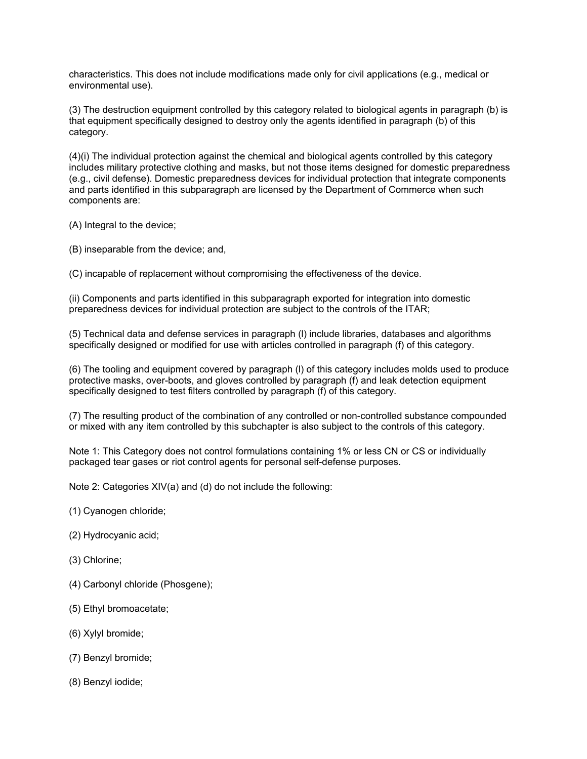characteristics. This does not include modifications made only for civil applications (e.g., medical or environmental use).

(3) The destruction equipment controlled by this category related to biological agents in paragraph (b) is that equipment specifically designed to destroy only the agents identified in paragraph (b) of this category.

(4)(i) The individual protection against the chemical and biological agents controlled by this category includes military protective clothing and masks, but not those items designed for domestic preparedness (e.g., civil defense). Domestic preparedness devices for individual protection that integrate components and parts identified in this subparagraph are licensed by the Department of Commerce when such components are:

(A) Integral to the device;

(B) inseparable from the device; and,

(C) incapable of replacement without compromising the effectiveness of the device.

(ii) Components and parts identified in this subparagraph exported for integration into domestic preparedness devices for individual protection are subject to the controls of the ITAR;

(5) Technical data and defense services in paragraph (l) include libraries, databases and algorithms specifically designed or modified for use with articles controlled in paragraph (f) of this category.

(6) The tooling and equipment covered by paragraph (l) of this category includes molds used to produce protective masks, over-boots, and gloves controlled by paragraph (f) and leak detection equipment specifically designed to test filters controlled by paragraph (f) of this category.

(7) The resulting product of the combination of any controlled or non-controlled substance compounded or mixed with any item controlled by this subchapter is also subject to the controls of this category.

Note 1: This Category does not control formulations containing 1% or less CN or CS or individually packaged tear gases or riot control agents for personal self-defense purposes.

Note 2: Categories XIV(a) and (d) do not include the following:

(1) Cyanogen chloride;

(2) Hydrocyanic acid;

(3) Chlorine;

(4) Carbonyl chloride (Phosgene);

(5) Ethyl bromoacetate;

(6) Xylyl bromide;

(7) Benzyl bromide;

(8) Benzyl iodide;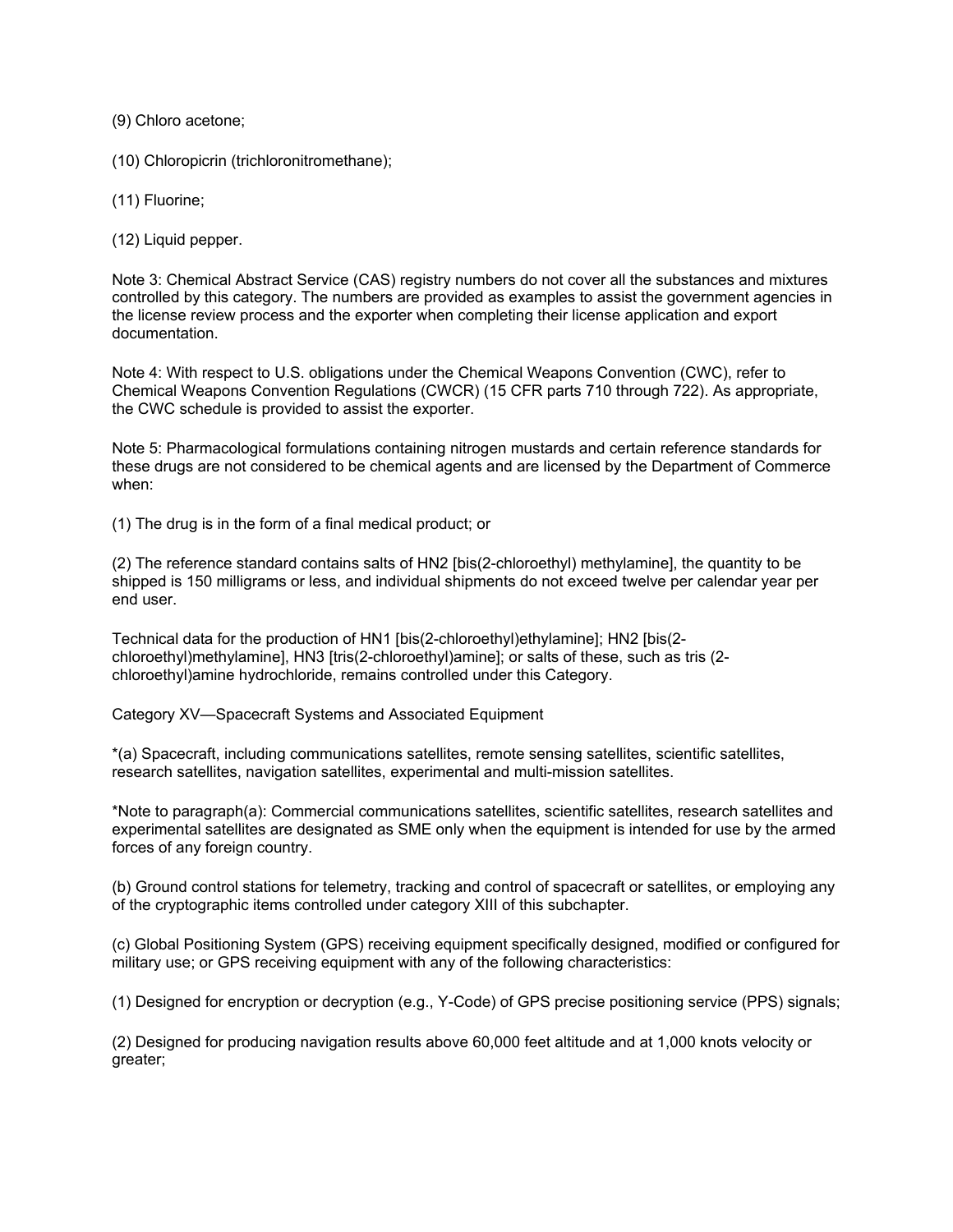(9) Chloro acetone;

(10) Chloropicrin (trichloronitromethane);

(11) Fluorine;

(12) Liquid pepper.

Note 3: Chemical Abstract Service (CAS) registry numbers do not cover all the substances and mixtures controlled by this category. The numbers are provided as examples to assist the government agencies in the license review process and the exporter when completing their license application and export documentation.

Note 4: With respect to U.S. obligations under the Chemical Weapons Convention (CWC), refer to Chemical Weapons Convention Regulations (CWCR) (15 CFR parts 710 through 722). As appropriate, the CWC schedule is provided to assist the exporter.

Note 5: Pharmacological formulations containing nitrogen mustards and certain reference standards for these drugs are not considered to be chemical agents and are licensed by the Department of Commerce when:

(1) The drug is in the form of a final medical product; or

(2) The reference standard contains salts of HN2 [bis(2-chloroethyl) methylamine], the quantity to be shipped is 150 milligrams or less, and individual shipments do not exceed twelve per calendar year per end user.

Technical data for the production of HN1 [bis(2-chloroethyl)ethylamine]; HN2 [bis(2-chloroethyl)methylamine], HN3 [tris(2-chloroethyl)amine]; or salts of these, such as tris (2-chloroethyl)amine hydrochloride, remains controlled under this Category.

Category XV—Spacecraft Systems and Associated Equipment

*(a) Spacecraft, including communications satellites, remote sensing satellites, scientific satellites, research satellites, navigation satellites, experimental and multi-mission satellites.

*Note to paragraph(a): Commercial communications satellites, scientific satellites, research satellites and experimental satellites are designated as SME only when the equipment is intended for use by the armed forces of any foreign country.

(b) Ground control stations for telemetry, tracking and control of spacecraft or satellites, or employing any of the cryptographic items controlled under category XIII of this subchapter.

(c) Global Positioning System (GPS) receiving equipment specifically designed, modified or configured for military use; or GPS receiving equipment with any of the following characteristics:

(1) Designed for encryption or decryption (e.g., Y-Code) of GPS precise positioning service (PPS) signals;

(2) Designed for producing navigation results above 60,000 feet altitude and at 1,000 knots velocity or greater;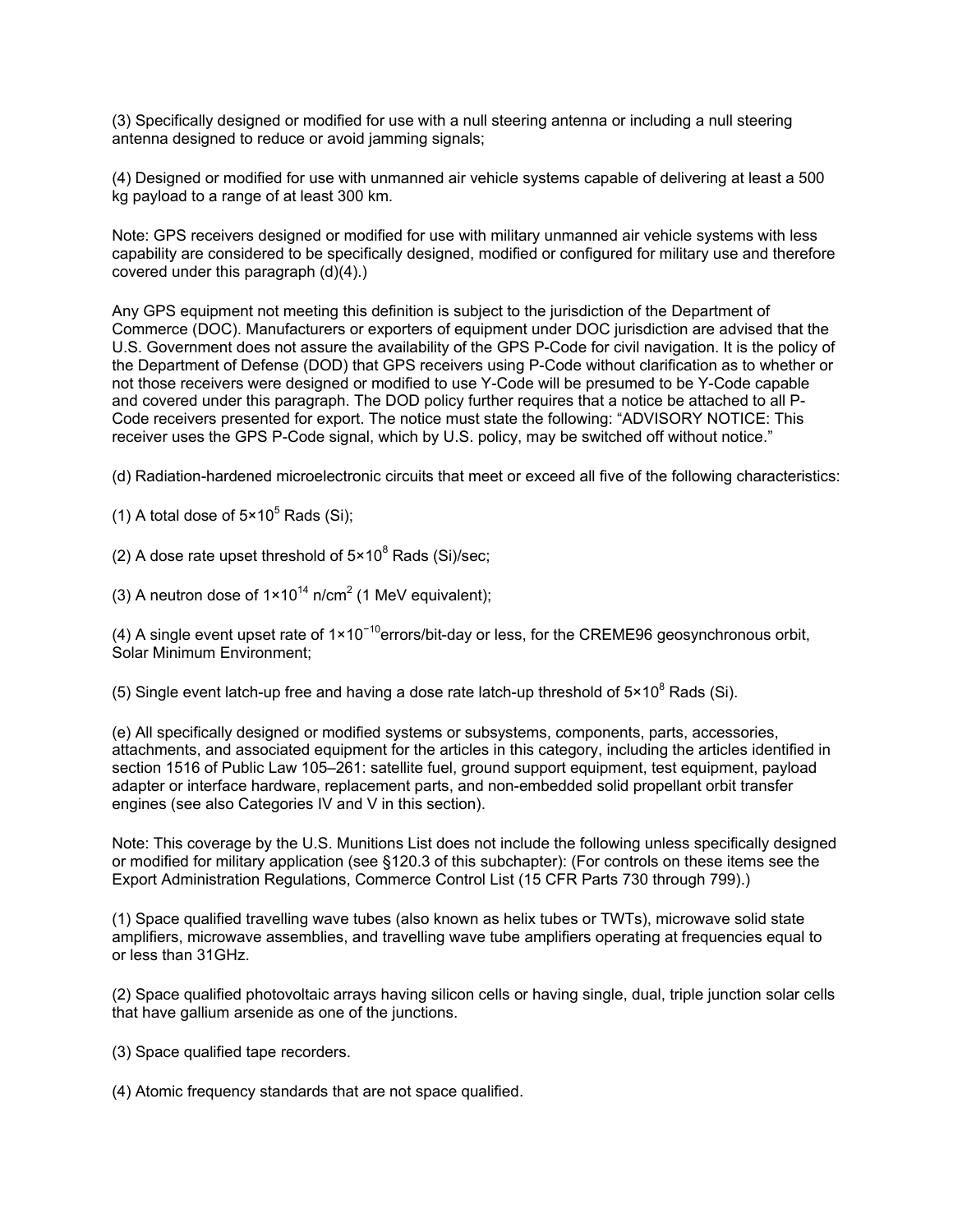(3) Specifically designed or modified for use with a null steering antenna or including a null steering antenna designed to reduce or avoid jamming signals;

(4) Designed or modified for use with unmanned air vehicle systems capable of delivering at least a 500 kg payload to a range of at least 300 km.

Note: GPS receivers designed or modified for use with military unmanned air vehicle systems with less capability are considered to be specifically designed, modified or configured for military use and therefore covered under this paragraph (d)(4).)

Any GPS equipment not meeting this definition is subject to the jurisdiction of the Department of Commerce (DOC). Manufacturers or exporters of equipment under DOC jurisdiction are advised that the U.S. Government does not assure the availability of the GPS P-Code for civil navigation. It is the policy of the Department of Defense (DOD) that GPS receivers using P-Code without clarification as to whether or not those receivers were designed or modified to use Y-Code will be presumed to be Y-Code capable and covered under this paragraph. The DOD policy further requires that a notice be attached to all P-Code receivers presented for export. The notice must state the following: "ADVISORY NOTICE: This receiver uses the GPS P-Code signal, which by U.S. policy, may be switched off without notice."

(d) Radiation-hardened microelectronic circuits that meet or exceed all five of the following characteristics:

(1) A total dose of $5\times10^5$ Rads (Si);

(2) A dose rate upset threshold of $5\times10^8$ Rads (Si)/sec;

(3) A neutron dose of $1\times10^{14}$ n/cm$^2$ (1 MeV equivalent);

(4) A single event upset rate of $1\times10^{-10}$errors/bit-day or less, for the CREME96 geosynchronous orbit, Solar Minimum Environment;

(5) Single event latch-up free and having a dose rate latch-up threshold of $5\times10^8$ Rads (Si).

(e) All specifically designed or modified systems or subsystems, components, parts, accessories, attachments, and associated equipment for the articles in this category, including the articles identified in section 1516 of Public Law 105–261: satellite fuel, ground support equipment, test equipment, payload adapter or interface hardware, replacement parts, and non-embedded solid propellant orbit transfer engines (see also Categories IV and V in this section).

Note: This coverage by the U.S. Munitions List does not include the following unless specifically designed or modified for military application (see §120.3 of this subchapter): (For controls on these items see the Export Administration Regulations, Commerce Control List (15 CFR Parts 730 through 799).)

(1) Space qualified travelling wave tubes (also known as helix tubes or TWTs), microwave solid state amplifiers, microwave assemblies, and travelling wave tube amplifiers operating at frequencies equal to or less than 31GHz.

(2) Space qualified photovoltaic arrays having silicon cells or having single, dual, triple junction solar cells that have gallium arsenide as one of the junctions.

(3) Space qualified tape recorders.

(4) Atomic frequency standards that are not space qualified.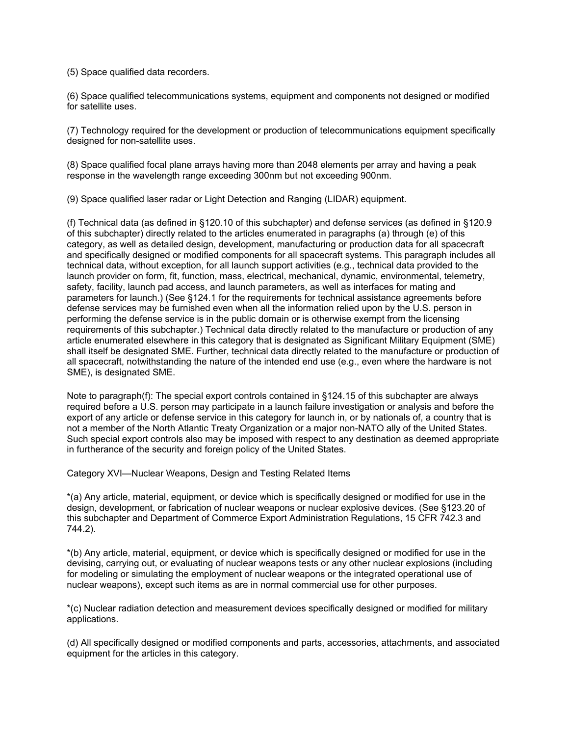(5) Space qualified data recorders.

(6) Space qualified telecommunications systems, equipment and components not designed or modified for satellite uses.

(7) Technology required for the development or production of telecommunications equipment specifically designed for non-satellite uses.

(8) Space qualified focal plane arrays having more than 2048 elements per array and having a peak response in the wavelength range exceeding 300nm but not exceeding 900nm.

(9) Space qualified laser radar or Light Detection and Ranging (LIDAR) equipment.

(f) Technical data (as defined in §120.10 of this subchapter) and defense services (as defined in §120.9 of this subchapter) directly related to the articles enumerated in paragraphs (a) through (e) of this category, as well as detailed design, development, manufacturing or production data for all spacecraft and specifically designed or modified components for all spacecraft systems. This paragraph includes all technical data, without exception, for all launch support activities (e.g., technical data provided to the launch provider on form, fit, function, mass, electrical, mechanical, dynamic, environmental, telemetry, safety, facility, launch pad access, and launch parameters, as well as interfaces for mating and parameters for launch.) (See §124.1 for the requirements for technical assistance agreements before defense services may be furnished even when all the information relied upon by the U.S. person in performing the defense service is in the public domain or is otherwise exempt from the licensing requirements of this subchapter.) Technical data directly related to the manufacture or production of any article enumerated elsewhere in this category that is designated as Significant Military Equipment (SME) shall itself be designated SME. Further, technical data directly related to the manufacture or production of all spacecraft, notwithstanding the nature of the intended end use (e.g., even where the hardware is not SME), is designated SME.

Note to paragraph(f): The special export controls contained in §124.15 of this subchapter are always required before a U.S. person may participate in a launch failure investigation or analysis and before the export of any article or defense service in this category for launch in, or by nationals of, a country that is not a member of the North Atlantic Treaty Organization or a major non-NATO ally of the United States. Such special export controls also may be imposed with respect to any destination as deemed appropriate in furtherance of the security and foreign policy of the United States.

Category XVI—Nuclear Weapons, Design and Testing Related Items

*(a) Any article, material, equipment, or device which is specifically designed or modified for use in the design, development, or fabrication of nuclear weapons or nuclear explosive devices. (See §123.20 of this subchapter and Department of Commerce Export Administration Regulations, 15 CFR 742.3 and 744.2).

*(b) Any article, material, equipment, or device which is specifically designed or modified for use in the devising, carrying out, or evaluating of nuclear weapons tests or any other nuclear explosions (including for modeling or simulating the employment of nuclear weapons or the integrated operational use of nuclear weapons), except such items as are in normal commercial use for other purposes.

*(c) Nuclear radiation detection and measurement devices specifically designed or modified for military applications.

(d) All specifically designed or modified components and parts, accessories, attachments, and associated equipment for the articles in this category.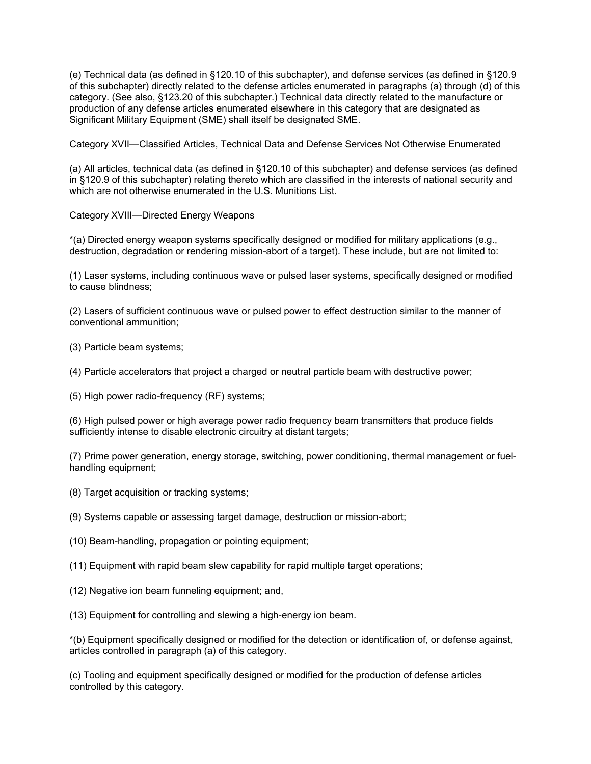(e) Technical data (as defined in §120.10 of this subchapter), and defense services (as defined in §120.9 of this subchapter) directly related to the defense articles enumerated in paragraphs (a) through (d) of this category. (See also, §123.20 of this subchapter.) Technical data directly related to the manufacture or production of any defense articles enumerated elsewhere in this category that are designated as Significant Military Equipment (SME) shall itself be designated SME.

Category XVII—Classified Articles, Technical Data and Defense Services Not Otherwise Enumerated

(a) All articles, technical data (as defined in §120.10 of this subchapter) and defense services (as defined in §120.9 of this subchapter) relating thereto which are classified in the interests of national security and which are not otherwise enumerated in the U.S. Munitions List.

Category XVIII—Directed Energy Weapons

*(a) Directed energy weapon systems specifically designed or modified for military applications (e.g., destruction, degradation or rendering mission-abort of a target). These include, but are not limited to:

(1) Laser systems, including continuous wave or pulsed laser systems, specifically designed or modified to cause blindness;

(2) Lasers of sufficient continuous wave or pulsed power to effect destruction similar to the manner of conventional ammunition;

(3) Particle beam systems;

(4) Particle accelerators that project a charged or neutral particle beam with destructive power;

(5) High power radio-frequency (RF) systems;

(6) High pulsed power or high average power radio frequency beam transmitters that produce fields sufficiently intense to disable electronic circuitry at distant targets;

(7) Prime power generation, energy storage, switching, power conditioning, thermal management or fuel-handling equipment;

(8) Target acquisition or tracking systems;

(9) Systems capable or assessing target damage, destruction or mission-abort;

(10) Beam-handling, propagation or pointing equipment;

(11) Equipment with rapid beam slew capability for rapid multiple target operations;

(12) Negative ion beam funneling equipment; and,

(13) Equipment for controlling and slewing a high-energy ion beam.

*(b) Equipment specifically designed or modified for the detection or identification of, or defense against, articles controlled in paragraph (a) of this category.

(c) Tooling and equipment specifically designed or modified for the production of defense articles controlled by this category.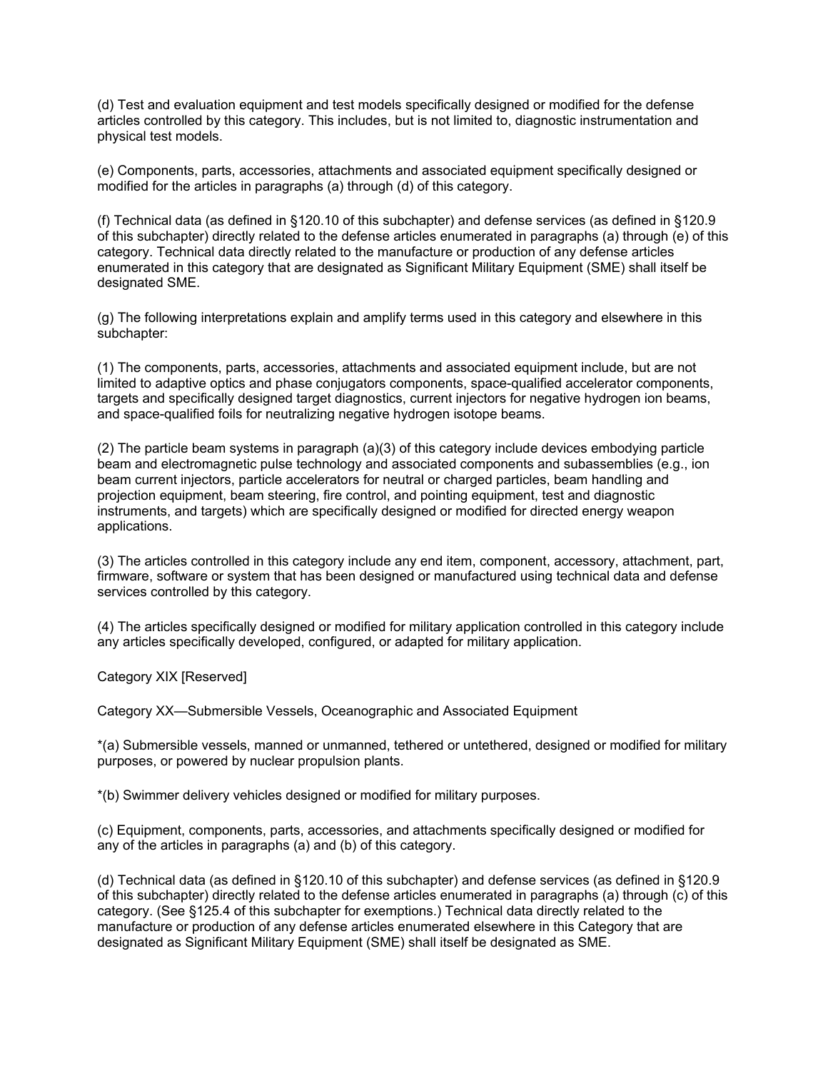(d) Test and evaluation equipment and test models specifically designed or modified for the defense articles controlled by this category. This includes, but is not limited to, diagnostic instrumentation and physical test models.

(e) Components, parts, accessories, attachments and associated equipment specifically designed or modified for the articles in paragraphs (a) through (d) of this category.

(f) Technical data (as defined in §120.10 of this subchapter) and defense services (as defined in §120.9 of this subchapter) directly related to the defense articles enumerated in paragraphs (a) through (e) of this category. Technical data directly related to the manufacture or production of any defense articles enumerated in this category that are designated as Significant Military Equipment (SME) shall itself be designated SME.

(g) The following interpretations explain and amplify terms used in this category and elsewhere in this subchapter:

(1) The components, parts, accessories, attachments and associated equipment include, but are not limited to adaptive optics and phase conjugators components, space-qualified accelerator components, targets and specifically designed target diagnostics, current injectors for negative hydrogen ion beams, and space-qualified foils for neutralizing negative hydrogen isotope beams.

(2) The particle beam systems in paragraph (a)(3) of this category include devices embodying particle beam and electromagnetic pulse technology and associated components and subassemblies (e.g., ion beam current injectors, particle accelerators for neutral or charged particles, beam handling and projection equipment, beam steering, fire control, and pointing equipment, test and diagnostic instruments, and targets) which are specifically designed or modified for directed energy weapon applications.

(3) The articles controlled in this category include any end item, component, accessory, attachment, part, firmware, software or system that has been designed or manufactured using technical data and defense services controlled by this category.

(4) The articles specifically designed or modified for military application controlled in this category include any articles specifically developed, configured, or adapted for military application.

Category XIX [Reserved]

Category XX—Submersible Vessels, Oceanographic and Associated Equipment

*(a) Submersible vessels, manned or unmanned, tethered or untethered, designed or modified for military purposes, or powered by nuclear propulsion plants.

*(b) Swimmer delivery vehicles designed or modified for military purposes.

(c) Equipment, components, parts, accessories, and attachments specifically designed or modified for any of the articles in paragraphs (a) and (b) of this category.

(d) Technical data (as defined in §120.10 of this subchapter) and defense services (as defined in §120.9 of this subchapter) directly related to the defense articles enumerated in paragraphs (a) through (c) of this category. (See §125.4 of this subchapter for exemptions.) Technical data directly related to the manufacture or production of any defense articles enumerated elsewhere in this Category that are designated as Significant Military Equipment (SME) shall itself be designated as SME.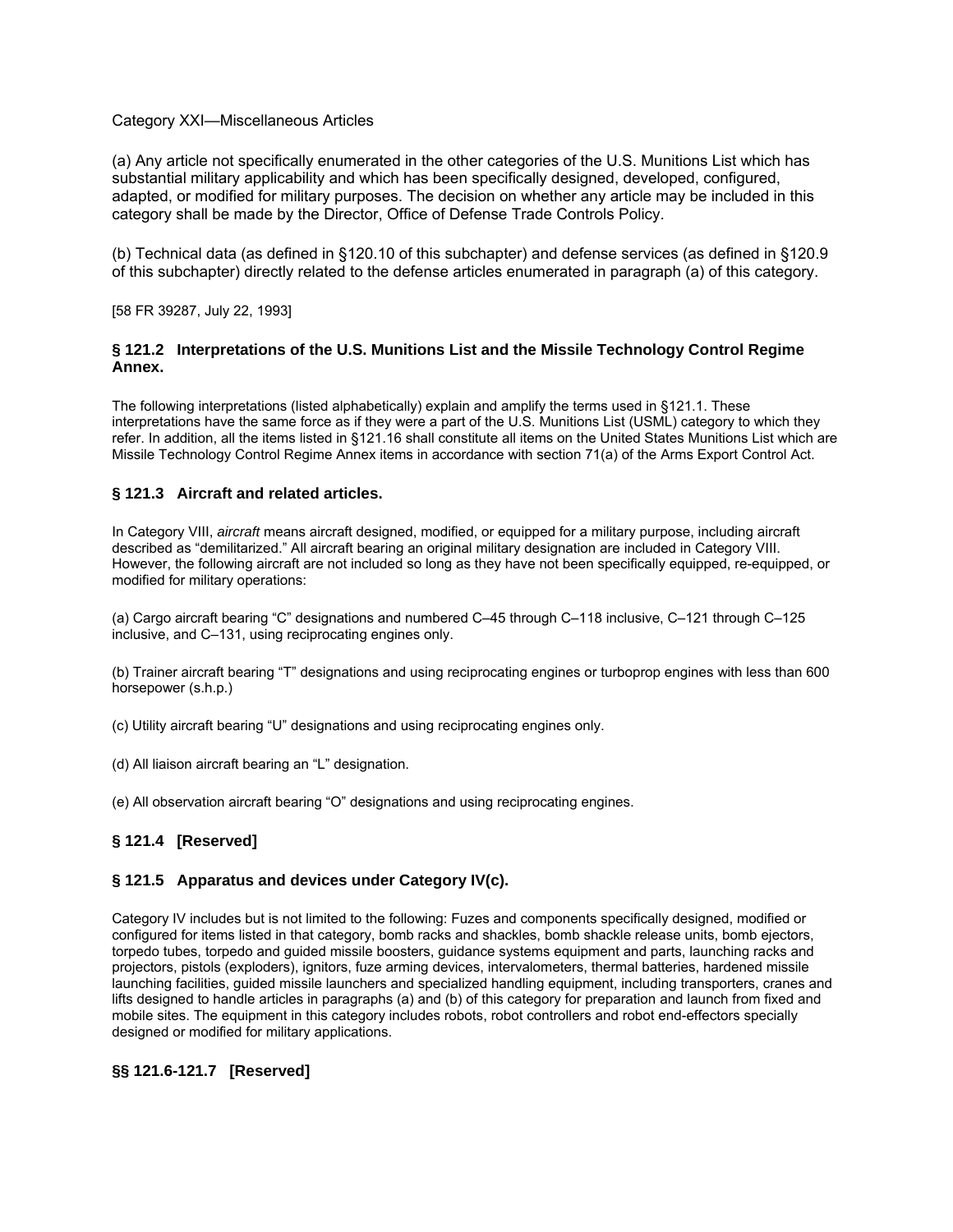Category XXI—Miscellaneous Articles

(a) Any article not specifically enumerated in the other categories of the U.S. Munitions List which has substantial military applicability and which has been specifically designed, developed, configured, adapted, or modified for military purposes. The decision on whether any article may be included in this category shall be made by the Director, Office of Defense Trade Controls Policy.

(b) Technical data (as defined in §120.10 of this subchapter) and defense services (as defined in §120.9 of this subchapter) directly related to the defense articles enumerated in paragraph (a) of this category.

[58 FR 39287, July 22, 1993]

### § 121.2 Interpretations of the U.S. Munitions List and the Missile Technology Control Regime Annex.

The following interpretations (listed alphabetically) explain and amplify the terms used in §121.1. These interpretations have the same force as if they were a part of the U.S. Munitions List (USML) category to which they refer. In addition, all the items listed in §121.16 shall constitute all items on the United States Munitions List which are Missile Technology Control Regime Annex items in accordance with section 71(a) of the Arms Export Control Act.

### § 121.3 Aircraft and related articles.

In Category VIII, *aircraft* means aircraft designed, modified, or equipped for a military purpose, including aircraft described as "demilitarized." All aircraft bearing an original military designation are included in Category VIII. However, the following aircraft are not included so long as they have not been specifically equipped, re-equipped, or modified for military operations:

(a) Cargo aircraft bearing "C" designations and numbered C–45 through C–118 inclusive, C–121 through C–125 inclusive, and C–131, using reciprocating engines only.

(b) Trainer aircraft bearing "T" designations and using reciprocating engines or turboprop engines with less than 600 horsepower (s.h.p.)

(c) Utility aircraft bearing "U" designations and using reciprocating engines only.

(d) All liaison aircraft bearing an "L" designation.

(e) All observation aircraft bearing "O" designations and using reciprocating engines.

### § 121.4 [Reserved]

### § 121.5 Apparatus and devices under Category IV(c).

Category IV includes but is not limited to the following: Fuzes and components specifically designed, modified or configured for items listed in that category, bomb racks and shackles, bomb shackle release units, bomb ejectors, torpedo tubes, torpedo and guided missile boosters, guidance systems equipment and parts, launching racks and projectors, pistols (exploders), ignitors, fuze arming devices, intervalometers, thermal batteries, hardened missile launching facilities, guided missile launchers and specialized handling equipment, including transporters, cranes and lifts designed to handle articles in paragraphs (a) and (b) of this category for preparation and launch from fixed and mobile sites. The equipment in this category includes robots, robot controllers and robot end-effectors specially designed or modified for military applications.

### §§ 121.6-121.7 [Reserved]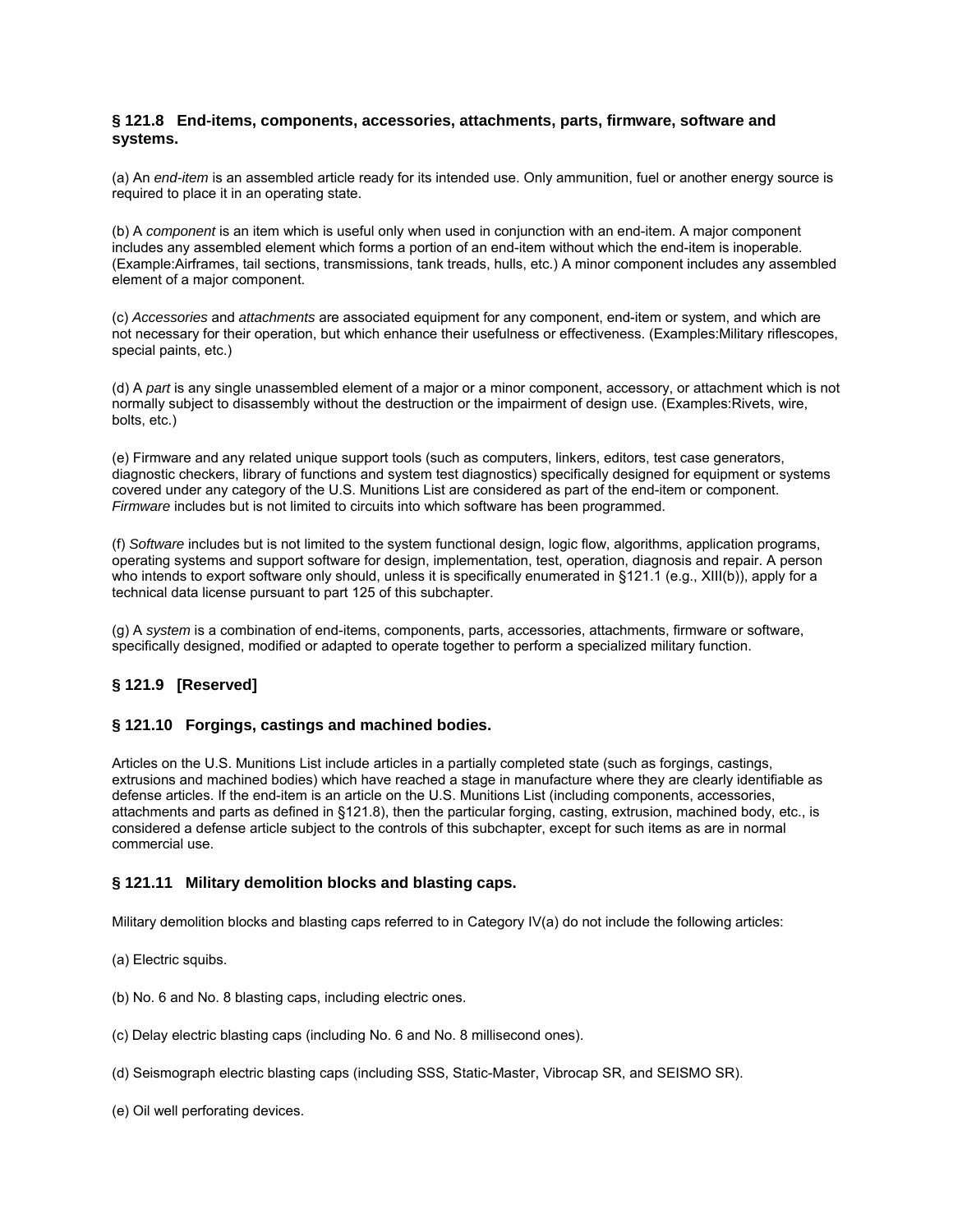### § 121.8 End-items, components, accessories, attachments, parts, firmware, software and systems.

(a) An *end-item* is an assembled article ready for its intended use. Only ammunition, fuel or another energy source is required to place it in an operating state.

(b) A *component* is an item which is useful only when used in conjunction with an end-item. A major component includes any assembled element which forms a portion of an end-item without which the end-item is inoperable. (Example:Airframes, tail sections, transmissions, tank treads, hulls, etc.) A minor component includes any assembled element of a major component.

(c) *Accessories* and *attachments* are associated equipment for any component, end-item or system, and which are not necessary for their operation, but which enhance their usefulness or effectiveness. (Examples:Military riflescopes, special paints, etc.)

(d) A *part* is any single unassembled element of a major or a minor component, accessory, or attachment which is not normally subject to disassembly without the destruction or the impairment of design use. (Examples:Rivets, wire, bolts, etc.)

(e) Firmware and any related unique support tools (such as computers, linkers, editors, test case generators, diagnostic checkers, library of functions and system test diagnostics) specifically designed for equipment or systems covered under any category of the U.S. Munitions List are considered as part of the end-item or component. *Firmware* includes but is not limited to circuits into which software has been programmed.

(f) *Software* includes but is not limited to the system functional design, logic flow, algorithms, application programs, operating systems and support software for design, implementation, test, operation, diagnosis and repair. A person who intends to export software only should, unless it is specifically enumerated in §121.1 (e.g., XIII(b)), apply for a technical data license pursuant to part 125 of this subchapter.

(g) A *system* is a combination of end-items, components, parts, accessories, attachments, firmware or software, specifically designed, modified or adapted to operate together to perform a specialized military function.

### § 121.9 [Reserved]

### § 121.10 Forgings, castings and machined bodies.

Articles on the U.S. Munitions List include articles in a partially completed state (such as forgings, castings, extrusions and machined bodies) which have reached a stage in manufacture where they are clearly identifiable as defense articles. If the end-item is an article on the U.S. Munitions List (including components, accessories, attachments and parts as defined in §121.8), then the particular forging, casting, extrusion, machined body, etc., is considered a defense article subject to the controls of this subchapter, except for such items as are in normal commercial use.

### § 121.11 Military demolition blocks and blasting caps.

Military demolition blocks and blasting caps referred to in Category IV(a) do not include the following articles:

(a) Electric squibs.

(b) No. 6 and No. 8 blasting caps, including electric ones.

(c) Delay electric blasting caps (including No. 6 and No. 8 millisecond ones).

(d) Seismograph electric blasting caps (including SSS, Static-Master, Vibrocap SR, and SEISMO SR).

(e) Oil well perforating devices.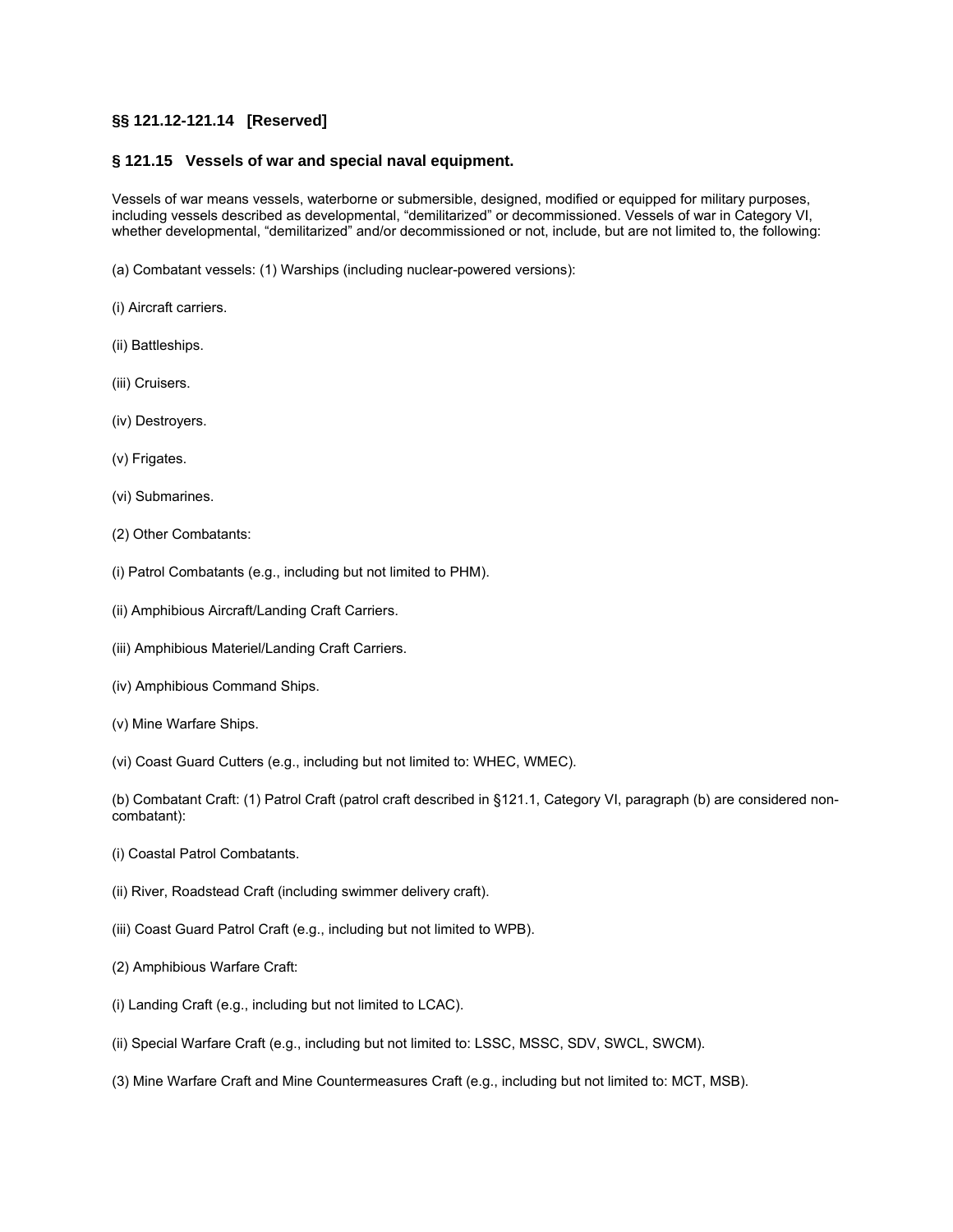### §§ 121.12-121.14 [Reserved]

### § 121.15 Vessels of war and special naval equipment.

Vessels of war means vessels, waterborne or submersible, designed, modified or equipped for military purposes, including vessels described as developmental, “demilitarized” or decommissioned. Vessels of war in Category VI, whether developmental, “demilitarized” and/or decommissioned or not, include, but are not limited to, the following:

(a) Combatant vessels: (1) Warships (including nuclear-powered versions):

(i) Aircraft carriers.

(ii) Battleships.

(iii) Cruisers.

(iv) Destroyers.

(v) Frigates.

(vi) Submarines.

(2) Other Combatants:

(i) Patrol Combatants (e.g., including but not limited to PHM).

(ii) Amphibious Aircraft/Landing Craft Carriers.

(iii) Amphibious Materiel/Landing Craft Carriers.

(iv) Amphibious Command Ships.

(v) Mine Warfare Ships.

(vi) Coast Guard Cutters (e.g., including but not limited to: WHEC, WMEC).

(b) Combatant Craft: (1) Patrol Craft (patrol craft described in §121.1, Category VI, paragraph (b) are considered non-combatant):

(i) Coastal Patrol Combatants.

(ii) River, Roadstead Craft (including swimmer delivery craft).

(iii) Coast Guard Patrol Craft (e.g., including but not limited to WPB).

(2) Amphibious Warfare Craft:

(i) Landing Craft (e.g., including but not limited to LCAC).

(ii) Special Warfare Craft (e.g., including but not limited to: LSSC, MSSC, SDV, SWCL, SWCM).

(3) Mine Warfare Craft and Mine Countermeasures Craft (e.g., including but not limited to: MCT, MSB).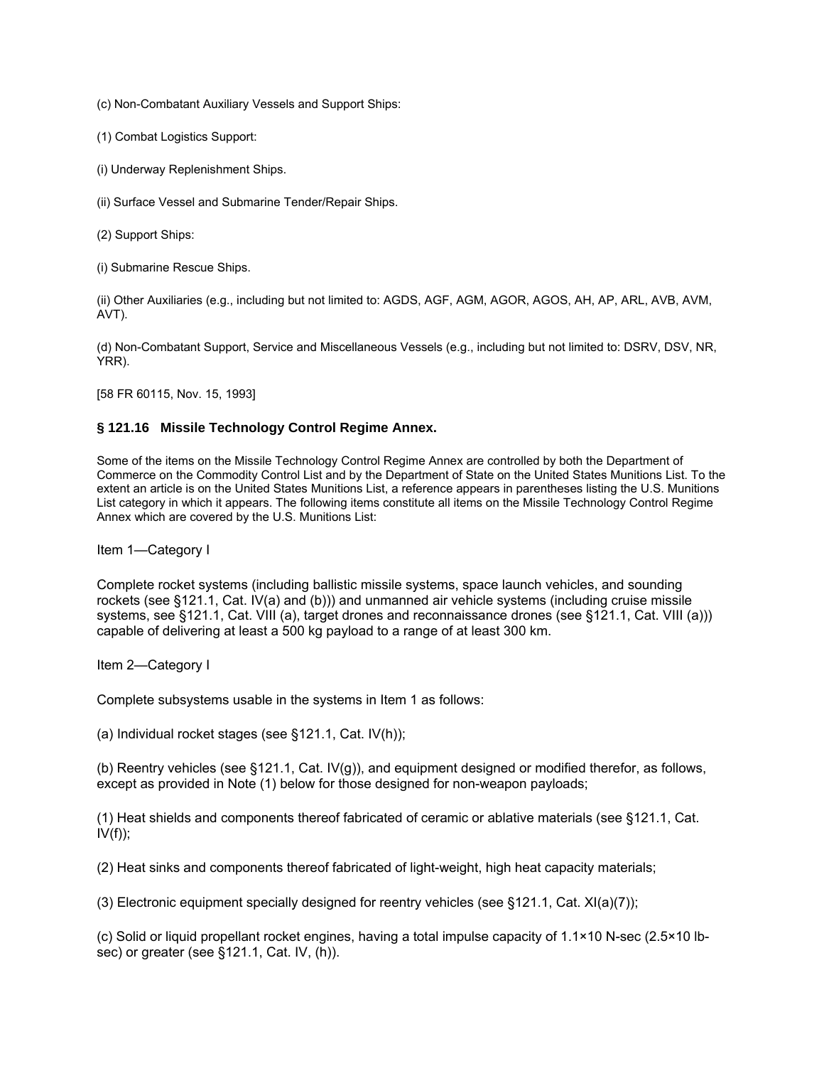(c) Non-Combatant Auxiliary Vessels and Support Ships:

(1) Combat Logistics Support:

(i) Underway Replenishment Ships.

(ii) Surface Vessel and Submarine Tender/Repair Ships.

(2) Support Ships:

(i) Submarine Rescue Ships.

(ii) Other Auxiliaries (e.g., including but not limited to: AGDS, AGF, AGM, AGOR, AGOS, AH, AP, ARL, AVB, AVM, AVT).

(d) Non-Combatant Support, Service and Miscellaneous Vessels (e.g., including but not limited to: DSRV, DSV, NR, YRR).

[58 FR 60115, Nov. 15, 1993]

### § 121.16 Missile Technology Control Regime Annex.

Some of the items on the Missile Technology Control Regime Annex are controlled by both the Department of Commerce on the Commodity Control List and by the Department of State on the United States Munitions List. To the extent an article is on the United States Munitions List, a reference appears in parentheses listing the U.S. Munitions List category in which it appears. The following items constitute all items on the Missile Technology Control Regime Annex which are covered by the U.S. Munitions List:

Item 1—Category I

Complete rocket systems (including ballistic missile systems, space launch vehicles, and sounding rockets (see §121.1, Cat. IV(a) and (b))) and unmanned air vehicle systems (including cruise missile systems, see §121.1, Cat. VIII (a), target drones and reconnaissance drones (see §121.1, Cat. VIII (a))) capable of delivering at least a 500 kg payload to a range of at least 300 km.

Item 2—Category I

Complete subsystems usable in the systems in Item 1 as follows:

(a) Individual rocket stages (see §121.1, Cat. IV(h));

(b) Reentry vehicles (see §121.1, Cat. IV(g)), and equipment designed or modified therefor, as follows, except as provided in Note (1) below for those designed for non-weapon payloads;

(1) Heat shields and components thereof fabricated of ceramic or ablative materials (see §121.1, Cat. IV(f));

(2) Heat sinks and components thereof fabricated of light-weight, high heat capacity materials;

(3) Electronic equipment specially designed for reentry vehicles (see §121.1, Cat. XI(a)(7));

(c) Solid or liquid propellant rocket engines, having a total impulse capacity of 1.1×10 N-sec (2.5×10 lb-sec) or greater (see §121.1, Cat. IV, (h)).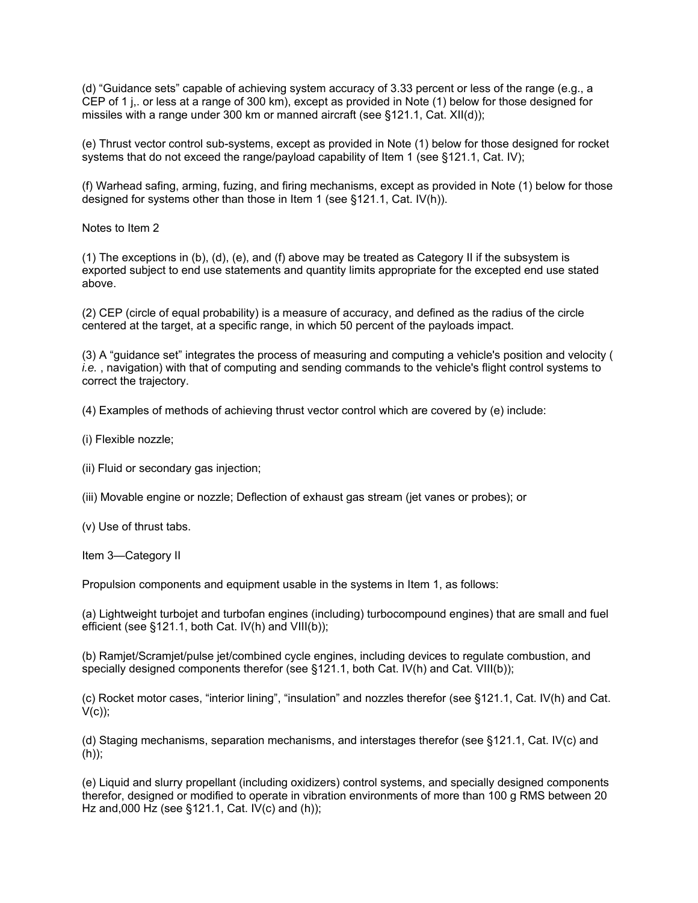(d) “Guidance sets” capable of achieving system accuracy of 3.33 percent or less of the range (e.g., a CEP of 1 j,. or less at a range of 300 km), except as provided in Note (1) below for those designed for missiles with a range under 300 km or manned aircraft (see §121.1, Cat. XII(d));

(e) Thrust vector control sub-systems, except as provided in Note (1) below for those designed for rocket systems that do not exceed the range/payload capability of Item 1 (see §121.1, Cat. IV);

(f) Warhead safing, arming, fuzing, and firing mechanisms, except as provided in Note (1) below for those designed for systems other than those in Item 1 (see §121.1, Cat. IV(h)).

Notes to Item 2

(1) The exceptions in (b), (d), (e), and (f) above may be treated as Category II if the subsystem is exported subject to end use statements and quantity limits appropriate for the excepted end use stated above.

(2) CEP (circle of equal probability) is a measure of accuracy, and defined as the radius of the circle centered at the target, at a specific range, in which 50 percent of the payloads impact.

(3) A “guidance set” integrates the process of measuring and computing a vehicle's position and velocity ( *i.e.* , navigation) with that of computing and sending commands to the vehicle's flight control systems to correct the trajectory.

(4) Examples of methods of achieving thrust vector control which are covered by (e) include:

(i) Flexible nozzle;

(ii) Fluid or secondary gas injection;

(iii) Movable engine or nozzle; Deflection of exhaust gas stream (jet vanes or probes); or

(v) Use of thrust tabs.

Item 3—Category II

Propulsion components and equipment usable in the systems in Item 1, as follows:

(a) Lightweight turbojet and turbofan engines (including) turbocompound engines) that are small and fuel efficient (see §121.1, both Cat. IV(h) and VIII(b));

(b) Ramjet/Scramjet/pulse jet/combined cycle engines, including devices to regulate combustion, and specially designed components therefor (see §121.1, both Cat. IV(h) and Cat. VIII(b));

(c) Rocket motor cases, “interior lining”, “insulation” and nozzles therefor (see §121.1, Cat. IV(h) and Cat. V(c));

(d) Staging mechanisms, separation mechanisms, and interstages therefor (see §121.1, Cat. IV(c) and (h));

(e) Liquid and slurry propellant (including oxidizers) control systems, and specially designed components therefor, designed or modified to operate in vibration environments of more than 100 g RMS between 20 Hz and,000 Hz (see §121.1, Cat. IV(c) and (h));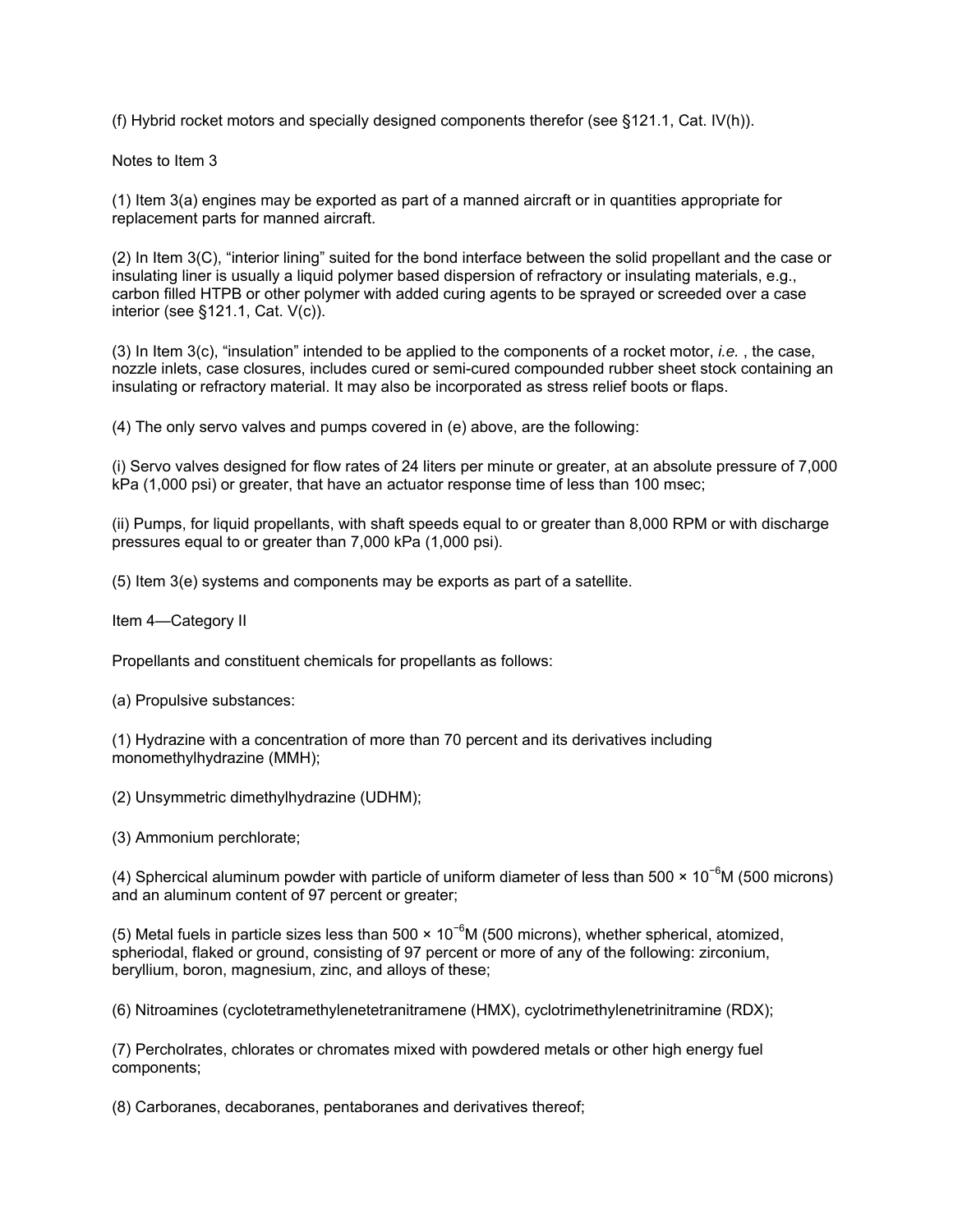(f) Hybrid rocket motors and specially designed components therefor (see §121.1, Cat. IV(h)).

Notes to Item 3

(1) Item 3(a) engines may be exported as part of a manned aircraft or in quantities appropriate for replacement parts for manned aircraft.

(2) In Item 3(C), “interior lining” suited for the bond interface between the solid propellant and the case or insulating liner is usually a liquid polymer based dispersion of refractory or insulating materials, e.g., carbon filled HTPB or other polymer with added curing agents to be sprayed or screeded over a case interior (see §121.1, Cat. V(c)).

(3) In Item 3(c), “insulation” intended to be applied to the components of a rocket motor, *i.e.* , the case, nozzle inlets, case closures, includes cured or semi-cured compounded rubber sheet stock containing an insulating or refractory material. It may also be incorporated as stress relief boots or flaps.

(4) The only servo valves and pumps covered in (e) above, are the following:

(i) Servo valves designed for flow rates of 24 liters per minute or greater, at an absolute pressure of 7,000 kPa (1,000 psi) or greater, that have an actuator response time of less than 100 msec;

(ii) Pumps, for liquid propellants, with shaft speeds equal to or greater than 8,000 RPM or with discharge pressures equal to or greater than 7,000 kPa (1,000 psi).

(5) Item 3(e) systems and components may be exports as part of a satellite.

Item 4—Category II

Propellants and constituent chemicals for propellants as follows:

(a) Propulsive substances:

(1) Hydrazine with a concentration of more than 70 percent and its derivatives including monomethylhydrazine (MMH);

(2) Unsymmetric dimethylhydrazine (UDHM);

(3) Ammonium perchlorate;

(4) Sphercical aluminum powder with particle of uniform diameter of less than $500 \times 10^{-6}$M (500 microns) and an aluminum content of 97 percent or greater;

(5) Metal fuels in particle sizes less than $500 \times 10^{-6}$M (500 microns), whether spherical, atomized, spheriodal, flaked or ground, consisting of 97 percent or more of any of the following: zirconium, beryllium, boron, magnesium, zinc, and alloys of these;

(6) Nitroamines (cyclotetramethylenetetranitramene (HMX), cyclotrimethylenetrinitramine (RDX);

(7) Percholrates, chlorates or chromates mixed with powdered metals or other high energy fuel components;

(8) Carboranes, decaboranes, pentaboranes and derivatives thereof;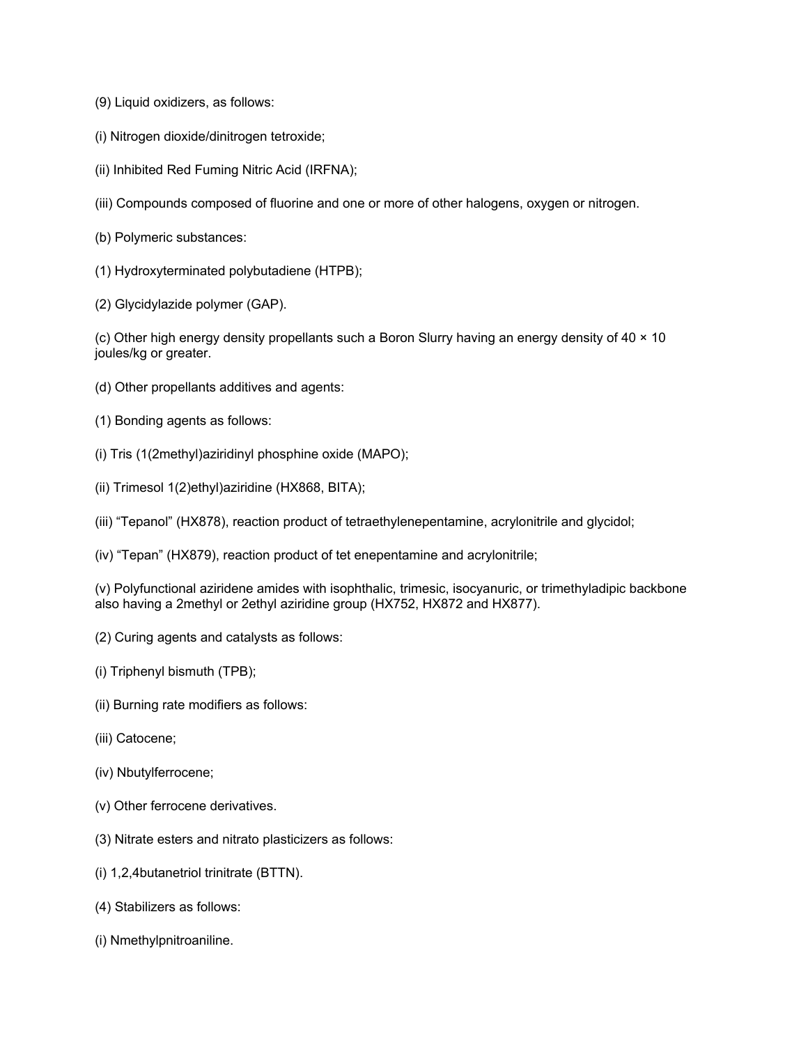(9) Liquid oxidizers, as follows:

(i) Nitrogen dioxide/dinitrogen tetroxide;

(ii) Inhibited Red Fuming Nitric Acid (IRFNA);

(iii) Compounds composed of fluorine and one or more of other halogens, oxygen or nitrogen.

(b) Polymeric substances:

(1) Hydroxyterminated polybutadiene (HTPB);

(2) Glycidylazide polymer (GAP).

(c) Other high energy density propellants such a Boron Slurry having an energy density of 40 × 10 joules/kg or greater.

(d) Other propellants additives and agents:

(1) Bonding agents as follows:

(i) Tris (1(2methyl)aziridinyl phosphine oxide (MAPO);

(ii) Trimesol 1(2)ethyl)aziridine (HX868, BITA);

(iii) “Tepanol” (HX878), reaction product of tetraethylenepentamine, acrylonitrile and glycidol;

(iv) “Tepan” (HX879), reaction product of tet enepentamine and acrylonitrile;

(v) Polyfunctional aziridene amides with isophthalic, trimesic, isocyanuric, or trimethyladipic backbone also having a 2methyl or 2ethyl aziridine group (HX752, HX872 and HX877).

(2) Curing agents and catalysts as follows:

(i) Triphenyl bismuth (TPB);

(ii) Burning rate modifiers as follows:

(iii) Catocene;

(iv) Nbutylferrocene;

(v) Other ferrocene derivatives.

(3) Nitrate esters and nitrato plasticizers as follows:

(i) 1,2,4butanetriol trinitrate (BTTN).

(4) Stabilizers as follows:

(i) Nmethylpnitroaniline.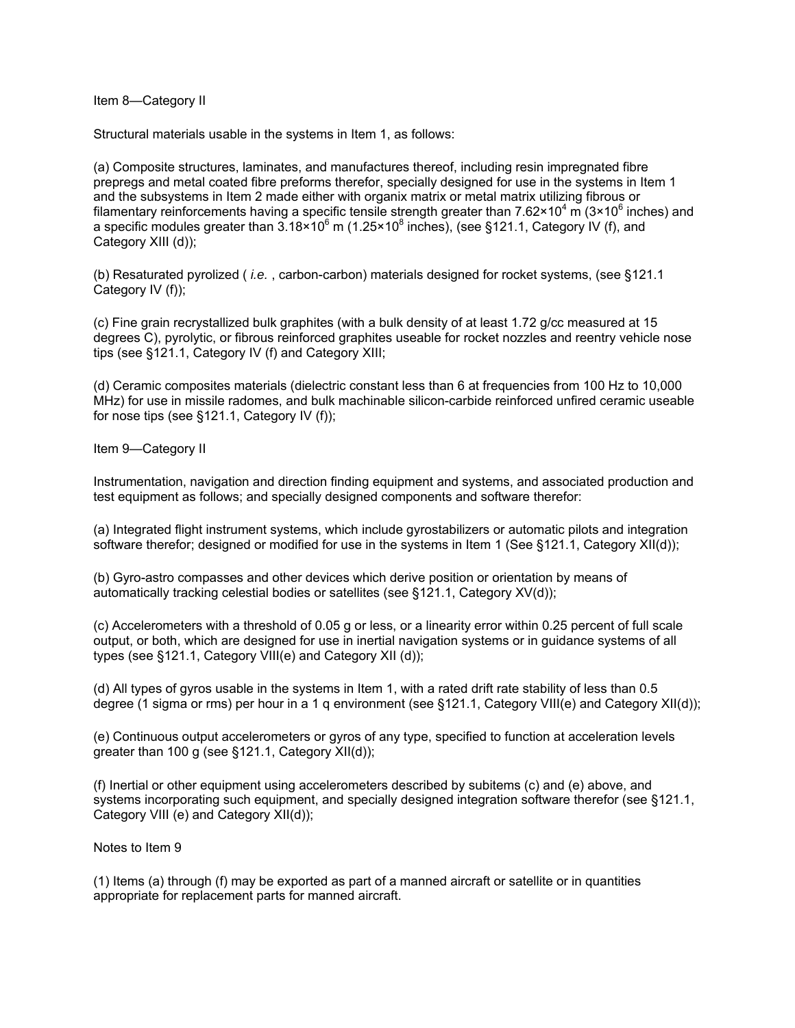Item 8—Category II

Structural materials usable in the systems in Item 1, as follows:

(a) Composite structures, laminates, and manufactures thereof, including resin impregnated fibre prepregs and metal coated fibre preforms therefor, specially designed for use in the systems in Item 1 and the subsystems in Item 2 made either with organix matrix or metal matrix utilizing fibrous or filamentary reinforcements having a specific tensile strength greater than $7.62 \times 10^4$ m ($3 \times 10^6$ inches) and a specific modules greater than $3.18 \times 10^6$ m ($1.25 \times 10^8$ inches), (see §121.1, Category IV (f), and Category XIII (d));

(b) Resaturated pyrolized ( *i.e.* , carbon-carbon) materials designed for rocket systems, (see §121.1 Category IV (f));

(c) Fine grain recrystallized bulk graphites (with a bulk density of at least 1.72 g/cc measured at 15 degrees C), pyrolytic, or fibrous reinforced graphites useable for rocket nozzles and reentry vehicle nose tips (see §121.1, Category IV (f) and Category XIII;

(d) Ceramic composites materials (dielectric constant less than 6 at frequencies from 100 Hz to 10,000 MHz) for use in missile radomes, and bulk machinable silicon-carbide reinforced unfired ceramic useable for nose tips (see §121.1, Category IV (f));

Item 9—Category II

Instrumentation, navigation and direction finding equipment and systems, and associated production and test equipment as follows; and specially designed components and software therefor:

(a) Integrated flight instrument systems, which include gyrostabilizers or automatic pilots and integration software therefor; designed or modified for use in the systems in Item 1 (See §121.1, Category XII(d));

(b) Gyro-astro compasses and other devices which derive position or orientation by means of automatically tracking celestial bodies or satellites (see §121.1, Category XV(d));

(c) Accelerometers with a threshold of 0.05 g or less, or a linearity error within 0.25 percent of full scale output, or both, which are designed for use in inertial navigation systems or in guidance systems of all types (see §121.1, Category VIII(e) and Category XII (d));

(d) All types of gyros usable in the systems in Item 1, with a rated drift rate stability of less than 0.5 degree (1 sigma or rms) per hour in a 1 q environment (see §121.1, Category VIII(e) and Category XII(d));

(e) Continuous output accelerometers or gyros of any type, specified to function at acceleration levels greater than 100 g (see §121.1, Category XII(d));

(f) Inertial or other equipment using accelerometers described by subitems (c) and (e) above, and systems incorporating such equipment, and specially designed integration software therefor (see §121.1, Category VIII (e) and Category XII(d));

Notes to Item 9

(1) Items (a) through (f) may be exported as part of a manned aircraft or satellite or in quantities appropriate for replacement parts for manned aircraft.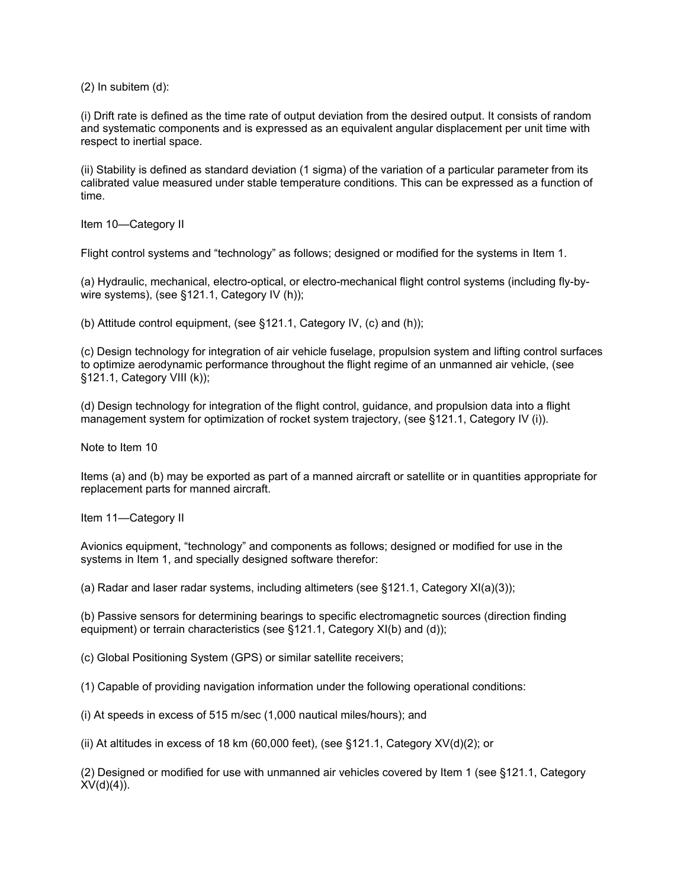(2) In subitem (d):

(i) Drift rate is defined as the time rate of output deviation from the desired output. It consists of random and systematic components and is expressed as an equivalent angular displacement per unit time with respect to inertial space.

(ii) Stability is defined as standard deviation (1 sigma) of the variation of a particular parameter from its calibrated value measured under stable temperature conditions. This can be expressed as a function of time.

Item 10—Category II

Flight control systems and “technology” as follows; designed or modified for the systems in Item 1.

(a) Hydraulic, mechanical, electro-optical, or electro-mechanical flight control systems (including fly-by-wire systems), (see §121.1, Category IV (h));

(b) Attitude control equipment, (see §121.1, Category IV, (c) and (h));

(c) Design technology for integration of air vehicle fuselage, propulsion system and lifting control surfaces to optimize aerodynamic performance throughout the flight regime of an unmanned air vehicle, (see §121.1, Category VIII (k));

(d) Design technology for integration of the flight control, guidance, and propulsion data into a flight management system for optimization of rocket system trajectory, (see §121.1, Category IV (i)).

Note to Item 10

Items (a) and (b) may be exported as part of a manned aircraft or satellite or in quantities appropriate for replacement parts for manned aircraft.

Item 11—Category II

Avionics equipment, “technology” and components as follows; designed or modified for use in the systems in Item 1, and specially designed software therefor:

(a) Radar and laser radar systems, including altimeters (see §121.1, Category XI(a)(3));

(b) Passive sensors for determining bearings to specific electromagnetic sources (direction finding equipment) or terrain characteristics (see §121.1, Category XI(b) and (d));

(c) Global Positioning System (GPS) or similar satellite receivers;

(1) Capable of providing navigation information under the following operational conditions:

(i) At speeds in excess of 515 m/sec (1,000 nautical miles/hours); and

(ii) At altitudes in excess of 18 km (60,000 feet), (see §121.1, Category XV(d)(2); or

(2) Designed or modified for use with unmanned air vehicles covered by Item 1 (see §121.1, Category XV(d)(4)).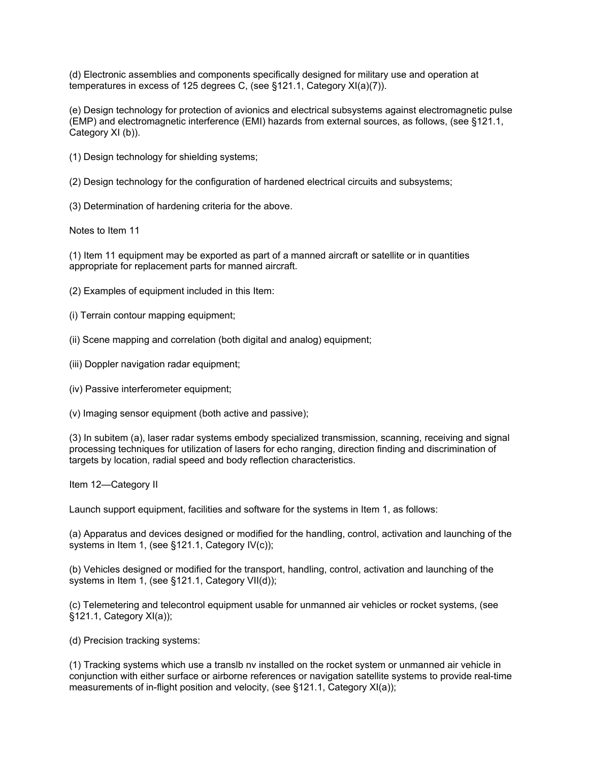(d) Electronic assemblies and components specifically designed for military use and operation at temperatures in excess of 125 degrees C, (see §121.1, Category XI(a)(7)).

(e) Design technology for protection of avionics and electrical subsystems against electromagnetic pulse (EMP) and electromagnetic interference (EMI) hazards from external sources, as follows, (see §121.1, Category XI (b)).

(1) Design technology for shielding systems;

(2) Design technology for the configuration of hardened electrical circuits and subsystems;

(3) Determination of hardening criteria for the above.

Notes to Item 11

(1) Item 11 equipment may be exported as part of a manned aircraft or satellite or in quantities appropriate for replacement parts for manned aircraft.

(2) Examples of equipment included in this Item:

(i) Terrain contour mapping equipment;

(ii) Scene mapping and correlation (both digital and analog) equipment;

(iii) Doppler navigation radar equipment;

(iv) Passive interferometer equipment;

(v) Imaging sensor equipment (both active and passive);

(3) In subitem (a), laser radar systems embody specialized transmission, scanning, receiving and signal processing techniques for utilization of lasers for echo ranging, direction finding and discrimination of targets by location, radial speed and body reflection characteristics.

Item 12—Category II

Launch support equipment, facilities and software for the systems in Item 1, as follows:

(a) Apparatus and devices designed or modified for the handling, control, activation and launching of the systems in Item 1, (see §121.1, Category IV(c));

(b) Vehicles designed or modified for the transport, handling, control, activation and launching of the systems in Item 1, (see §121.1, Category VII(d));

(c) Telemetering and telecontrol equipment usable for unmanned air vehicles or rocket systems, (see §121.1, Category XI(a));

(d) Precision tracking systems:

(1) Tracking systems which use a translb nv installed on the rocket system or unmanned air vehicle in conjunction with either surface or airborne references or navigation satellite systems to provide real-time measurements of in-flight position and velocity, (see §121.1, Category XI(a));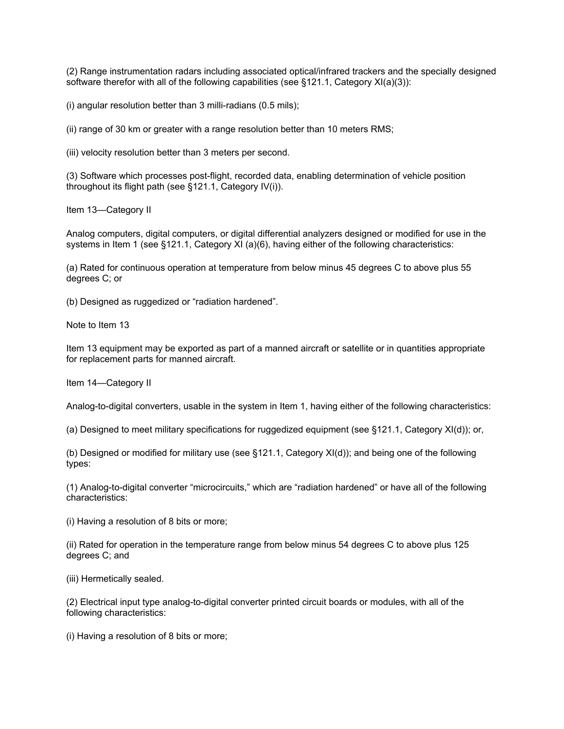(2) Range instrumentation radars including associated optical/infrared trackers and the specially designed software therefor with all of the following capabilities (see §121.1, Category XI(a)(3)):

(i) angular resolution better than 3 milli-radians (0.5 mils);

(ii) range of 30 km or greater with a range resolution better than 10 meters RMS;

(iii) velocity resolution better than 3 meters per second.

(3) Software which processes post-flight, recorded data, enabling determination of vehicle position throughout its flight path (see §121.1, Category IV(i)).

Item 13—Category II

Analog computers, digital computers, or digital differential analyzers designed or modified for use in the systems in Item 1 (see §121.1, Category XI (a)(6), having either of the following characteristics:

(a) Rated for continuous operation at temperature from below minus 45 degrees C to above plus 55 degrees C; or

(b) Designed as ruggedized or "radiation hardened".

Note to Item 13

Item 13 equipment may be exported as part of a manned aircraft or satellite or in quantities appropriate for replacement parts for manned aircraft.

Item 14—Category II

Analog-to-digital converters, usable in the system in Item 1, having either of the following characteristics:

(a) Designed to meet military specifications for ruggedized equipment (see §121.1, Category XI(d)); or,

(b) Designed or modified for military use (see §121.1, Category XI(d)); and being one of the following types:

(1) Analog-to-digital converter "microcircuits," which are "radiation hardened" or have all of the following characteristics:

(i) Having a resolution of 8 bits or more;

(ii) Rated for operation in the temperature range from below minus 54 degrees C to above plus 125 degrees C; and

(iii) Hermetically sealed.

(2) Electrical input type analog-to-digital converter printed circuit boards or modules, with all of the following characteristics:

(i) Having a resolution of 8 bits or more;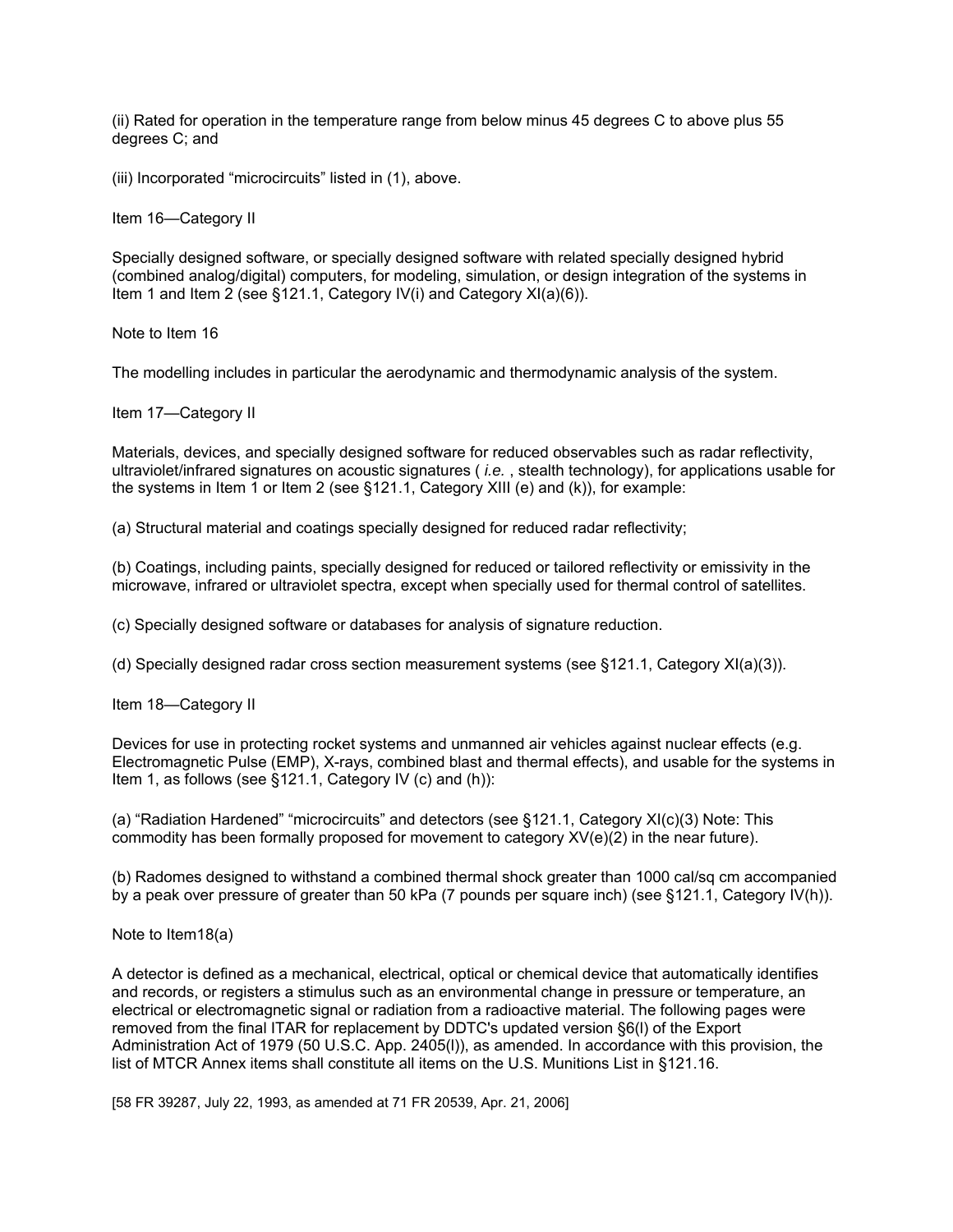(ii) Rated for operation in the temperature range from below minus 45 degrees C to above plus 55 degrees C; and

(iii) Incorporated “microcircuits” listed in (1), above.

Item 16—Category II

Specially designed software, or specially designed software with related specially designed hybrid (combined analog/digital) computers, for modeling, simulation, or design integration of the systems in Item 1 and Item 2 (see §121.1, Category IV(i) and Category XI(a)(6)).

Note to Item 16

The modelling includes in particular the aerodynamic and thermodynamic analysis of the system.

Item 17—Category II

Materials, devices, and specially designed software for reduced observables such as radar reflectivity, ultraviolet/infrared signatures on acoustic signatures ( *i.e.* , stealth technology), for applications usable for the systems in Item 1 or Item 2 (see §121.1, Category XIII (e) and (k)), for example:

(a) Structural material and coatings specially designed for reduced radar reflectivity;

(b) Coatings, including paints, specially designed for reduced or tailored reflectivity or emissivity in the microwave, infrared or ultraviolet spectra, except when specially used for thermal control of satellites.

(c) Specially designed software or databases for analysis of signature reduction.

(d) Specially designed radar cross section measurement systems (see §121.1, Category XI(a)(3)).

Item 18—Category II

Devices for use in protecting rocket systems and unmanned air vehicles against nuclear effects (e.g. Electromagnetic Pulse (EMP), X-rays, combined blast and thermal effects), and usable for the systems in Item 1, as follows (see §121.1, Category IV (c) and (h)):

(a) “Radiation Hardened” “microcircuits” and detectors (see §121.1, Category XI(c)(3) Note: This commodity has been formally proposed for movement to category XV(e)(2) in the near future).

(b) Radomes designed to withstand a combined thermal shock greater than 1000 cal/sq cm accompanied by a peak over pressure of greater than 50 kPa (7 pounds per square inch) (see §121.1, Category IV(h)).

Note to Item18(a)

A detector is defined as a mechanical, electrical, optical or chemical device that automatically identifies and records, or registers a stimulus such as an environmental change in pressure or temperature, an electrical or electromagnetic signal or radiation from a radioactive material. The following pages were removed from the final ITAR for replacement by DDTC's updated version §6(l) of the Export Administration Act of 1979 (50 U.S.C. App. 2405(l)), as amended. In accordance with this provision, the list of MTCR Annex items shall constitute all items on the U.S. Munitions List in §121.16.

[58 FR 39287, July 22, 1993, as amended at 71 FR 20539, Apr. 21, 2006]